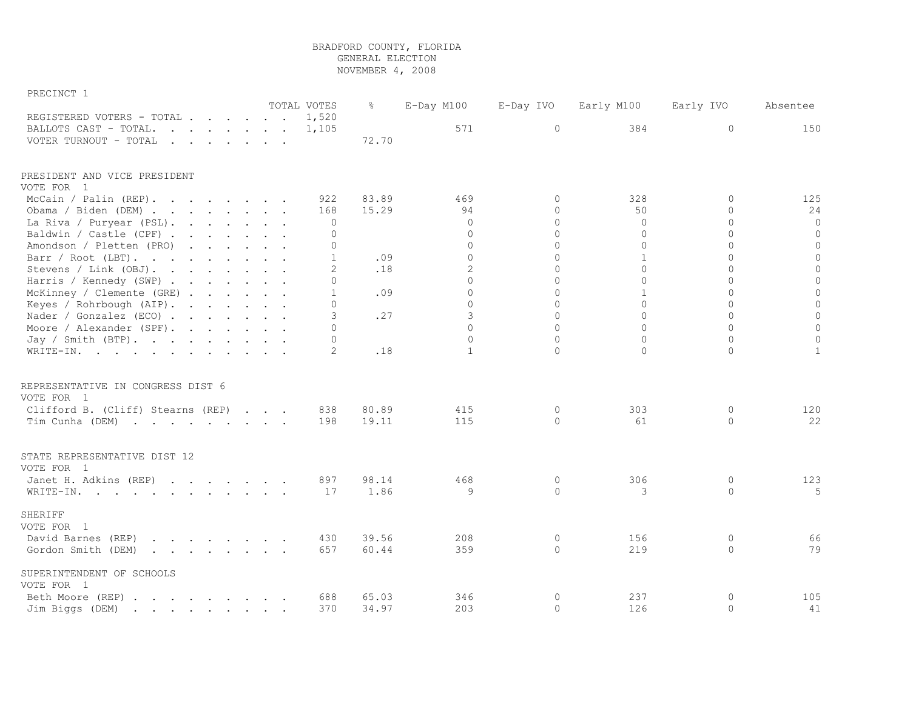# BRADFORD COUNTY, FLORIDA
## GENERAL ELECTION
## NOVEMBER 4, 2008

PRECINCT 1

| | TOTAL VOTES | % | E-Day M100 | E-Day IVO | Early M100 | Early IVO | Absentee |
|---|---|---|---|---|---|---|---|
| REGISTERED VOTERS - TOTAL . . . . . . | 1,520 | | | | | | |
| BALLOTS CAST - TOTAL. . . . . . . . | 1,105 | | 571 | 0 | 384 | 0 | 150 |
| VOTER TURNOUT - TOTAL . . . . . . . | | 72.70 | | | | | |

PRESIDENT AND VICE PRESIDENT
VOTE FOR 1

| | TOTAL VOTES | % | E-Day M100 | E-Day IVO | Early M100 | Early IVO | Absentee |
|---|---|---|---|---|---|---|---|
| McCain / Palin (REP). . . . . . . . | 922 | 83.89 | 469 | 0 | 328 | 0 | 125 |
| Obama / Biden (DEM) . . . . . . . . | 168 | 15.29 | 94 | 0 | 50 | 0 | 24 |
| La Riva / Puryear (PSL). . . . . . . | 0 | | 0 | 0 | 0 | 0 | 0 |
| Baldwin / Castle (CPF) . . . . . . . | 0 | | 0 | 0 | 0 | 0 | 0 |
| Amondson / Pletten (PRO) . . . . . . | 0 | | 0 | 0 | 0 | 0 | 0 |
| Barr / Root (LBT). . . . . . . . . | 1 | .09 | 0 | 0 | 1 | 0 | 0 |
| Stevens / Link (OBJ). . . . . . . . | 2 | .18 | 2 | 0 | 0 | 0 | 0 |
| Harris / Kennedy (SWP) . . . . . . . | 0 | | 0 | 0 | 0 | 0 | 0 |
| McKinney / Clemente (GRE) . . . . . . | 1 | .09 | 0 | 0 | 1 | 0 | 0 |
| Keyes / Rohrbough (AIP). . . . . . . | 0 | | 0 | 0 | 0 | 0 | 0 |
| Nader / Gonzalez (ECO) . . . . . . . | 3 | .27 | 3 | 0 | 0 | 0 | 0 |
| Moore / Alexander (SPF). . . . . . . | 0 | | 0 | 0 | 0 | 0 | 0 |
| Jay / Smith (BTP). . . . . . . . . | 0 | | 0 | 0 | 0 | 0 | 0 |
| WRITE-IN. . . . . . . . . . . . . | 2 | .18 | 1 | 0 | 0 | 0 | 1 |

REPRESENTATIVE IN CONGRESS DIST 6
VOTE FOR 1

| | TOTAL VOTES | % | E-Day M100 | E-Day IVO | Early M100 | Early IVO | Absentee |
|---|---|---|---|---|---|---|---|
| Clifford B. (Cliff) Stearns (REP) . . . | 838 | 80.89 | 415 | 0 | 303 | 0 | 120 |
| Tim Cunha (DEM) . . . . . . . . . | 198 | 19.11 | 115 | 0 | 61 | 0 | 22 |

STATE REPRESENTATIVE DIST 12
VOTE FOR 1

| | TOTAL VOTES | % | E-Day M100 | E-Day IVO | Early M100 | Early IVO | Absentee |
|---|---|---|---|---|---|---|---|
| Janet H. Adkins (REP) . . . . . . . | 897 | 98.14 | 468 | 0 | 306 | 0 | 123 |
| WRITE-IN. . . . . . . . . . . . . | 17 | 1.86 | 9 | 0 | 3 | 0 | 5 |

SHERIFF
VOTE FOR 1

| | TOTAL VOTES | % | E-Day M100 | E-Day IVO | Early M100 | Early IVO | Absentee |
|---|---|---|---|---|---|---|---|
| David Barnes (REP) . . . . . . . . | 430 | 39.56 | 208 | 0 | 156 | 0 | 66 |
| Gordon Smith (DEM) . . . . . . . . | 657 | 60.44 | 359 | 0 | 219 | 0 | 79 |

SUPERINTENDENT OF SCHOOLS
VOTE FOR 1

| | TOTAL VOTES | % | E-Day M100 | E-Day IVO | Early M100 | Early IVO | Absentee |
|---|---|---|---|---|---|---|---|
| Beth Moore (REP) . . . . . . . . . | 688 | 65.03 | 346 | 0 | 237 | 0 | 105 |
| Jim Biggs (DEM) . . . . . . . . . | 370 | 34.97 | 203 | 0 | 126 | 0 | 41 |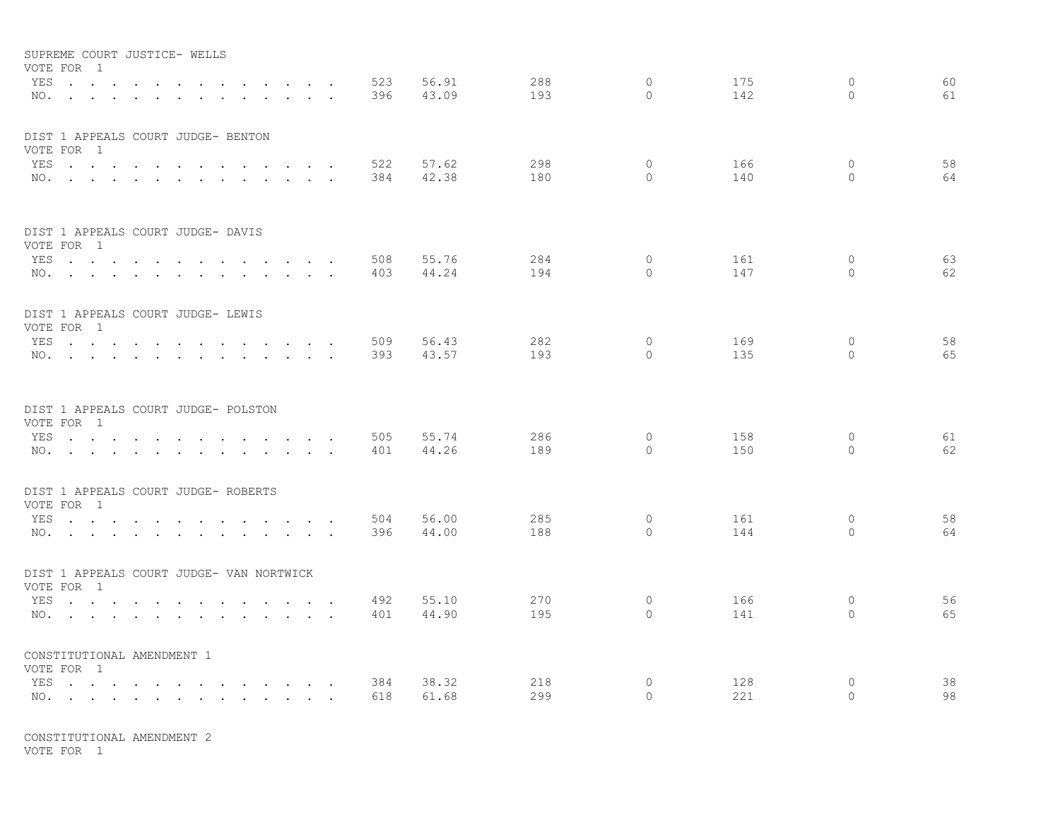SUPREME COURT JUSTICE- WELLS
VOTE FOR 1

| | | | | | | | |
|---|---|---|---|---|---|---|---|
| YES . . . . . . . . . . . . . . | 523 | 56.91 | 288 | 0 | 175 | 0 | 60 |
| NO. . . . . . . . . . . . . . . | 396 | 43.09 | 193 | 0 | 142 | 0 | 61 |

DIST 1 APPEALS COURT JUDGE- BENTON
VOTE FOR 1

| | | | | | | | |
|---|---|---|---|---|---|---|---|
| YES . . . . . . . . . . . . . . | 522 | 57.62 | 298 | 0 | 166 | 0 | 58 |
| NO. . . . . . . . . . . . . . . | 384 | 42.38 | 180 | 0 | 140 | 0 | 64 |

DIST 1 APPEALS COURT JUDGE- DAVIS
VOTE FOR 1

| | | | | | | | |
|---|---|---|---|---|---|---|---|
| YES . . . . . . . . . . . . . . | 508 | 55.76 | 284 | 0 | 161 | 0 | 63 |
| NO. . . . . . . . . . . . . . . | 403 | 44.24 | 194 | 0 | 147 | 0 | 62 |

DIST 1 APPEALS COURT JUDGE- LEWIS
VOTE FOR 1

| | | | | | | | |
|---|---|---|---|---|---|---|---|
| YES . . . . . . . . . . . . . . | 509 | 56.43 | 282 | 0 | 169 | 0 | 58 |
| NO. . . . . . . . . . . . . . . | 393 | 43.57 | 193 | 0 | 135 | 0 | 65 |

DIST 1 APPEALS COURT JUDGE- POLSTON
VOTE FOR 1

| | | | | | | | |
|---|---|---|---|---|---|---|---|
| YES . . . . . . . . . . . . . . | 505 | 55.74 | 286 | 0 | 158 | 0 | 61 |
| NO. . . . . . . . . . . . . . . | 401 | 44.26 | 189 | 0 | 150 | 0 | 62 |

DIST 1 APPEALS COURT JUDGE- ROBERTS
VOTE FOR 1

| | | | | | | | |
|---|---|---|---|---|---|---|---|
| YES . . . . . . . . . . . . . . | 504 | 56.00 | 285 | 0 | 161 | 0 | 58 |
| NO. . . . . . . . . . . . . . . | 396 | 44.00 | 188 | 0 | 144 | 0 | 64 |

DIST 1 APPEALS COURT JUDGE- VAN NORTWICK
VOTE FOR 1

| | | | | | | | |
|---|---|---|---|---|---|---|---|
| YES . . . . . . . . . . . . . . | 492 | 55.10 | 270 | 0 | 166 | 0 | 56 |
| NO. . . . . . . . . . . . . . . | 401 | 44.90 | 195 | 0 | 141 | 0 | 65 |

CONSTITUTIONAL AMENDMENT 1
VOTE FOR 1

| | | | | | | | |
|---|---|---|---|---|---|---|---|
| YES . . . . . . . . . . . . . . | 384 | 38.32 | 218 | 0 | 128 | 0 | 38 |
| NO. . . . . . . . . . . . . . . | 618 | 61.68 | 299 | 0 | 221 | 0 | 98 |

CONSTITUTIONAL AMENDMENT 2
VOTE FOR 1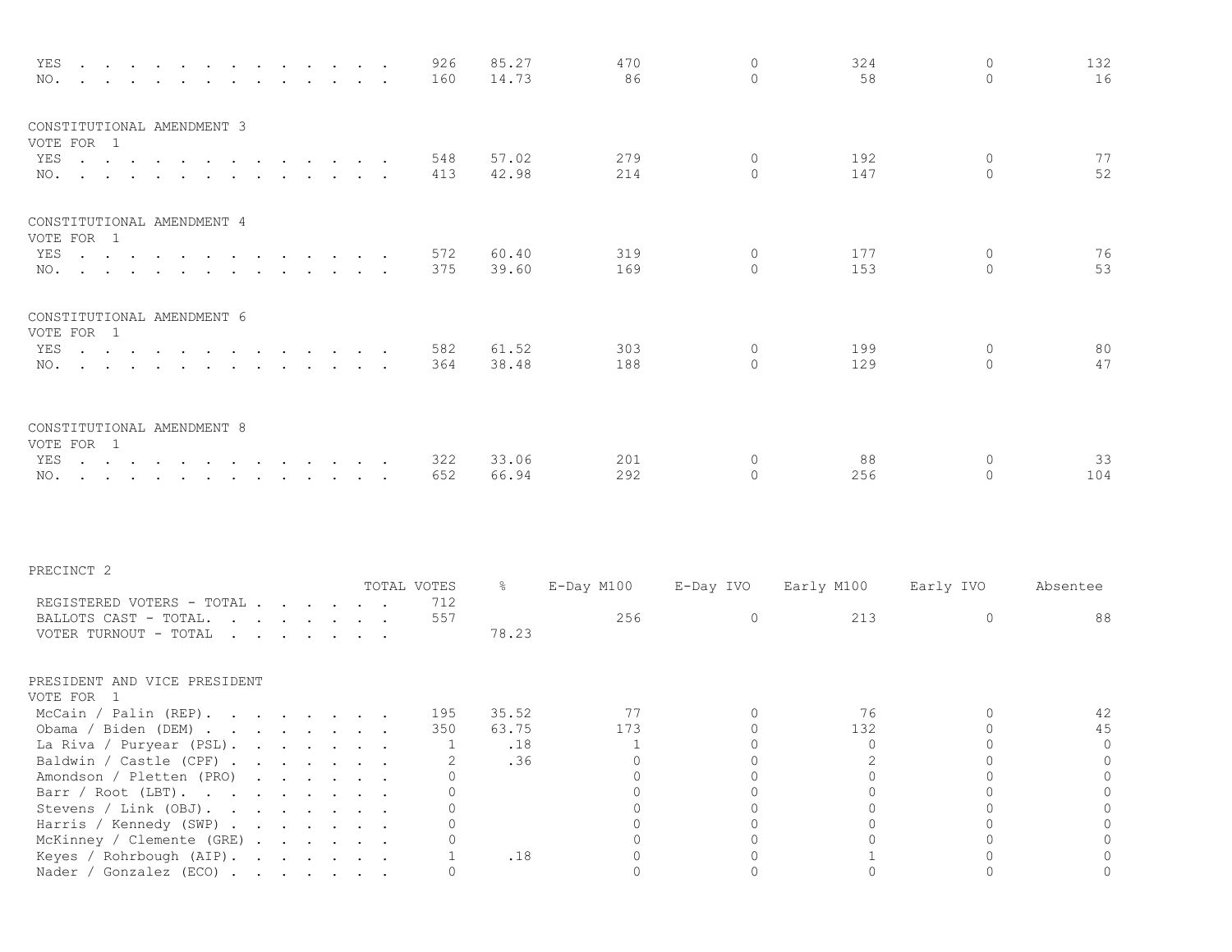| | TOTAL VOTES | % | E-Day M100 | E-Day IVO | Early M100 | Early IVO | Absentee |
|---|---|---|---|---|---|---|---|
| YES | 926 | 85.27 | 470 | 0 | 324 | 0 | 132 |
| NO. | 160 | 14.73 | 86 | 0 | 58 | 0 | 16 |

CONSTITUTIONAL AMENDMENT 3
VOTE FOR 1

| | TOTAL VOTES | % | E-Day M100 | E-Day IVO | Early M100 | Early IVO | Absentee |
|---|---|---|---|---|---|---|---|
| YES | 548 | 57.02 | 279 | 0 | 192 | 0 | 77 |
| NO. | 413 | 42.98 | 214 | 0 | 147 | 0 | 52 |

CONSTITUTIONAL AMENDMENT 4
VOTE FOR 1

| | TOTAL VOTES | % | E-Day M100 | E-Day IVO | Early M100 | Early IVO | Absentee |
|---|---|---|---|---|---|---|---|
| YES | 572 | 60.40 | 319 | 0 | 177 | 0 | 76 |
| NO. | 375 | 39.60 | 169 | 0 | 153 | 0 | 53 |

CONSTITUTIONAL AMENDMENT 6
VOTE FOR 1

| | TOTAL VOTES | % | E-Day M100 | E-Day IVO | Early M100 | Early IVO | Absentee |
|---|---|---|---|---|---|---|---|
| YES | 582 | 61.52 | 303 | 0 | 199 | 0 | 80 |
| NO. | 364 | 38.48 | 188 | 0 | 129 | 0 | 47 |

CONSTITUTIONAL AMENDMENT 8
VOTE FOR 1

| | TOTAL VOTES | % | E-Day M100 | E-Day IVO | Early M100 | Early IVO | Absentee |
|---|---|---|---|---|---|---|---|
| YES | 322 | 33.06 | 201 | 0 | 88 | 0 | 33 |
| NO. | 652 | 66.94 | 292 | 0 | 256 | 0 | 104 |

PRECINCT 2

| | TOTAL VOTES | % | E-Day M100 | E-Day IVO | Early M100 | Early IVO | Absentee |
|---|---|---|---|---|---|---|---|
| REGISTERED VOTERS - TOTAL | 712 | | | | | | |
| BALLOTS CAST - TOTAL. | 557 | | 256 | 0 | 213 | 0 | 88 |
| VOTER TURNOUT - TOTAL | | 78.23 | | | | | |

PRESIDENT AND VICE PRESIDENT
VOTE FOR 1

| | TOTAL VOTES | % | E-Day M100 | E-Day IVO | Early M100 | Early IVO | Absentee |
|---|---|---|---|---|---|---|---|
| McCain / Palin (REP). | 195 | 35.52 | 77 | 0 | 76 | 0 | 42 |
| Obama / Biden (DEM) | 350 | 63.75 | 173 | 0 | 132 | 0 | 45 |
| La Riva / Puryear (PSL). | 1 | .18 | 1 | 0 | 0 | 0 | 0 |
| Baldwin / Castle (CPF) | 2 | .36 | 0 | 0 | 2 | 0 | 0 |
| Amondson / Pletten (PRO) | 0 | | 0 | 0 | 0 | 0 | 0 |
| Barr / Root (LBT). | 0 | | 0 | 0 | 0 | 0 | 0 |
| Stevens / Link (OBJ). | 0 | | 0 | 0 | 0 | 0 | 0 |
| Harris / Kennedy (SWP) | 0 | | 0 | 0 | 0 | 0 | 0 |
| McKinney / Clemente (GRE) | 0 | | 0 | 0 | 0 | 0 | 0 |
| Keyes / Rohrbough (AIP). | 1 | .18 | 0 | 0 | 1 | 0 | 0 |
| Nader / Gonzalez (ECO) | 0 | | 0 | 0 | 0 | 0 | 0 |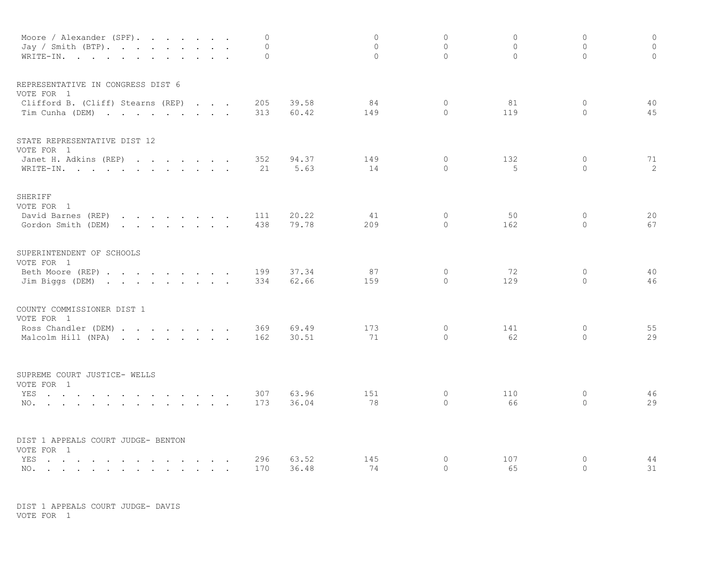| | | | | | | | |
|---|---|---|---|---|---|---|---|
| Moore / Alexander (SPF). . . . . . . . | 0 | | 0 | 0 | 0 | 0 | 0 |
| Jay / Smith (BTP). . . . . . . . . . | 0 | | 0 | 0 | 0 | 0 | 0 |
| WRITE-IN. . . . . . . . . . . . . | 0 | | 0 | 0 | 0 | 0 | 0 |

REPRESENTATIVE IN CONGRESS DIST 6
VOTE FOR 1

| | | | | | | | |
|---|---|---|---|---|---|---|---|
| Clifford B. (Cliff) Stearns (REP) . . . | 205 | 39.58 | 84 | 0 | 81 | 0 | 40 |
| Tim Cunha (DEM) . . . . . . . . . . | 313 | 60.42 | 149 | 0 | 119 | 0 | 45 |

STATE REPRESENTATIVE DIST 12
VOTE FOR 1

| | | | | | | | |
|---|---|---|---|---|---|---|---|
| Janet H. Adkins (REP) . . . . . . . . | 352 | 94.37 | 149 | 0 | 132 | 0 | 71 |
| WRITE-IN. . . . . . . . . . . . . | 21 | 5.63 | 14 | 0 | 5 | 0 | 2 |

SHERIFF
VOTE FOR 1

| | | | | | | | |
|---|---|---|---|---|---|---|---|
| David Barnes (REP) . . . . . . . . . | 111 | 20.22 | 41 | 0 | 50 | 0 | 20 |
| Gordon Smith (DEM) . . . . . . . . . | 438 | 79.78 | 209 | 0 | 162 | 0 | 67 |

SUPERINTENDENT OF SCHOOLS
VOTE FOR 1

| | | | | | | | |
|---|---|---|---|---|---|---|---|
| Beth Moore (REP) . . . . . . . . . . | 199 | 37.34 | 87 | 0 | 72 | 0 | 40 |
| Jim Biggs (DEM) . . . . . . . . . . | 334 | 62.66 | 159 | 0 | 129 | 0 | 46 |

COUNTY COMMISSIONER DIST 1
VOTE FOR 1

| | | | | | | | |
|---|---|---|---|---|---|---|---|
| Ross Chandler (DEM) . . . . . . . . . | 369 | 69.49 | 173 | 0 | 141 | 0 | 55 |
| Malcolm Hill (NPA) . . . . . . . . . | 162 | 30.51 | 71 | 0 | 62 | 0 | 29 |

SUPREME COURT JUSTICE- WELLS
VOTE FOR 1

| | | | | | | | |
|---|---|---|---|---|---|---|---|
| YES . . . . . . . . . . . . . . . | 307 | 63.96 | 151 | 0 | 110 | 0 | 46 |
| NO. . . . . . . . . . . . . . . . | 173 | 36.04 | 78 | 0 | 66 | 0 | 29 |

DIST 1 APPEALS COURT JUDGE- BENTON
VOTE FOR 1

| | | | | | | | |
|---|---|---|---|---|---|---|---|
| YES . . . . . . . . . . . . . . . | 296 | 63.52 | 145 | 0 | 107 | 0 | 44 |
| NO. . . . . . . . . . . . . . . . | 170 | 36.48 | 74 | 0 | 65 | 0 | 31 |

DIST 1 APPEALS COURT JUDGE- DAVIS
VOTE FOR 1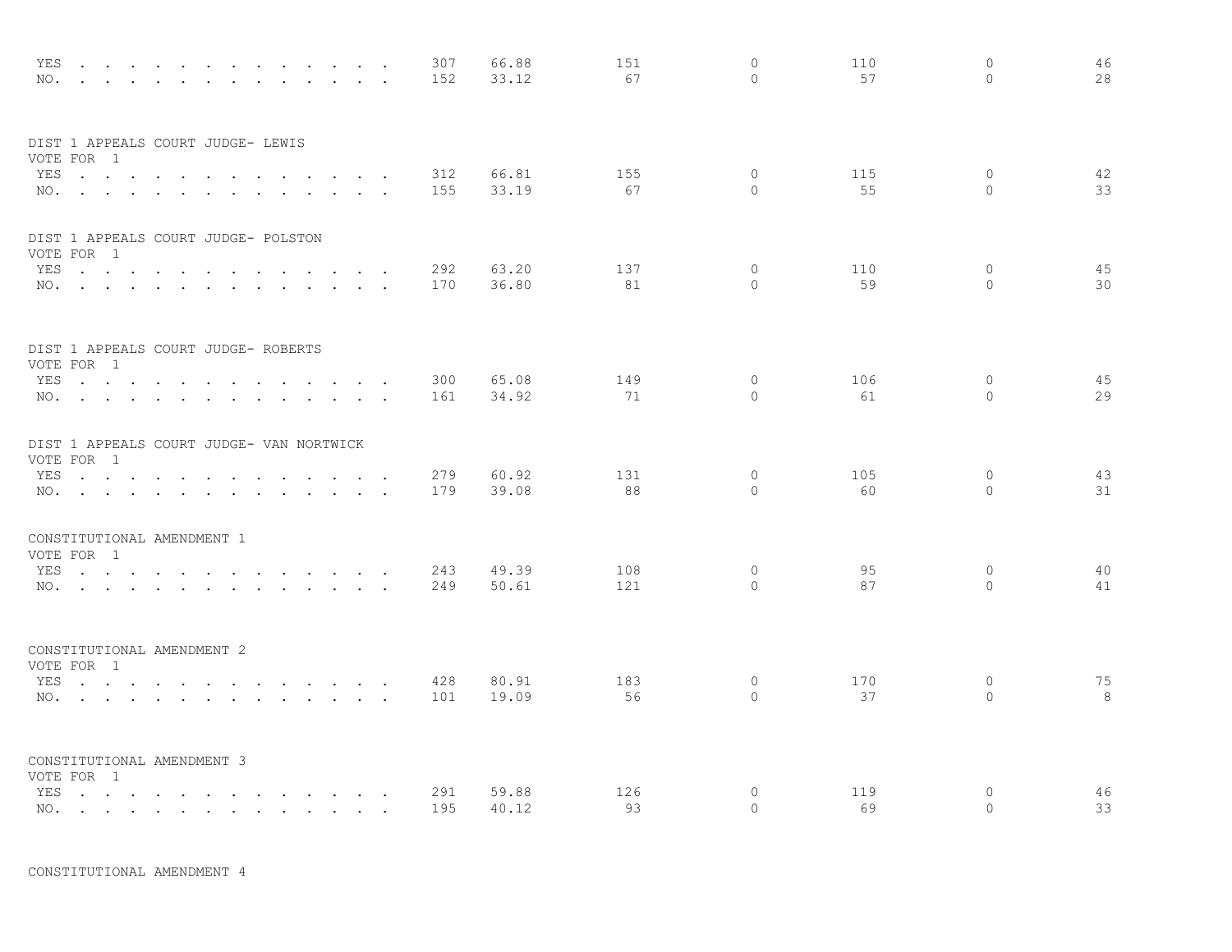| | | | | | | | |
|---|---|---|---|---|---|---|---|
| YES . . . . . . . . . . . . . . | 307 | 66.88 | 151 | 0 | 110 | 0 | 46 |
| NO. . . . . . . . . . . . . . . | 152 | 33.12 | 67 | 0 | 57 | 0 | 28 |

DIST 1 APPEALS COURT JUDGE- LEWIS
VOTE FOR 1

| | | | | | | | |
|---|---|---|---|---|---|---|---|
| YES . . . . . . . . . . . . . . | 312 | 66.81 | 155 | 0 | 115 | 0 | 42 |
| NO. . . . . . . . . . . . . . . | 155 | 33.19 | 67 | 0 | 55 | 0 | 33 |

DIST 1 APPEALS COURT JUDGE- POLSTON
VOTE FOR 1

| | | | | | | | |
|---|---|---|---|---|---|---|---|
| YES . . . . . . . . . . . . . . | 292 | 63.20 | 137 | 0 | 110 | 0 | 45 |
| NO. . . . . . . . . . . . . . . | 170 | 36.80 | 81 | 0 | 59 | 0 | 30 |

DIST 1 APPEALS COURT JUDGE- ROBERTS
VOTE FOR 1

| | | | | | | | |
|---|---|---|---|---|---|---|---|
| YES . . . . . . . . . . . . . . | 300 | 65.08 | 149 | 0 | 106 | 0 | 45 |
| NO. . . . . . . . . . . . . . . | 161 | 34.92 | 71 | 0 | 61 | 0 | 29 |

DIST 1 APPEALS COURT JUDGE- VAN NORTWICK
VOTE FOR 1

| | | | | | | | |
|---|---|---|---|---|---|---|---|
| YES . . . . . . . . . . . . . . | 279 | 60.92 | 131 | 0 | 105 | 0 | 43 |
| NO. . . . . . . . . . . . . . . | 179 | 39.08 | 88 | 0 | 60 | 0 | 31 |

CONSTITUTIONAL AMENDMENT 1
VOTE FOR 1

| | | | | | | | |
|---|---|---|---|---|---|---|---|
| YES . . . . . . . . . . . . . . | 243 | 49.39 | 108 | 0 | 95 | 0 | 40 |
| NO. . . . . . . . . . . . . . . | 249 | 50.61 | 121 | 0 | 87 | 0 | 41 |

CONSTITUTIONAL AMENDMENT 2
VOTE FOR 1

| | | | | | | | |
|---|---|---|---|---|---|---|---|
| YES . . . . . . . . . . . . . . | 428 | 80.91 | 183 | 0 | 170 | 0 | 75 |
| NO. . . . . . . . . . . . . . . | 101 | 19.09 | 56 | 0 | 37 | 0 | 8 |

CONSTITUTIONAL AMENDMENT 3
VOTE FOR 1

| | | | | | | | |
|---|---|---|---|---|---|---|---|
| YES . . . . . . . . . . . . . . | 291 | 59.88 | 126 | 0 | 119 | 0 | 46 |
| NO. . . . . . . . . . . . . . . | 195 | 40.12 | 93 | 0 | 69 | 0 | 33 |

CONSTITUTIONAL AMENDMENT 4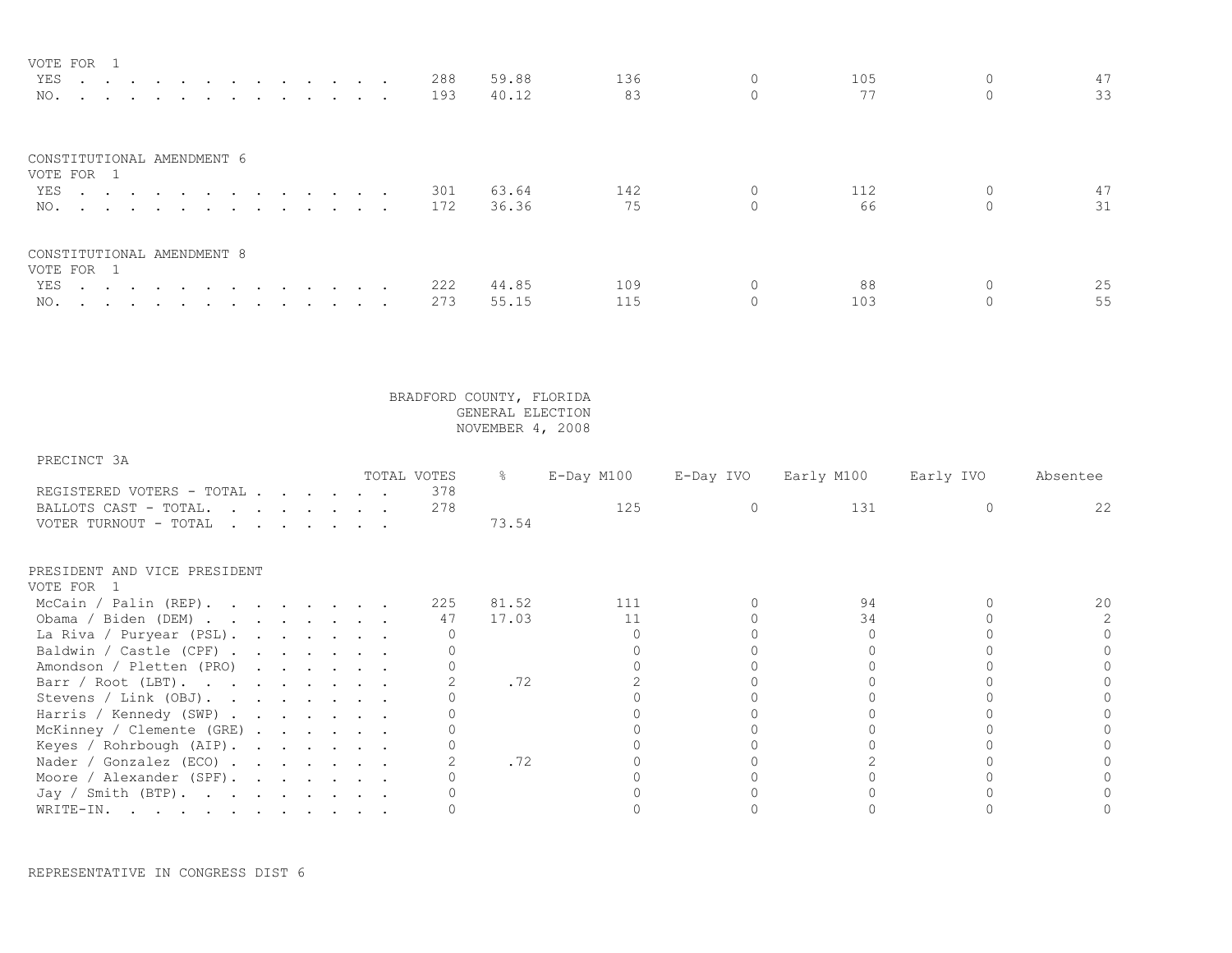VOTE FOR 1

| | TOTAL VOTES | % | E-Day M100 | E-Day IVO | Early M100 | Early IVO | Absentee |
|---|---|---|---|---|---|---|---|
| YES | 288 | 59.88 | 136 | 0 | 105 | 0 | 47 |
| NO. | 193 | 40.12 | 83 | 0 | 77 | 0 | 33 |

CONSTITUTIONAL AMENDMENT 6
VOTE FOR 1

| | TOTAL VOTES | % | E-Day M100 | E-Day IVO | Early M100 | Early IVO | Absentee |
|---|---|---|---|---|---|---|---|
| YES | 301 | 63.64 | 142 | 0 | 112 | 0 | 47 |
| NO. | 172 | 36.36 | 75 | 0 | 66 | 0 | 31 |

CONSTITUTIONAL AMENDMENT 8
VOTE FOR 1

| | TOTAL VOTES | % | E-Day M100 | E-Day IVO | Early M100 | Early IVO | Absentee |
|---|---|---|---|---|---|---|---|
| YES | 222 | 44.85 | 109 | 0 | 88 | 0 | 25 |
| NO. | 273 | 55.15 | 115 | 0 | 103 | 0 | 55 |

BRADFORD COUNTY, FLORIDA
GENERAL ELECTION
NOVEMBER 4, 2008

PRECINCT 3A

| | TOTAL VOTES | % | E-Day M100 | E-Day IVO | Early M100 | Early IVO | Absentee |
|---|---|---|---|---|---|---|---|
| REGISTERED VOTERS - TOTAL | 378 | | | | | | |
| BALLOTS CAST - TOTAL. | 278 | | 125 | 0 | 131 | 0 | 22 |
| VOTER TURNOUT - TOTAL | | 73.54 | | | | | |

PRESIDENT AND VICE PRESIDENT
VOTE FOR 1

| | TOTAL VOTES | % | E-Day M100 | E-Day IVO | Early M100 | Early IVO | Absentee |
|---|---|---|---|---|---|---|---|
| McCain / Palin (REP). | 225 | 81.52 | 111 | 0 | 94 | 0 | 20 |
| Obama / Biden (DEM) | 47 | 17.03 | 11 | 0 | 34 | 0 | 2 |
| La Riva / Puryear (PSL). | 0 | | 0 | 0 | 0 | 0 | 0 |
| Baldwin / Castle (CPF) | 0 | | 0 | 0 | 0 | 0 | 0 |
| Amondson / Pletten (PRO) | 0 | | 0 | 0 | 0 | 0 | 0 |
| Barr / Root (LBT). | 2 | .72 | 2 | 0 | 0 | 0 | 0 |
| Stevens / Link (OBJ). | 0 | | 0 | 0 | 0 | 0 | 0 |
| Harris / Kennedy (SWP) | 0 | | 0 | 0 | 0 | 0 | 0 |
| McKinney / Clemente (GRE) | 0 | | 0 | 0 | 0 | 0 | 0 |
| Keyes / Rohrbough (AIP). | 0 | | 0 | 0 | 0 | 0 | 0 |
| Nader / Gonzalez (ECO) | 2 | .72 | 0 | 0 | 2 | 0 | 0 |
| Moore / Alexander (SPF). | 0 | | 0 | 0 | 0 | 0 | 0 |
| Jay / Smith (BTP). | 0 | | 0 | 0 | 0 | 0 | 0 |
| WRITE-IN. | 0 | | 0 | 0 | 0 | 0 | 0 |

REPRESENTATIVE IN CONGRESS DIST 6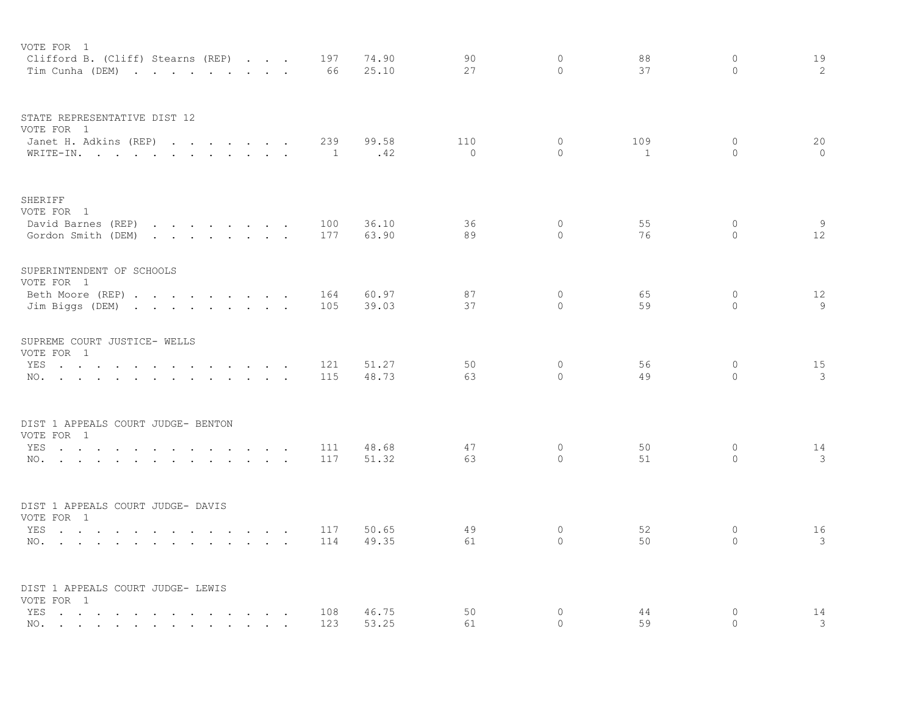VOTE FOR 1

| | | | | | | | |
|---|---|---|---|---|---|---|---|
| Clifford B. (Cliff) Stearns (REP) | 197 | 74.90 | 90 | 0 | 88 | 0 | 19 |
| Tim Cunha (DEM) | 66 | 25.10 | 27 | 0 | 37 | 0 | 2 |

STATE REPRESENTATIVE DIST 12
VOTE FOR 1

| | | | | | | | |
|---|---|---|---|---|---|---|---|
| Janet H. Adkins (REP) | 239 | 99.58 | 110 | 0 | 109 | 0 | 20 |
| WRITE-IN. | 1 | .42 | 0 | 0 | 1 | 0 | 0 |

SHERIFF
VOTE FOR 1

| | | | | | | | |
|---|---|---|---|---|---|---|---|
| David Barnes (REP) | 100 | 36.10 | 36 | 0 | 55 | 0 | 9 |
| Gordon Smith (DEM) | 177 | 63.90 | 89 | 0 | 76 | 0 | 12 |

SUPERINTENDENT OF SCHOOLS
VOTE FOR 1

| | | | | | | | |
|---|---|---|---|---|---|---|---|
| Beth Moore (REP) | 164 | 60.97 | 87 | 0 | 65 | 0 | 12 |
| Jim Biggs (DEM) | 105 | 39.03 | 37 | 0 | 59 | 0 | 9 |

SUPREME COURT JUSTICE- WELLS
VOTE FOR 1

| | | | | | | | |
|---|---|---|---|---|---|---|---|
| YES | 121 | 51.27 | 50 | 0 | 56 | 0 | 15 |
| NO. | 115 | 48.73 | 63 | 0 | 49 | 0 | 3 |

DIST 1 APPEALS COURT JUDGE- BENTON
VOTE FOR 1

| | | | | | | | |
|---|---|---|---|---|---|---|---|
| YES | 111 | 48.68 | 47 | 0 | 50 | 0 | 14 |
| NO. | 117 | 51.32 | 63 | 0 | 51 | 0 | 3 |

DIST 1 APPEALS COURT JUDGE- DAVIS
VOTE FOR 1

| | | | | | | | |
|---|---|---|---|---|---|---|---|
| YES | 117 | 50.65 | 49 | 0 | 52 | 0 | 16 |
| NO. | 114 | 49.35 | 61 | 0 | 50 | 0 | 3 |

DIST 1 APPEALS COURT JUDGE- LEWIS
VOTE FOR 1

| | | | | | | | |
|---|---|---|---|---|---|---|---|
| YES | 108 | 46.75 | 50 | 0 | 44 | 0 | 14 |
| NO. | 123 | 53.25 | 61 | 0 | 59 | 0 | 3 |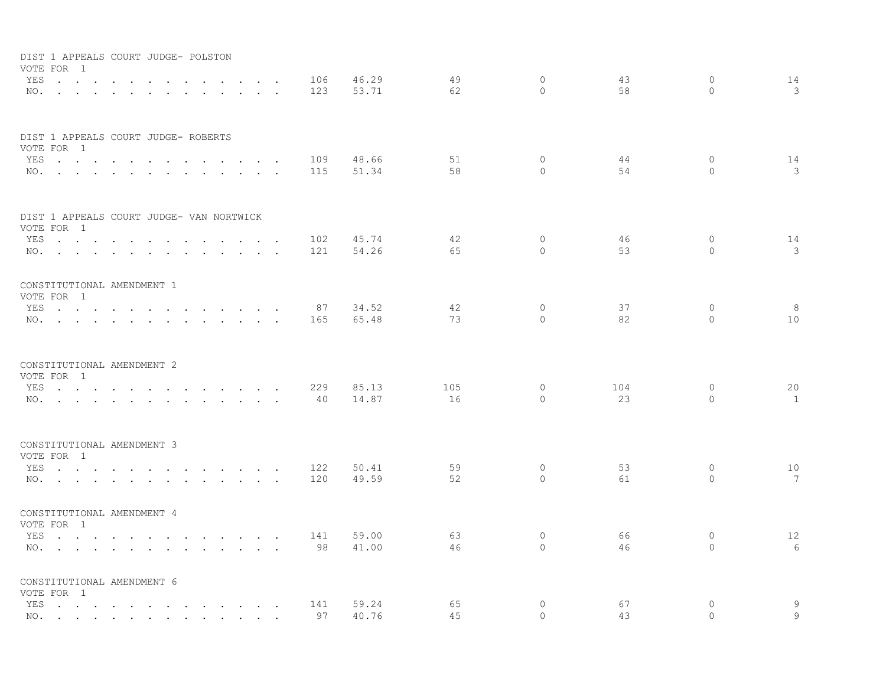DIST 1 APPEALS COURT JUDGE- POLSTON
VOTE FOR 1

| | | | | | | | |
|---|---|---|---|---|---|---|---|
| YES | 106 | 46.29 | 49 | 0 | 43 | 0 | 14 |
| NO. | 123 | 53.71 | 62 | 0 | 58 | 0 | 3 |

DIST 1 APPEALS COURT JUDGE- ROBERTS
VOTE FOR 1

| | | | | | | | |
|---|---|---|---|---|---|---|---|
| YES | 109 | 48.66 | 51 | 0 | 44 | 0 | 14 |
| NO. | 115 | 51.34 | 58 | 0 | 54 | 0 | 3 |

DIST 1 APPEALS COURT JUDGE- VAN NORTWICK
VOTE FOR 1

| | | | | | | | |
|---|---|---|---|---|---|---|---|
| YES | 102 | 45.74 | 42 | 0 | 46 | 0 | 14 |
| NO. | 121 | 54.26 | 65 | 0 | 53 | 0 | 3 |

CONSTITUTIONAL AMENDMENT 1
VOTE FOR 1

| | | | | | | | |
|---|---|---|---|---|---|---|---|
| YES | 87 | 34.52 | 42 | 0 | 37 | 0 | 8 |
| NO. | 165 | 65.48 | 73 | 0 | 82 | 0 | 10 |

CONSTITUTIONAL AMENDMENT 2
VOTE FOR 1

| | | | | | | | |
|---|---|---|---|---|---|---|---|
| YES | 229 | 85.13 | 105 | 0 | 104 | 0 | 20 |
| NO. | 40 | 14.87 | 16 | 0 | 23 | 0 | 1 |

CONSTITUTIONAL AMENDMENT 3
VOTE FOR 1

| | | | | | | | |
|---|---|---|---|---|---|---|---|
| YES | 122 | 50.41 | 59 | 0 | 53 | 0 | 10 |
| NO. | 120 | 49.59 | 52 | 0 | 61 | 0 | 7 |

CONSTITUTIONAL AMENDMENT 4
VOTE FOR 1

| | | | | | | | |
|---|---|---|---|---|---|---|---|
| YES | 141 | 59.00 | 63 | 0 | 66 | 0 | 12 |
| NO. | 98 | 41.00 | 46 | 0 | 46 | 0 | 6 |

CONSTITUTIONAL AMENDMENT 6
VOTE FOR 1

| | | | | | | | |
|---|---|---|---|---|---|---|---|
| YES | 141 | 59.24 | 65 | 0 | 67 | 0 | 9 |
| NO. | 97 | 40.76 | 45 | 0 | 43 | 0 | 9 |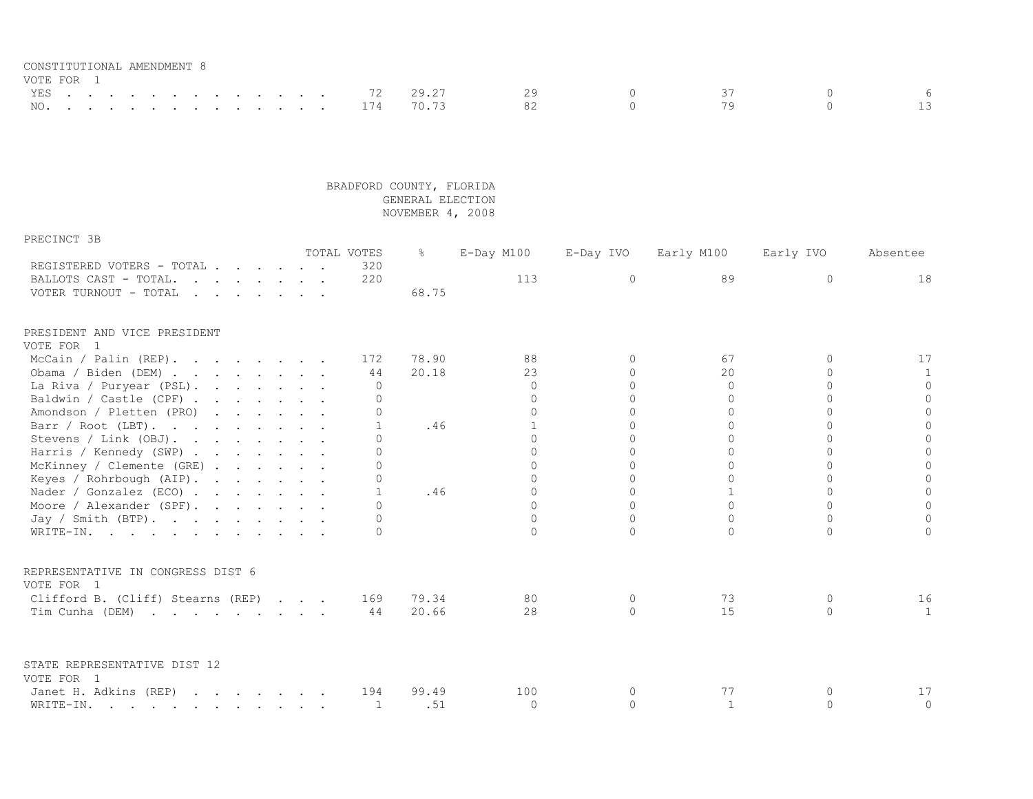CONSTITUTIONAL AMENDMENT 8
VOTE FOR 1

| | TOTAL VOTES | % | E-Day M100 | E-Day IVO | Early M100 | Early IVO | Absentee |
|---|---|---|---|---|---|---|---|
| YES | 72 | 29.27 | 29 | 0 | 37 | 0 | 6 |
| NO. | 174 | 70.73 | 82 | 0 | 79 | 0 | 13 |

BRADFORD COUNTY, FLORIDA
GENERAL ELECTION
NOVEMBER 4, 2008

PRECINCT 3B

| | TOTAL VOTES | % | E-Day M100 | E-Day IVO | Early M100 | Early IVO | Absentee |
|---|---|---|---|---|---|---|---|
| REGISTERED VOTERS - TOTAL | 320 | | | | | | |
| BALLOTS CAST - TOTAL. | 220 | | 113 | 0 | 89 | 0 | 18 |
| VOTER TURNOUT - TOTAL | | 68.75 | | | | | |

PRESIDENT AND VICE PRESIDENT
VOTE FOR 1

| | TOTAL VOTES | % | E-Day M100 | E-Day IVO | Early M100 | Early IVO | Absentee |
|---|---|---|---|---|---|---|---|
| McCain / Palin (REP). | 172 | 78.90 | 88 | 0 | 67 | 0 | 17 |
| Obama / Biden (DEM) | 44 | 20.18 | 23 | 0 | 20 | 0 | 1 |
| La Riva / Puryear (PSL). | 0 | | 0 | 0 | 0 | 0 | 0 |
| Baldwin / Castle (CPF) | 0 | | 0 | 0 | 0 | 0 | 0 |
| Amondson / Pletten (PRO) | 0 | | 0 | 0 | 0 | 0 | 0 |
| Barr / Root (LBT). | 1 | .46 | 1 | 0 | 0 | 0 | 0 |
| Stevens / Link (OBJ). | 0 | | 0 | 0 | 0 | 0 | 0 |
| Harris / Kennedy (SWP) | 0 | | 0 | 0 | 0 | 0 | 0 |
| McKinney / Clemente (GRE) | 0 | | 0 | 0 | 0 | 0 | 0 |
| Keyes / Rohrbough (AIP). | 0 | | 0 | 0 | 0 | 0 | 0 |
| Nader / Gonzalez (ECO) | 1 | .46 | 0 | 0 | 1 | 0 | 0 |
| Moore / Alexander (SPF). | 0 | | 0 | 0 | 0 | 0 | 0 |
| Jay / Smith (BTP). | 0 | | 0 | 0 | 0 | 0 | 0 |
| WRITE-IN. | 0 | | 0 | 0 | 0 | 0 | 0 |

REPRESENTATIVE IN CONGRESS DIST 6
VOTE FOR 1

| | TOTAL VOTES | % | E-Day M100 | E-Day IVO | Early M100 | Early IVO | Absentee |
|---|---|---|---|---|---|---|---|
| Clifford B. (Cliff) Stearns (REP) | 169 | 79.34 | 80 | 0 | 73 | 0 | 16 |
| Tim Cunha (DEM) | 44 | 20.66 | 28 | 0 | 15 | 0 | 1 |

STATE REPRESENTATIVE DIST 12
VOTE FOR 1

| | TOTAL VOTES | % | E-Day M100 | E-Day IVO | Early M100 | Early IVO | Absentee |
|---|---|---|---|---|---|---|---|
| Janet H. Adkins (REP) | 194 | 99.49 | 100 | 0 | 77 | 0 | 17 |
| WRITE-IN. | 1 | .51 | 0 | 0 | 1 | 0 | 0 |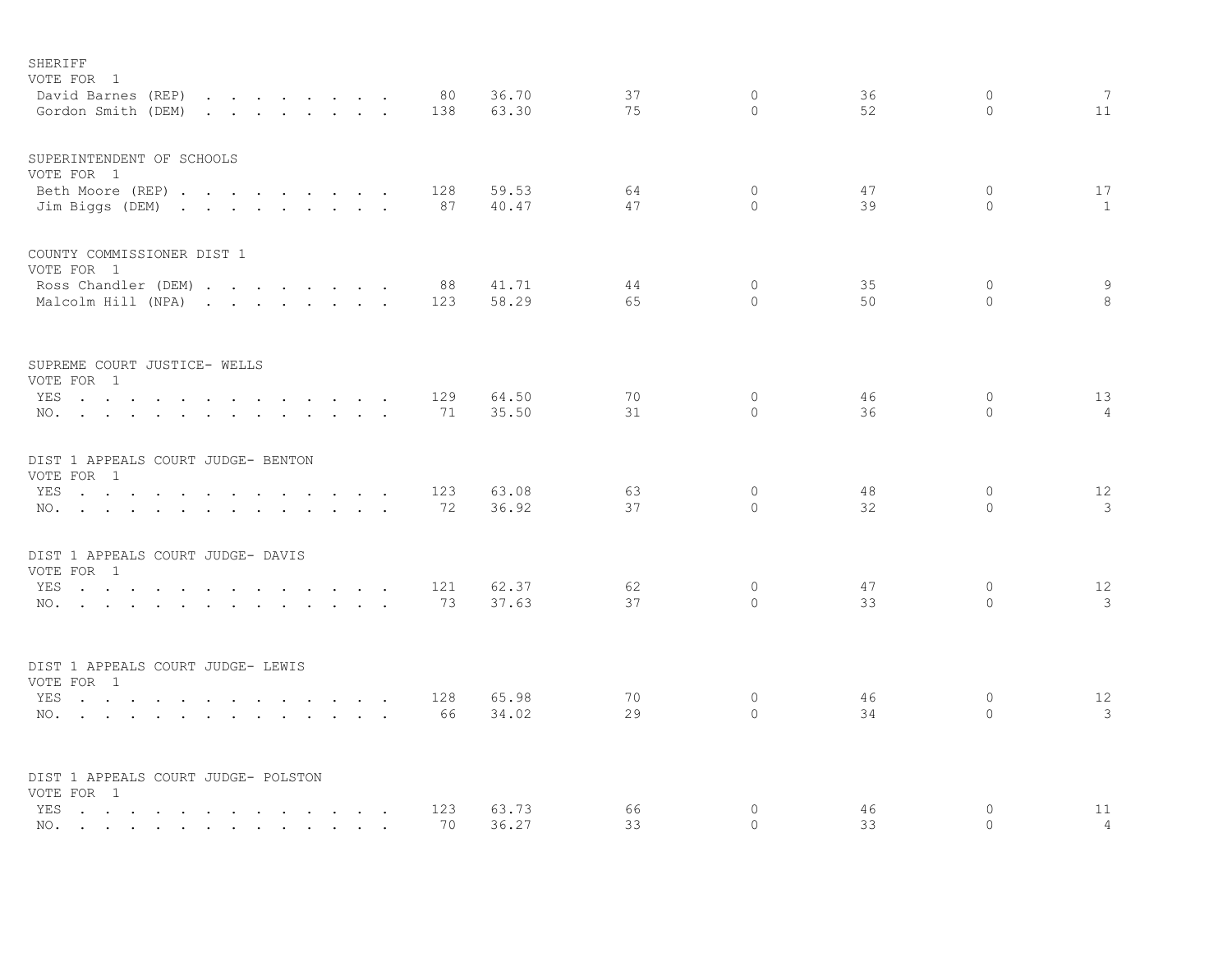SHERIFF
VOTE FOR 1

| | | | | | | | |
|---|---|---|---|---|---|---|---|
| David Barnes (REP) | 80 | 36.70 | 37 | 0 | 36 | 0 | 7 |
| Gordon Smith (DEM) | 138 | 63.30 | 75 | 0 | 52 | 0 | 11 |

SUPERINTENDENT OF SCHOOLS
VOTE FOR 1

| | | | | | | | |
|---|---|---|---|---|---|---|---|
| Beth Moore (REP) | 128 | 59.53 | 64 | 0 | 47 | 0 | 17 |
| Jim Biggs (DEM) | 87 | 40.47 | 47 | 0 | 39 | 0 | 1 |

COUNTY COMMISSIONER DIST 1
VOTE FOR 1

| | | | | | | | |
|---|---|---|---|---|---|---|---|
| Ross Chandler (DEM) | 88 | 41.71 | 44 | 0 | 35 | 0 | 9 |
| Malcolm Hill (NPA) | 123 | 58.29 | 65 | 0 | 50 | 0 | 8 |

SUPREME COURT JUSTICE- WELLS
VOTE FOR 1

| | | | | | | | |
|---|---|---|---|---|---|---|---|
| YES | 129 | 64.50 | 70 | 0 | 46 | 0 | 13 |
| NO. | 71 | 35.50 | 31 | 0 | 36 | 0 | 4 |

DIST 1 APPEALS COURT JUDGE- BENTON
VOTE FOR 1

| | | | | | | | |
|---|---|---|---|---|---|---|---|
| YES | 123 | 63.08 | 63 | 0 | 48 | 0 | 12 |
| NO. | 72 | 36.92 | 37 | 0 | 32 | 0 | 3 |

DIST 1 APPEALS COURT JUDGE- DAVIS
VOTE FOR 1

| | | | | | | | |
|---|---|---|---|---|---|---|---|
| YES | 121 | 62.37 | 62 | 0 | 47 | 0 | 12 |
| NO. | 73 | 37.63 | 37 | 0 | 33 | 0 | 3 |

DIST 1 APPEALS COURT JUDGE- LEWIS
VOTE FOR 1

| | | | | | | | |
|---|---|---|---|---|---|---|---|
| YES | 128 | 65.98 | 70 | 0 | 46 | 0 | 12 |
| NO. | 66 | 34.02 | 29 | 0 | 34 | 0 | 3 |

DIST 1 APPEALS COURT JUDGE- POLSTON
VOTE FOR 1

| | | | | | | | |
|---|---|---|---|---|---|---|---|
| YES | 123 | 63.73 | 66 | 0 | 46 | 0 | 11 |
| NO. | 70 | 36.27 | 33 | 0 | 33 | 0 | 4 |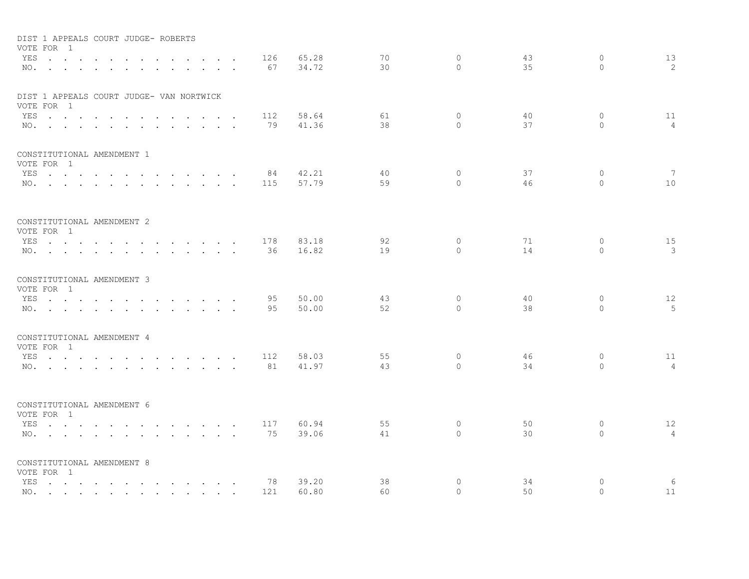DIST 1 APPEALS COURT JUDGE- ROBERTS
VOTE FOR 1

| | | | | | | | |
|---|---|---|---|---|---|---|---|
| YES | 126 | 65.28 | 70 | 0 | 43 | 0 | 13 |
| NO. | 67 | 34.72 | 30 | 0 | 35 | 0 | 2 |

DIST 1 APPEALS COURT JUDGE- VAN NORTWICK
VOTE FOR 1

| | | | | | | | |
|---|---|---|---|---|---|---|---|
| YES | 112 | 58.64 | 61 | 0 | 40 | 0 | 11 |
| NO. | 79 | 41.36 | 38 | 0 | 37 | 0 | 4 |

CONSTITUTIONAL AMENDMENT 1
VOTE FOR 1

| | | | | | | | |
|---|---|---|---|---|---|---|---|
| YES | 84 | 42.21 | 40 | 0 | 37 | 0 | 7 |
| NO. | 115 | 57.79 | 59 | 0 | 46 | 0 | 10 |

CONSTITUTIONAL AMENDMENT 2
VOTE FOR 1

| | | | | | | | |
|---|---|---|---|---|---|---|---|
| YES | 178 | 83.18 | 92 | 0 | 71 | 0 | 15 |
| NO. | 36 | 16.82 | 19 | 0 | 14 | 0 | 3 |

CONSTITUTIONAL AMENDMENT 3
VOTE FOR 1

| | | | | | | | |
|---|---|---|---|---|---|---|---|
| YES | 95 | 50.00 | 43 | 0 | 40 | 0 | 12 |
| NO. | 95 | 50.00 | 52 | 0 | 38 | 0 | 5 |

CONSTITUTIONAL AMENDMENT 4
VOTE FOR 1

| | | | | | | | |
|---|---|---|---|---|---|---|---|
| YES | 112 | 58.03 | 55 | 0 | 46 | 0 | 11 |
| NO. | 81 | 41.97 | 43 | 0 | 34 | 0 | 4 |

CONSTITUTIONAL AMENDMENT 6
VOTE FOR 1

| | | | | | | | |
|---|---|---|---|---|---|---|---|
| YES | 117 | 60.94 | 55 | 0 | 50 | 0 | 12 |
| NO. | 75 | 39.06 | 41 | 0 | 30 | 0 | 4 |

CONSTITUTIONAL AMENDMENT 8
VOTE FOR 1

| | | | | | | | |
|---|---|---|---|---|---|---|---|
| YES | 78 | 39.20 | 38 | 0 | 34 | 0 | 6 |
| NO. | 121 | 60.80 | 60 | 0 | 50 | 0 | 11 |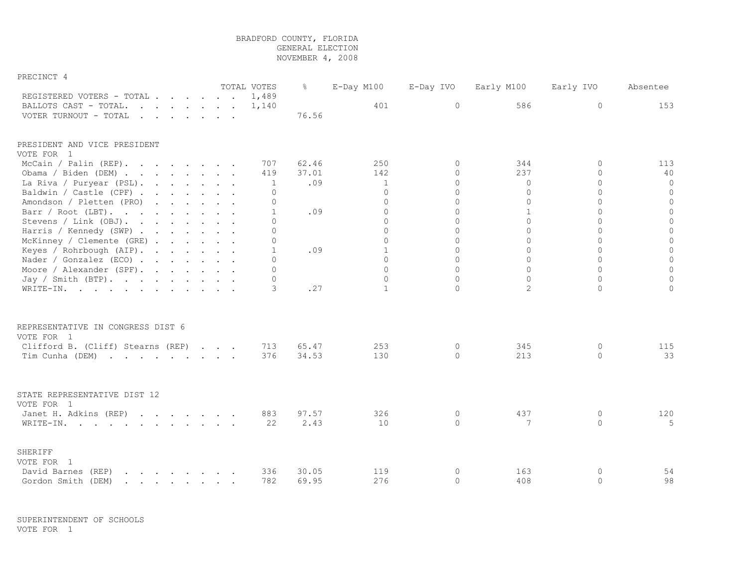BRADFORD COUNTY, FLORIDA
GENERAL ELECTION
NOVEMBER 4, 2008

PRECINCT 4

| | TOTAL VOTES | % | E-Day M100 | E-Day IVO | Early M100 | Early IVO | Absentee |
|---|---|---|---|---|---|---|---|
| REGISTERED VOTERS - TOTAL . . . . . . | 1,489 | | | | | | |
| BALLOTS CAST - TOTAL. . . . . . . . | 1,140 | | 401 | 0 | 586 | 0 | 153 |
| VOTER TURNOUT - TOTAL . . . . . . . | | 76.56 | | | | | |

PRESIDENT AND VICE PRESIDENT
VOTE FOR 1

| | TOTAL VOTES | % | E-Day M100 | E-Day IVO | Early M100 | Early IVO | Absentee |
|---|---|---|---|---|---|---|---|
| McCain / Palin (REP). . . . . . . . | 707 | 62.46 | 250 | 0 | 344 | 0 | 113 |
| Obama / Biden (DEM) . . . . . . . . | 419 | 37.01 | 142 | 0 | 237 | 0 | 40 |
| La Riva / Puryear (PSL). . . . . . . | 1 | .09 | 1 | 0 | 0 | 0 | 0 |
| Baldwin / Castle (CPF) . . . . . . . | 0 | | 0 | 0 | 0 | 0 | 0 |
| Amondson / Pletten (PRO) . . . . . . | 0 | | 0 | 0 | 0 | 0 | 0 |
| Barr / Root (LBT). . . . . . . . . | 1 | .09 | 0 | 0 | 1 | 0 | 0 |
| Stevens / Link (OBJ). . . . . . . . | 0 | | 0 | 0 | 0 | 0 | 0 |
| Harris / Kennedy (SWP) . . . . . . . | 0 | | 0 | 0 | 0 | 0 | 0 |
| McKinney / Clemente (GRE) . . . . . . | 0 | | 0 | 0 | 0 | 0 | 0 |
| Keyes / Rohrbough (AIP). . . . . . . | 1 | .09 | 1 | 0 | 0 | 0 | 0 |
| Nader / Gonzalez (ECO) . . . . . . . | 0 | | 0 | 0 | 0 | 0 | 0 |
| Moore / Alexander (SPF). . . . . . . | 0 | | 0 | 0 | 0 | 0 | 0 |
| Jay / Smith (BTP). . . . . . . . . | 0 | | 0 | 0 | 0 | 0 | 0 |
| WRITE-IN. . . . . . . . . . . . . | 3 | .27 | 1 | 0 | 2 | 0 | 0 |

REPRESENTATIVE IN CONGRESS DIST 6
VOTE FOR 1

| | TOTAL VOTES | % | E-Day M100 | E-Day IVO | Early M100 | Early IVO | Absentee |
|---|---|---|---|---|---|---|---|
| Clifford B. (Cliff) Stearns (REP) . . . | 713 | 65.47 | 253 | 0 | 345 | 0 | 115 |
| Tim Cunha (DEM) . . . . . . . . . | 376 | 34.53 | 130 | 0 | 213 | 0 | 33 |

STATE REPRESENTATIVE DIST 12
VOTE FOR 1

| | TOTAL VOTES | % | E-Day M100 | E-Day IVO | Early M100 | Early IVO | Absentee |
|---|---|---|---|---|---|---|---|
| Janet H. Adkins (REP) . . . . . . . | 883 | 97.57 | 326 | 0 | 437 | 0 | 120 |
| WRITE-IN. . . . . . . . . . . . . | 22 | 2.43 | 10 | 0 | 7 | 0 | 5 |

SHERIFF
VOTE FOR 1

| | TOTAL VOTES | % | E-Day M100 | E-Day IVO | Early M100 | Early IVO | Absentee |
|---|---|---|---|---|---|---|---|
| David Barnes (REP) . . . . . . . . | 336 | 30.05 | 119 | 0 | 163 | 0 | 54 |
| Gordon Smith (DEM) . . . . . . . . | 782 | 69.95 | 276 | 0 | 408 | 0 | 98 |

SUPERINTENDENT OF SCHOOLS
VOTE FOR 1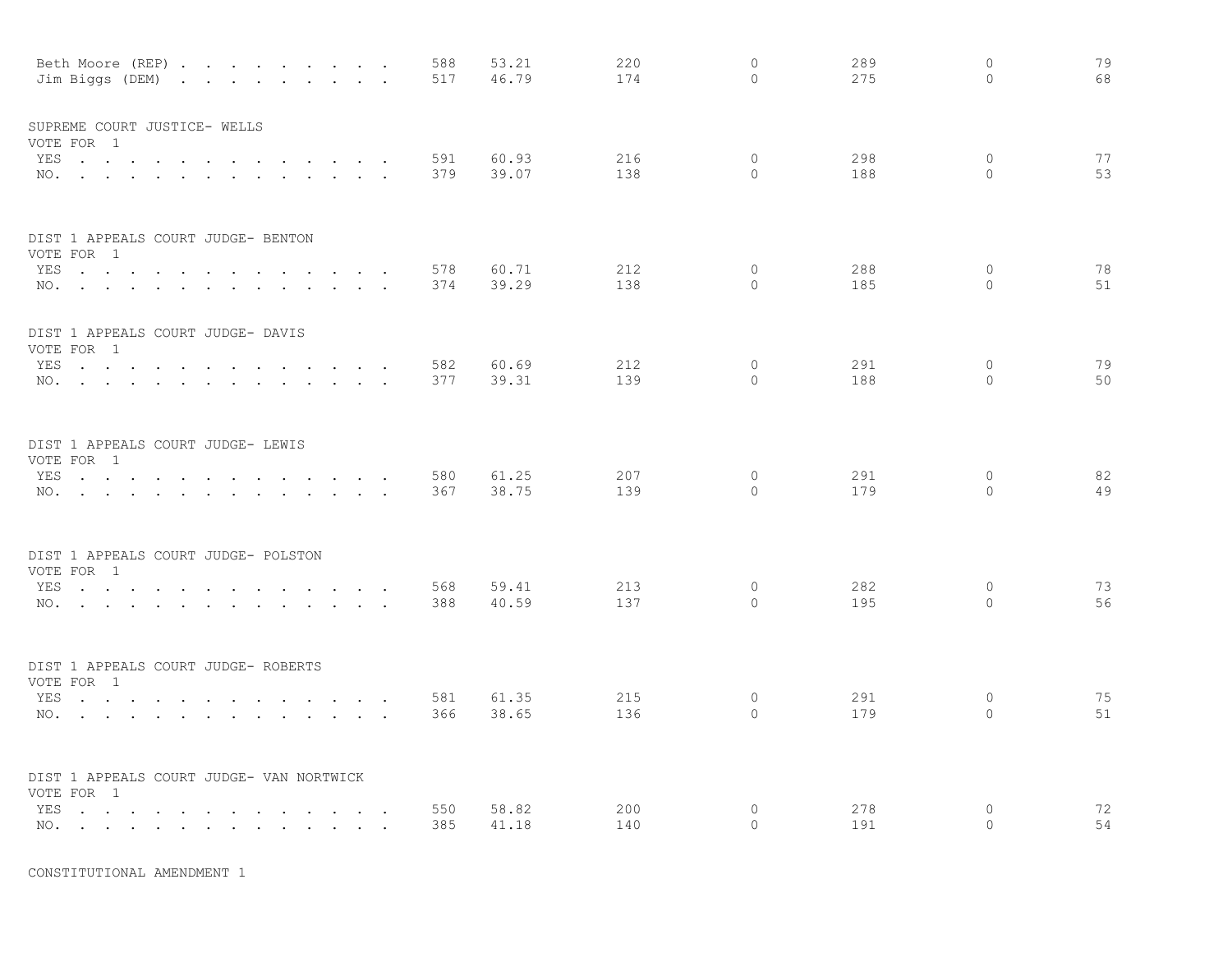| | | | | | | | |
|---|---|---|---|---|---|---|---|
| Beth Moore (REP) | 588 | 53.21 | 220 | 0 | 289 | 0 | 79 |
| Jim Biggs (DEM) | 517 | 46.79 | 174 | 0 | 275 | 0 | 68 |

SUPREME COURT JUSTICE- WELLS
VOTE FOR 1

| | | | | | | | |
|---|---|---|---|---|---|---|---|
| YES | 591 | 60.93 | 216 | 0 | 298 | 0 | 77 |
| NO. | 379 | 39.07 | 138 | 0 | 188 | 0 | 53 |

DIST 1 APPEALS COURT JUDGE- BENTON
VOTE FOR 1

| | | | | | | | |
|---|---|---|---|---|---|---|---|
| YES | 578 | 60.71 | 212 | 0 | 288 | 0 | 78 |
| NO. | 374 | 39.29 | 138 | 0 | 185 | 0 | 51 |

DIST 1 APPEALS COURT JUDGE- DAVIS
VOTE FOR 1

| | | | | | | | |
|---|---|---|---|---|---|---|---|
| YES | 582 | 60.69 | 212 | 0 | 291 | 0 | 79 |
| NO. | 377 | 39.31 | 139 | 0 | 188 | 0 | 50 |

DIST 1 APPEALS COURT JUDGE- LEWIS
VOTE FOR 1

| | | | | | | | |
|---|---|---|---|---|---|---|---|
| YES | 580 | 61.25 | 207 | 0 | 291 | 0 | 82 |
| NO. | 367 | 38.75 | 139 | 0 | 179 | 0 | 49 |

DIST 1 APPEALS COURT JUDGE- POLSTON
VOTE FOR 1

| | | | | | | | |
|---|---|---|---|---|---|---|---|
| YES | 568 | 59.41 | 213 | 0 | 282 | 0 | 73 |
| NO. | 388 | 40.59 | 137 | 0 | 195 | 0 | 56 |

DIST 1 APPEALS COURT JUDGE- ROBERTS
VOTE FOR 1

| | | | | | | | |
|---|---|---|---|---|---|---|---|
| YES | 581 | 61.35 | 215 | 0 | 291 | 0 | 75 |
| NO. | 366 | 38.65 | 136 | 0 | 179 | 0 | 51 |

DIST 1 APPEALS COURT JUDGE- VAN NORTWICK
VOTE FOR 1

| | | | | | | | |
|---|---|---|---|---|---|---|---|
| YES | 550 | 58.82 | 200 | 0 | 278 | 0 | 72 |
| NO. | 385 | 41.18 | 140 | 0 | 191 | 0 | 54 |

CONSTITUTIONAL AMENDMENT 1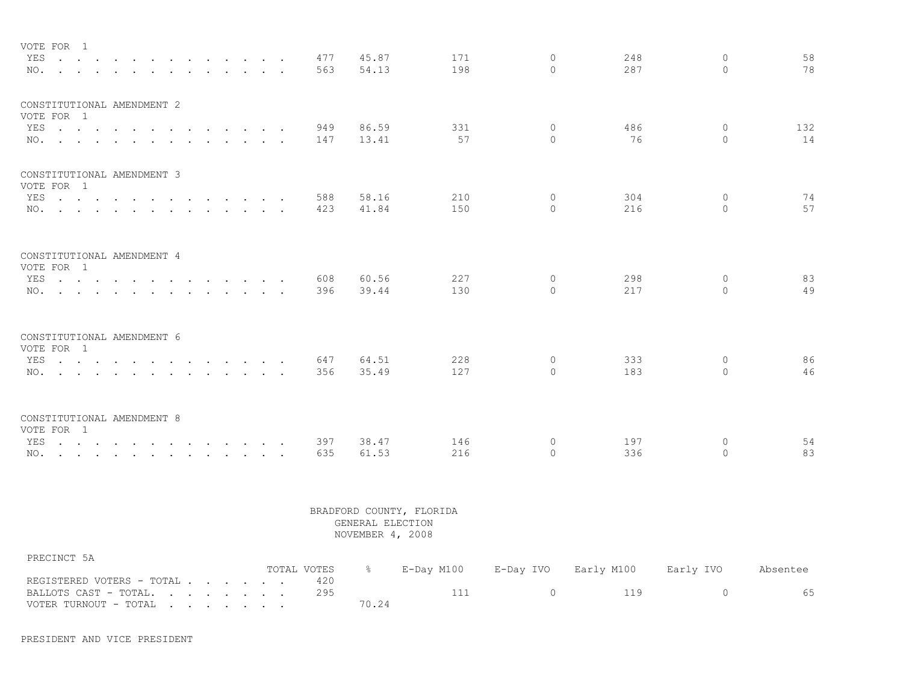VOTE FOR 1

| | TOTAL VOTES | % | E-Day M100 | E-Day IVO | Early M100 | Early IVO | Absentee |
|---|---|---|---|---|---|---|---|
| YES | 477 | 45.87 | 171 | 0 | 248 | 0 | 58 |
| NO. | 563 | 54.13 | 198 | 0 | 287 | 0 | 78 |

CONSTITUTIONAL AMENDMENT 2
VOTE FOR 1

| | TOTAL VOTES | % | E-Day M100 | E-Day IVO | Early M100 | Early IVO | Absentee |
|---|---|---|---|---|---|---|---|
| YES | 949 | 86.59 | 331 | 0 | 486 | 0 | 132 |
| NO. | 147 | 13.41 | 57 | 0 | 76 | 0 | 14 |

CONSTITUTIONAL AMENDMENT 3
VOTE FOR 1

| | TOTAL VOTES | % | E-Day M100 | E-Day IVO | Early M100 | Early IVO | Absentee |
|---|---|---|---|---|---|---|---|
| YES | 588 | 58.16 | 210 | 0 | 304 | 0 | 74 |
| NO. | 423 | 41.84 | 150 | 0 | 216 | 0 | 57 |

CONSTITUTIONAL AMENDMENT 4
VOTE FOR 1

| | TOTAL VOTES | % | E-Day M100 | E-Day IVO | Early M100 | Early IVO | Absentee |
|---|---|---|---|---|---|---|---|
| YES | 608 | 60.56 | 227 | 0 | 298 | 0 | 83 |
| NO. | 396 | 39.44 | 130 | 0 | 217 | 0 | 49 |

CONSTITUTIONAL AMENDMENT 6
VOTE FOR 1

| | TOTAL VOTES | % | E-Day M100 | E-Day IVO | Early M100 | Early IVO | Absentee |
|---|---|---|---|---|---|---|---|
| YES | 647 | 64.51 | 228 | 0 | 333 | 0 | 86 |
| NO. | 356 | 35.49 | 127 | 0 | 183 | 0 | 46 |

CONSTITUTIONAL AMENDMENT 8
VOTE FOR 1

| | TOTAL VOTES | % | E-Day M100 | E-Day IVO | Early M100 | Early IVO | Absentee |
|---|---|---|---|---|---|---|---|
| YES | 397 | 38.47 | 146 | 0 | 197 | 0 | 54 |
| NO. | 635 | 61.53 | 216 | 0 | 336 | 0 | 83 |

BRADFORD COUNTY, FLORIDA
GENERAL ELECTION
NOVEMBER 4, 2008

PRECINCT 5A

| | TOTAL VOTES | % | E-Day M100 | E-Day IVO | Early M100 | Early IVO | Absentee |
|---|---|---|---|---|---|---|---|
| REGISTERED VOTERS - TOTAL | 420 | | | | | | |
| BALLOTS CAST - TOTAL. | 295 | | 111 | 0 | 119 | 0 | 65 |
| VOTER TURNOUT - TOTAL | | 70.24 | | | | | |

PRESIDENT AND VICE PRESIDENT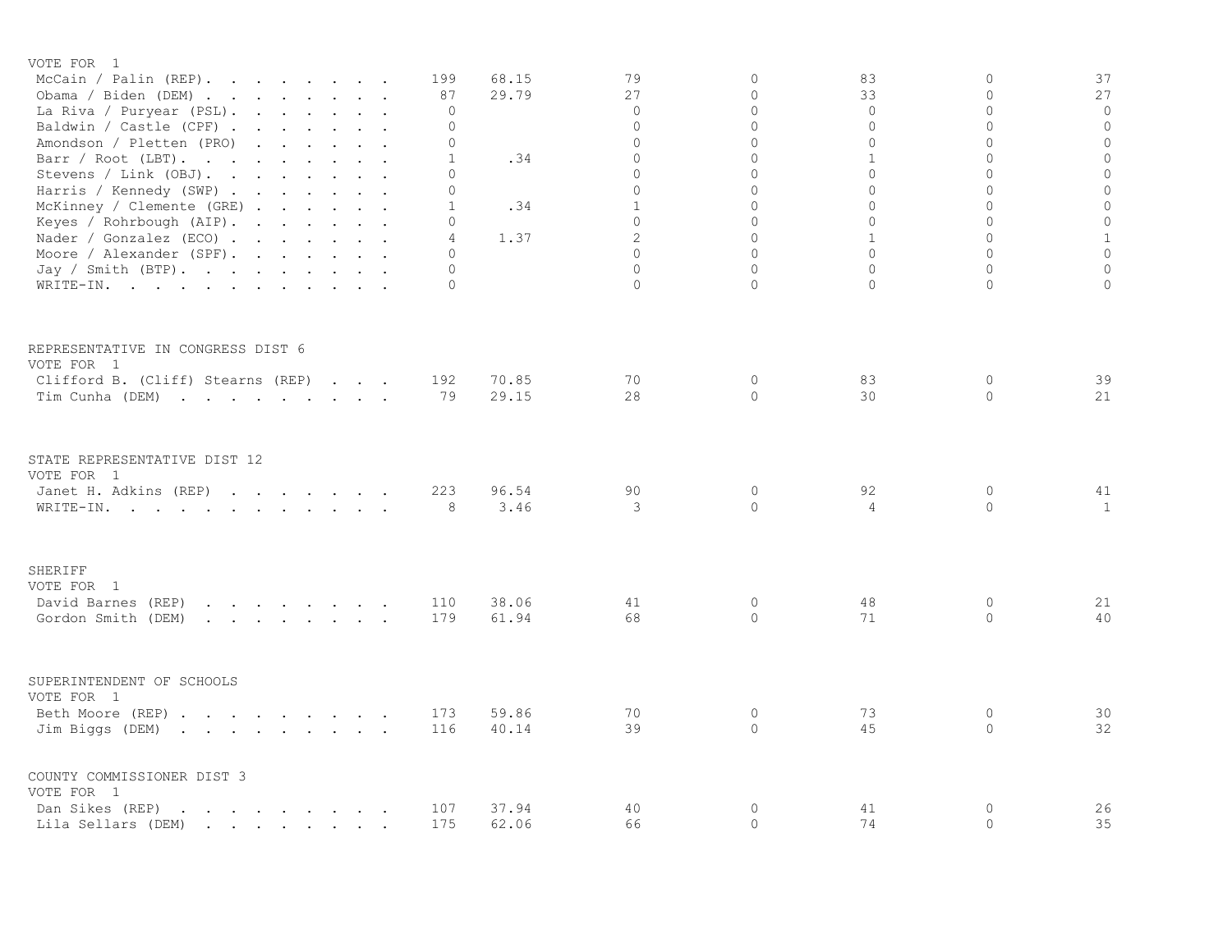VOTE FOR 1

| | | | | | | | |
|---|---|---|---|---|---|---|---|
| McCain / Palin (REP) | 199 | 68.15 | 79 | 0 | 83 | 0 | 37 |
| Obama / Biden (DEM) | 87 | 29.79 | 27 | 0 | 33 | 0 | 27 |
| La Riva / Puryear (PSL) | 0 | | 0 | 0 | 0 | 0 | 0 |
| Baldwin / Castle (CPF) | 0 | | 0 | 0 | 0 | 0 | 0 |
| Amondson / Pletten (PRO) | 0 | | 0 | 0 | 0 | 0 | 0 |
| Barr / Root (LBT) | 1 | .34 | 0 | 0 | 1 | 0 | 0 |
| Stevens / Link (OBJ) | 0 | | 0 | 0 | 0 | 0 | 0 |
| Harris / Kennedy (SWP) | 0 | | 0 | 0 | 0 | 0 | 0 |
| McKinney / Clemente (GRE) | 1 | .34 | 1 | 0 | 0 | 0 | 0 |
| Keyes / Rohrbough (AIP) | 0 | | 0 | 0 | 0 | 0 | 0 |
| Nader / Gonzalez (ECO) | 4 | 1.37 | 2 | 0 | 1 | 0 | 1 |
| Moore / Alexander (SPF) | 0 | | 0 | 0 | 0 | 0 | 0 |
| Jay / Smith (BTP) | 0 | | 0 | 0 | 0 | 0 | 0 |
| WRITE-IN | 0 | | 0 | 0 | 0 | 0 | 0 |

REPRESENTATIVE IN CONGRESS DIST 6
VOTE FOR 1

| | | | | | | | |
|---|---|---|---|---|---|---|---|
| Clifford B. (Cliff) Stearns (REP) | 192 | 70.85 | 70 | 0 | 83 | 0 | 39 |
| Tim Cunha (DEM) | 79 | 29.15 | 28 | 0 | 30 | 0 | 21 |

STATE REPRESENTATIVE DIST 12
VOTE FOR 1

| | | | | | | | |
|---|---|---|---|---|---|---|---|
| Janet H. Adkins (REP) | 223 | 96.54 | 90 | 0 | 92 | 0 | 41 |
| WRITE-IN | 8 | 3.46 | 3 | 0 | 4 | 0 | 1 |

SHERIFF
VOTE FOR 1

| | | | | | | | |
|---|---|---|---|---|---|---|---|
| David Barnes (REP) | 110 | 38.06 | 41 | 0 | 48 | 0 | 21 |
| Gordon Smith (DEM) | 179 | 61.94 | 68 | 0 | 71 | 0 | 40 |

SUPERINTENDENT OF SCHOOLS
VOTE FOR 1

| | | | | | | | |
|---|---|---|---|---|---|---|---|
| Beth Moore (REP) | 173 | 59.86 | 70 | 0 | 73 | 0 | 30 |
| Jim Biggs (DEM) | 116 | 40.14 | 39 | 0 | 45 | 0 | 32 |

COUNTY COMMISSIONER DIST 3
VOTE FOR 1

| | | | | | | | |
|---|---|---|---|---|---|---|---|
| Dan Sikes (REP) | 107 | 37.94 | 40 | 0 | 41 | 0 | 26 |
| Lila Sellars (DEM) | 175 | 62.06 | 66 | 0 | 74 | 0 | 35 |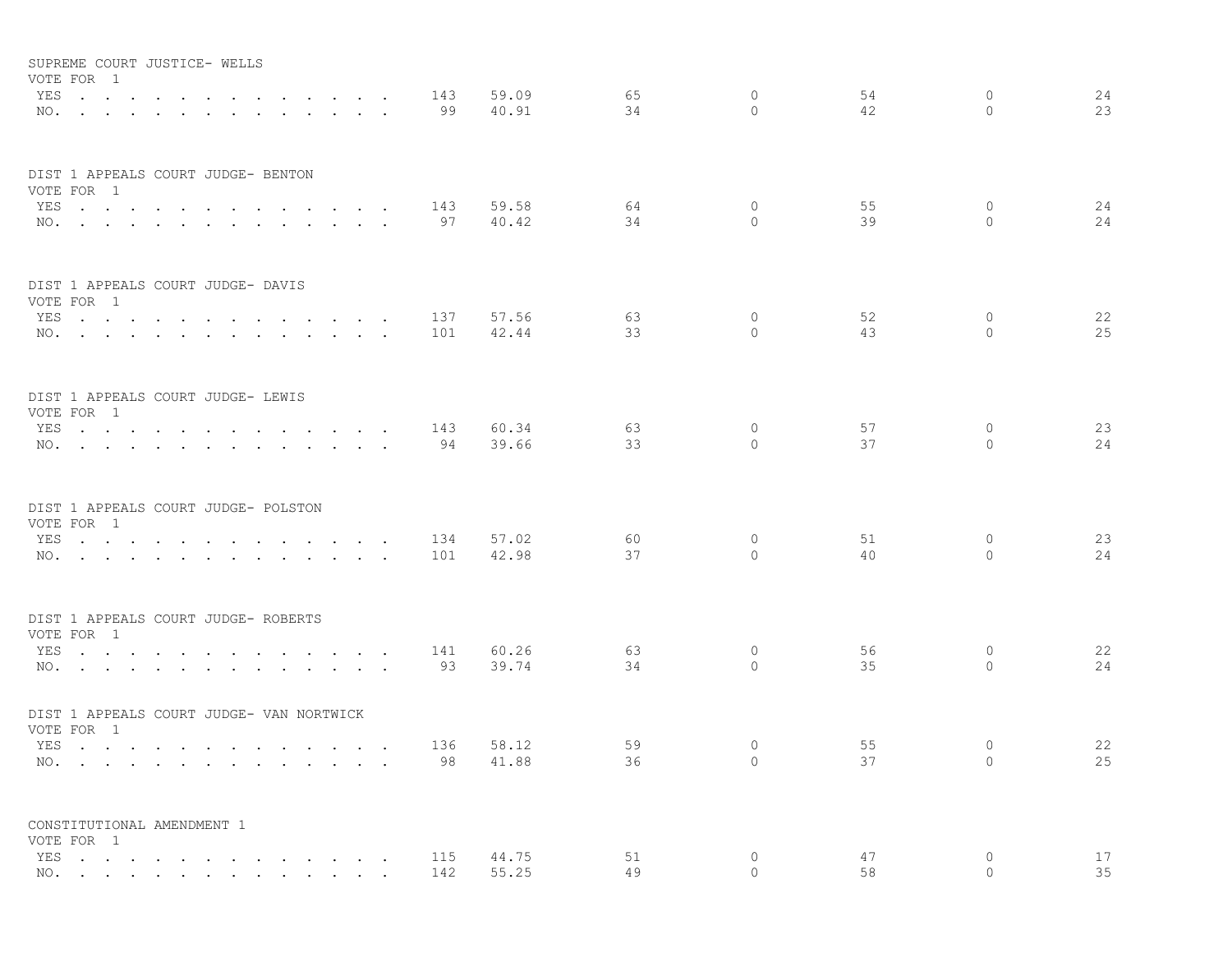SUPREME COURT JUSTICE- WELLS
VOTE FOR 1

| | | | | | | | |
|---|---|---|---|---|---|---|---|
| YES . . . . . . . . . . . . . . | 143 | 59.09 | 65 | 0 | 54 | 0 | 24 |
| NO. . . . . . . . . . . . . . . | 99 | 40.91 | 34 | 0 | 42 | 0 | 23 |

DIST 1 APPEALS COURT JUDGE- BENTON
VOTE FOR 1

| | | | | | | | |
|---|---|---|---|---|---|---|---|
| YES . . . . . . . . . . . . . . | 143 | 59.58 | 64 | 0 | 55 | 0 | 24 |
| NO. . . . . . . . . . . . . . . | 97 | 40.42 | 34 | 0 | 39 | 0 | 24 |

DIST 1 APPEALS COURT JUDGE- DAVIS
VOTE FOR 1

| | | | | | | | |
|---|---|---|---|---|---|---|---|
| YES . . . . . . . . . . . . . . | 137 | 57.56 | 63 | 0 | 52 | 0 | 22 |
| NO. . . . . . . . . . . . . . . | 101 | 42.44 | 33 | 0 | 43 | 0 | 25 |

DIST 1 APPEALS COURT JUDGE- LEWIS
VOTE FOR 1

| | | | | | | | |
|---|---|---|---|---|---|---|---|
| YES . . . . . . . . . . . . . . | 143 | 60.34 | 63 | 0 | 57 | 0 | 23 |
| NO. . . . . . . . . . . . . . . | 94 | 39.66 | 33 | 0 | 37 | 0 | 24 |

DIST 1 APPEALS COURT JUDGE- POLSTON
VOTE FOR 1

| | | | | | | | |
|---|---|---|---|---|---|---|---|
| YES . . . . . . . . . . . . . . | 134 | 57.02 | 60 | 0 | 51 | 0 | 23 |
| NO. . . . . . . . . . . . . . . | 101 | 42.98 | 37 | 0 | 40 | 0 | 24 |

DIST 1 APPEALS COURT JUDGE- ROBERTS
VOTE FOR 1

| | | | | | | | |
|---|---|---|---|---|---|---|---|
| YES . . . . . . . . . . . . . . | 141 | 60.26 | 63 | 0 | 56 | 0 | 22 |
| NO. . . . . . . . . . . . . . . | 93 | 39.74 | 34 | 0 | 35 | 0 | 24 |

DIST 1 APPEALS COURT JUDGE- VAN NORTWICK
VOTE FOR 1

| | | | | | | | |
|---|---|---|---|---|---|---|---|
| YES . . . . . . . . . . . . . . | 136 | 58.12 | 59 | 0 | 55 | 0 | 22 |
| NO. . . . . . . . . . . . . . . | 98 | 41.88 | 36 | 0 | 37 | 0 | 25 |

CONSTITUTIONAL AMENDMENT 1
VOTE FOR 1

| | | | | | | | |
|---|---|---|---|---|---|---|---|
| YES . . . . . . . . . . . . . . | 115 | 44.75 | 51 | 0 | 47 | 0 | 17 |
| NO. . . . . . . . . . . . . . . | 142 | 55.25 | 49 | 0 | 58 | 0 | 35 |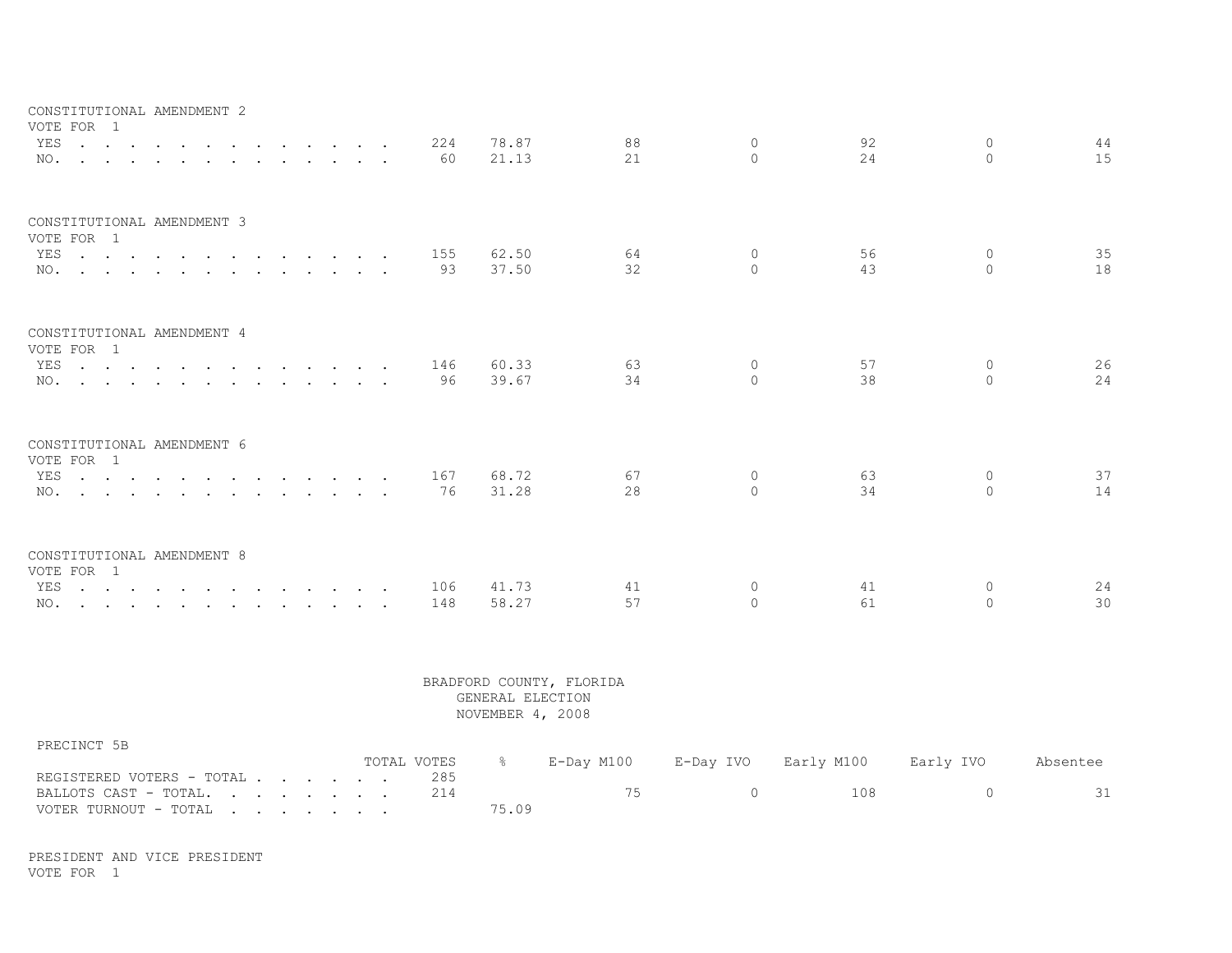CONSTITUTIONAL AMENDMENT 2
VOTE FOR 1

| | TOTAL VOTES | % | E-Day M100 | E-Day IVO | Early M100 | Early IVO | Absentee |
|---|---|---|---|---|---|---|---|
| YES | 224 | 78.87 | 88 | 0 | 92 | 0 | 44 |
| NO. | 60 | 21.13 | 21 | 0 | 24 | 0 | 15 |

CONSTITUTIONAL AMENDMENT 3
VOTE FOR 1

| | TOTAL VOTES | % | E-Day M100 | E-Day IVO | Early M100 | Early IVO | Absentee |
|---|---|---|---|---|---|---|---|
| YES | 155 | 62.50 | 64 | 0 | 56 | 0 | 35 |
| NO. | 93 | 37.50 | 32 | 0 | 43 | 0 | 18 |

CONSTITUTIONAL AMENDMENT 4
VOTE FOR 1

| | TOTAL VOTES | % | E-Day M100 | E-Day IVO | Early M100 | Early IVO | Absentee |
|---|---|---|---|---|---|---|---|
| YES | 146 | 60.33 | 63 | 0 | 57 | 0 | 26 |
| NO. | 96 | 39.67 | 34 | 0 | 38 | 0 | 24 |

CONSTITUTIONAL AMENDMENT 6
VOTE FOR 1

| | TOTAL VOTES | % | E-Day M100 | E-Day IVO | Early M100 | Early IVO | Absentee |
|---|---|---|---|---|---|---|---|
| YES | 167 | 68.72 | 67 | 0 | 63 | 0 | 37 |
| NO. | 76 | 31.28 | 28 | 0 | 34 | 0 | 14 |

CONSTITUTIONAL AMENDMENT 8
VOTE FOR 1

| | TOTAL VOTES | % | E-Day M100 | E-Day IVO | Early M100 | Early IVO | Absentee |
|---|---|---|---|---|---|---|---|
| YES | 106 | 41.73 | 41 | 0 | 41 | 0 | 24 |
| NO. | 148 | 58.27 | 57 | 0 | 61 | 0 | 30 |

BRADFORD COUNTY, FLORIDA
GENERAL ELECTION
NOVEMBER 4, 2008

PRECINCT 5B

| | TOTAL VOTES | % | E-Day M100 | E-Day IVO | Early M100 | Early IVO | Absentee |
|---|---|---|---|---|---|---|---|
| REGISTERED VOTERS - TOTAL | 285 | | | | | | |
| BALLOTS CAST - TOTAL. | 214 | | 75 | 0 | 108 | 0 | 31 |
| VOTER TURNOUT - TOTAL | | 75.09 | | | | | |

PRESIDENT AND VICE PRESIDENT
VOTE FOR 1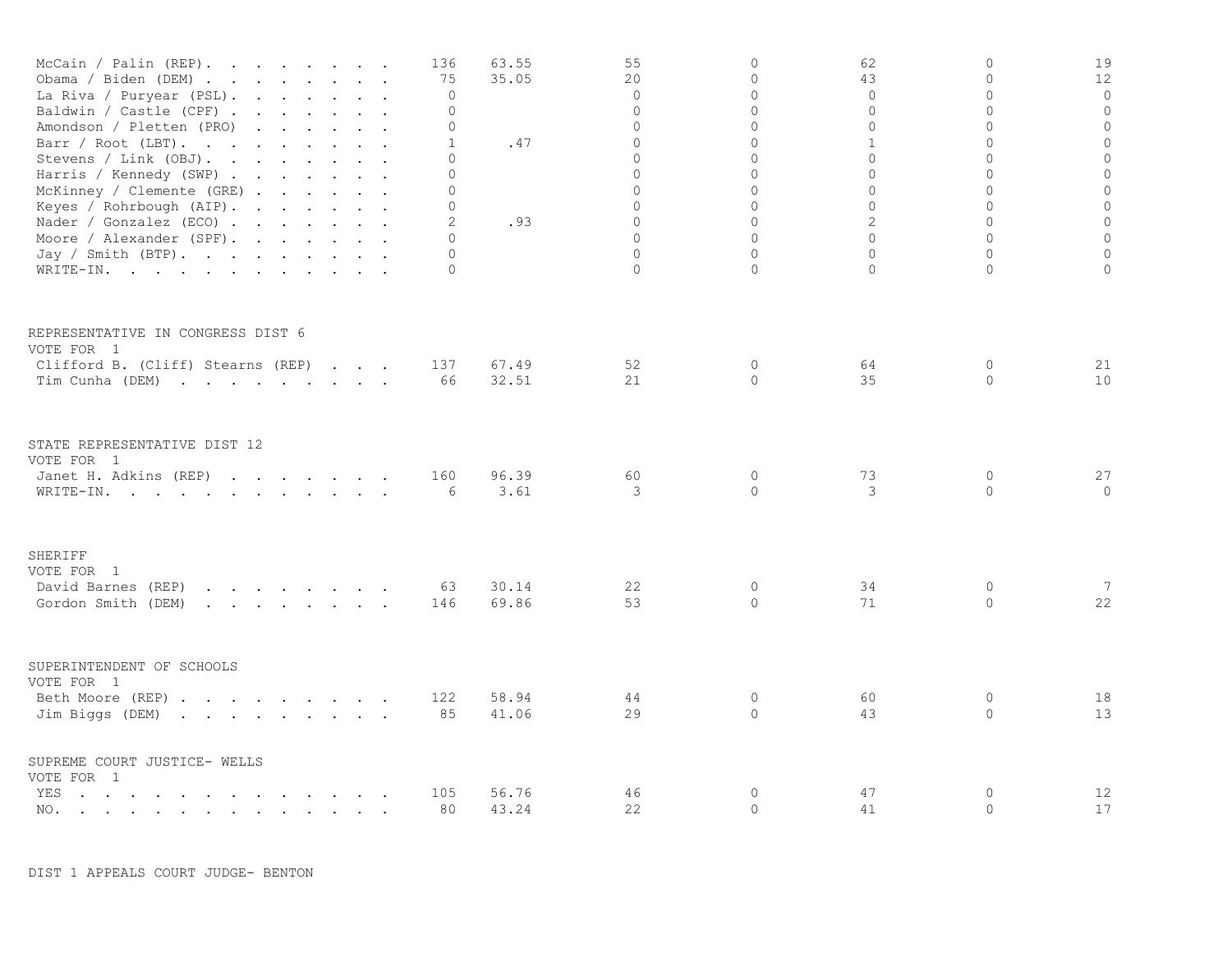| | | | | | | | |
|---|---|---|---|---|---|---|---|
| McCain / Palin (REP) | 136 | 63.55 | 55 | 0 | 62 | 0 | 19 |
| Obama / Biden (DEM) | 75 | 35.05 | 20 | 0 | 43 | 0 | 12 |
| La Riva / Puryear (PSL) | 0 | | 0 | 0 | 0 | 0 | 0 |
| Baldwin / Castle (CPF) | 0 | | 0 | 0 | 0 | 0 | 0 |
| Amondson / Pletten (PRO) | 0 | | 0 | 0 | 0 | 0 | 0 |
| Barr / Root (LBT) | 1 | .47 | 0 | 0 | 1 | 0 | 0 |
| Stevens / Link (OBJ) | 0 | | 0 | 0 | 0 | 0 | 0 |
| Harris / Kennedy (SWP) | 0 | | 0 | 0 | 0 | 0 | 0 |
| McKinney / Clemente (GRE) | 0 | | 0 | 0 | 0 | 0 | 0 |
| Keyes / Rohrbough (AIP) | 0 | | 0 | 0 | 0 | 0 | 0 |
| Nader / Gonzalez (ECO) | 2 | .93 | 0 | 0 | 2 | 0 | 0 |
| Moore / Alexander (SPF) | 0 | | 0 | 0 | 0 | 0 | 0 |
| Jay / Smith (BTP) | 0 | | 0 | 0 | 0 | 0 | 0 |
| WRITE-IN | 0 | | 0 | 0 | 0 | 0 | 0 |

REPRESENTATIVE IN CONGRESS DIST 6
VOTE FOR 1

| | | | | | | | |
|---|---|---|---|---|---|---|---|
| Clifford B. (Cliff) Stearns (REP) | 137 | 67.49 | 52 | 0 | 64 | 0 | 21 |
| Tim Cunha (DEM) | 66 | 32.51 | 21 | 0 | 35 | 0 | 10 |

STATE REPRESENTATIVE DIST 12
VOTE FOR 1

| | | | | | | | |
|---|---|---|---|---|---|---|---|
| Janet H. Adkins (REP) | 160 | 96.39 | 60 | 0 | 73 | 0 | 27 |
| WRITE-IN | 6 | 3.61 | 3 | 0 | 3 | 0 | 0 |

SHERIFF
VOTE FOR 1

| | | | | | | | |
|---|---|---|---|---|---|---|---|
| David Barnes (REP) | 63 | 30.14 | 22 | 0 | 34 | 0 | 7 |
| Gordon Smith (DEM) | 146 | 69.86 | 53 | 0 | 71 | 0 | 22 |

SUPERINTENDENT OF SCHOOLS
VOTE FOR 1

| | | | | | | | |
|---|---|---|---|---|---|---|---|
| Beth Moore (REP) | 122 | 58.94 | 44 | 0 | 60 | 0 | 18 |
| Jim Biggs (DEM) | 85 | 41.06 | 29 | 0 | 43 | 0 | 13 |

SUPREME COURT JUSTICE- WELLS
VOTE FOR 1

| | | | | | | | |
|---|---|---|---|---|---|---|---|
| YES | 105 | 56.76 | 46 | 0 | 47 | 0 | 12 |
| NO | 80 | 43.24 | 22 | 0 | 41 | 0 | 17 |

DIST 1 APPEALS COURT JUDGE- BENTON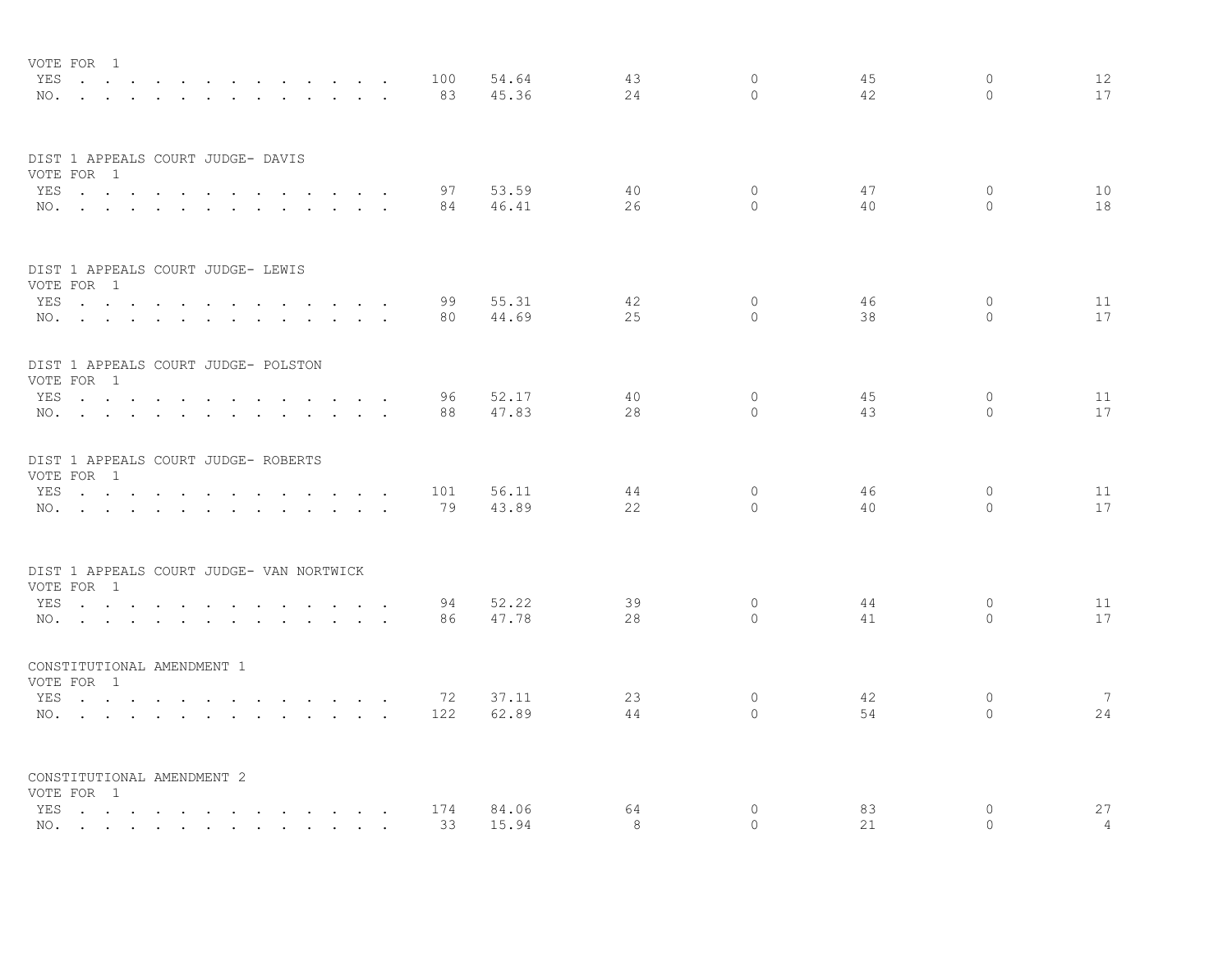VOTE FOR 1

| | | | | | | | |
|---|---|---|---|---|---|---|---|
| YES . . . . . . . . . . . . . . | 100 | 54.64 | 43 | 0 | 45 | 0 | 12 |
| NO. . . . . . . . . . . . . . . | 83 | 45.36 | 24 | 0 | 42 | 0 | 17 |

DIST 1 APPEALS COURT JUDGE- DAVIS
VOTE FOR 1

| | | | | | | | |
|---|---|---|---|---|---|---|---|
| YES . . . . . . . . . . . . . . | 97 | 53.59 | 40 | 0 | 47 | 0 | 10 |
| NO. . . . . . . . . . . . . . . | 84 | 46.41 | 26 | 0 | 40 | 0 | 18 |

DIST 1 APPEALS COURT JUDGE- LEWIS
VOTE FOR 1

| | | | | | | | |
|---|---|---|---|---|---|---|---|
| YES . . . . . . . . . . . . . . | 99 | 55.31 | 42 | 0 | 46 | 0 | 11 |
| NO. . . . . . . . . . . . . . . | 80 | 44.69 | 25 | 0 | 38 | 0 | 17 |

DIST 1 APPEALS COURT JUDGE- POLSTON
VOTE FOR 1

| | | | | | | | |
|---|---|---|---|---|---|---|---|
| YES . . . . . . . . . . . . . . | 96 | 52.17 | 40 | 0 | 45 | 0 | 11 |
| NO. . . . . . . . . . . . . . . | 88 | 47.83 | 28 | 0 | 43 | 0 | 17 |

DIST 1 APPEALS COURT JUDGE- ROBERTS
VOTE FOR 1

| | | | | | | | |
|---|---|---|---|---|---|---|---|
| YES . . . . . . . . . . . . . . | 101 | 56.11 | 44 | 0 | 46 | 0 | 11 |
| NO. . . . . . . . . . . . . . . | 79 | 43.89 | 22 | 0 | 40 | 0 | 17 |

DIST 1 APPEALS COURT JUDGE- VAN NORTWICK
VOTE FOR 1

| | | | | | | | |
|---|---|---|---|---|---|---|---|
| YES . . . . . . . . . . . . . . | 94 | 52.22 | 39 | 0 | 44 | 0 | 11 |
| NO. . . . . . . . . . . . . . . | 86 | 47.78 | 28 | 0 | 41 | 0 | 17 |

CONSTITUTIONAL AMENDMENT 1
VOTE FOR 1

| | | | | | | | |
|---|---|---|---|---|---|---|---|
| YES . . . . . . . . . . . . . . | 72 | 37.11 | 23 | 0 | 42 | 0 | 7 |
| NO. . . . . . . . . . . . . . . | 122 | 62.89 | 44 | 0 | 54 | 0 | 24 |

CONSTITUTIONAL AMENDMENT 2
VOTE FOR 1

| | | | | | | | |
|---|---|---|---|---|---|---|---|
| YES . . . . . . . . . . . . . . | 174 | 84.06 | 64 | 0 | 83 | 0 | 27 |
| NO. . . . . . . . . . . . . . . | 33 | 15.94 | 8 | 0 | 21 | 0 | 4 |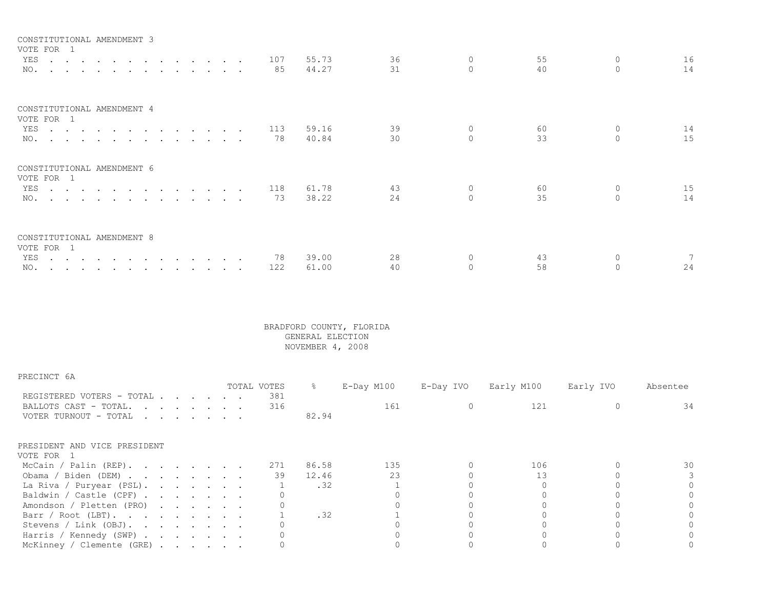## CONSTITUTIONAL AMENDMENT 3

VOTE FOR 1

| | TOTAL VOTES | % | E-Day M100 | E-Day IVO | Early M100 | Early IVO | Absentee |
|---|---|---|---|---|---|---|---|
| YES | 107 | 55.73 | 36 | 0 | 55 | 0 | 16 |
| NO. | 85 | 44.27 | 31 | 0 | 40 | 0 | 14 |

## CONSTITUTIONAL AMENDMENT 4

VOTE FOR 1

| | TOTAL VOTES | % | E-Day M100 | E-Day IVO | Early M100 | Early IVO | Absentee |
|---|---|---|---|---|---|---|---|
| YES | 113 | 59.16 | 39 | 0 | 60 | 0 | 14 |
| NO. | 78 | 40.84 | 30 | 0 | 33 | 0 | 15 |

## CONSTITUTIONAL AMENDMENT 6

VOTE FOR 1

| | TOTAL VOTES | % | E-Day M100 | E-Day IVO | Early M100 | Early IVO | Absentee |
|---|---|---|---|---|---|---|---|
| YES | 118 | 61.78 | 43 | 0 | 60 | 0 | 15 |
| NO. | 73 | 38.22 | 24 | 0 | 35 | 0 | 14 |

## CONSTITUTIONAL AMENDMENT 8

VOTE FOR 1

| | TOTAL VOTES | % | E-Day M100 | E-Day IVO | Early M100 | Early IVO | Absentee |
|---|---|---|---|---|---|---|---|
| YES | 78 | 39.00 | 28 | 0 | 43 | 0 | 7 |
| NO. | 122 | 61.00 | 40 | 0 | 58 | 0 | 24 |

# BRADFORD COUNTY, FLORIDA
GENERAL ELECTION
NOVEMBER 4, 2008

## PRECINCT 6A

| | TOTAL VOTES | % | E-Day M100 | E-Day IVO | Early M100 | Early IVO | Absentee |
|---|---|---|---|---|---|---|---|
| REGISTERED VOTERS - TOTAL | 381 | | | | | | |
| BALLOTS CAST - TOTAL. | 316 | | 161 | 0 | 121 | 0 | 34 |
| VOTER TURNOUT - TOTAL | | 82.94 | | | | | |

## PRESIDENT AND VICE PRESIDENT

VOTE FOR 1

| | TOTAL VOTES | % | E-Day M100 | E-Day IVO | Early M100 | Early IVO | Absentee |
|---|---|---|---|---|---|---|---|
| McCain / Palin (REP). | 271 | 86.58 | 135 | 0 | 106 | 0 | 30 |
| Obama / Biden (DEM) | 39 | 12.46 | 23 | 0 | 13 | 0 | 3 |
| La Riva / Puryear (PSL). | 1 | .32 | 1 | 0 | 0 | 0 | 0 |
| Baldwin / Castle (CPF) | 0 | | 0 | 0 | 0 | 0 | 0 |
| Amondson / Pletten (PRO) | 0 | | 0 | 0 | 0 | 0 | 0 |
| Barr / Root (LBT). | 1 | .32 | 1 | 0 | 0 | 0 | 0 |
| Stevens / Link (OBJ). | 0 | | 0 | 0 | 0 | 0 | 0 |
| Harris / Kennedy (SWP) | 0 | | 0 | 0 | 0 | 0 | 0 |
| McKinney / Clemente (GRE) | 0 | | 0 | 0 | 0 | 0 | 0 |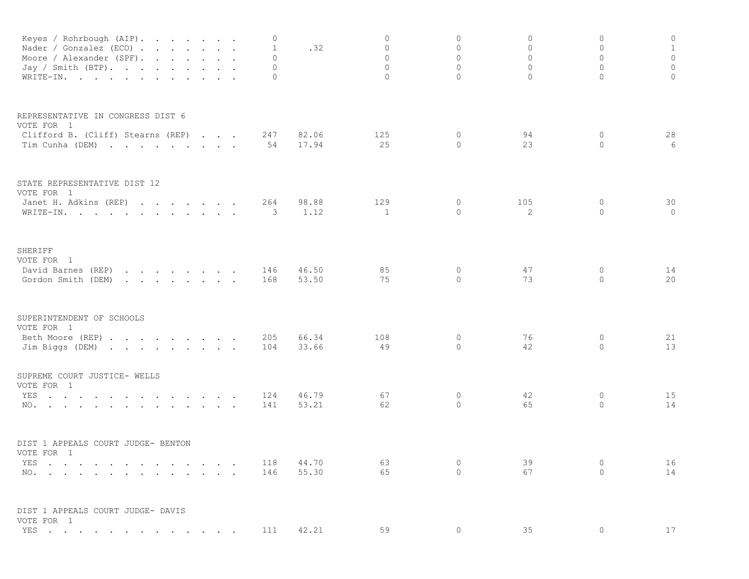| | | | | | | | |
|---|---|---|---|---|---|---|---|
| Keyes / Rohrbough (AIP) | 0 | | 0 | 0 | 0 | 0 | 0 |
| Nader / Gonzalez (ECO) | 1 | .32 | 0 | 0 | 0 | 0 | 1 |
| Moore / Alexander (SPF) | 0 | | 0 | 0 | 0 | 0 | 0 |
| Jay / Smith (BTP) | 0 | | 0 | 0 | 0 | 0 | 0 |
| WRITE-IN | 0 | | 0 | 0 | 0 | 0 | 0 |

REPRESENTATIVE IN CONGRESS DIST 6
VOTE FOR 1

| | | | | | | | |
|---|---|---|---|---|---|---|---|
| Clifford B. (Cliff) Stearns (REP) | 247 | 82.06 | 125 | 0 | 94 | 0 | 28 |
| Tim Cunha (DEM) | 54 | 17.94 | 25 | 0 | 23 | 0 | 6 |

STATE REPRESENTATIVE DIST 12
VOTE FOR 1

| | | | | | | | |
|---|---|---|---|---|---|---|---|
| Janet H. Adkins (REP) | 264 | 98.88 | 129 | 0 | 105 | 0 | 30 |
| WRITE-IN | 3 | 1.12 | 1 | 0 | 2 | 0 | 0 |

SHERIFF
VOTE FOR 1

| | | | | | | | |
|---|---|---|---|---|---|---|---|
| David Barnes (REP) | 146 | 46.50 | 85 | 0 | 47 | 0 | 14 |
| Gordon Smith (DEM) | 168 | 53.50 | 75 | 0 | 73 | 0 | 20 |

SUPERINTENDENT OF SCHOOLS
VOTE FOR 1

| | | | | | | | |
|---|---|---|---|---|---|---|---|
| Beth Moore (REP) | 205 | 66.34 | 108 | 0 | 76 | 0 | 21 |
| Jim Biggs (DEM) | 104 | 33.66 | 49 | 0 | 42 | 0 | 13 |

SUPREME COURT JUSTICE- WELLS
VOTE FOR 1

| | | | | | | | |
|---|---|---|---|---|---|---|---|
| YES | 124 | 46.79 | 67 | 0 | 42 | 0 | 15 |
| NO | 141 | 53.21 | 62 | 0 | 65 | 0 | 14 |

DIST 1 APPEALS COURT JUDGE- BENTON
VOTE FOR 1

| | | | | | | | |
|---|---|---|---|---|---|---|---|
| YES | 118 | 44.70 | 63 | 0 | 39 | 0 | 16 |
| NO | 146 | 55.30 | 65 | 0 | 67 | 0 | 14 |

DIST 1 APPEALS COURT JUDGE- DAVIS
VOTE FOR 1

| | | | | | | | |
|---|---|---|---|---|---|---|---|
| YES | 111 | 42.21 | 59 | 0 | 35 | 0 | 17 |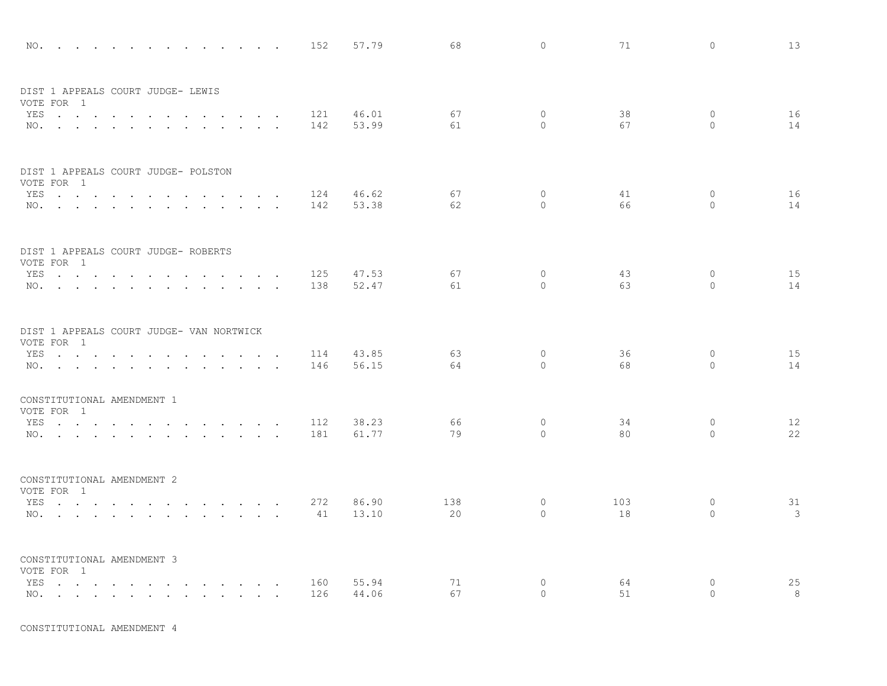| | | | | | | | |
|---|---|---|---|---|---|---|---|
| NO. . . . . . . . . . . . . . . . | 152 | 57.79 | 68 | 0 | 71 | 0 | 13 |

DIST 1 APPEALS COURT JUDGE- LEWIS
VOTE FOR 1

| | | | | | | | |
|---|---|---|---|---|---|---|---|
| YES . . . . . . . . . . . . . . . | 121 | 46.01 | 67 | 0 | 38 | 0 | 16 |
| NO. . . . . . . . . . . . . . . . | 142 | 53.99 | 61 | 0 | 67 | 0 | 14 |

DIST 1 APPEALS COURT JUDGE- POLSTON
VOTE FOR 1

| | | | | | | | |
|---|---|---|---|---|---|---|---|
| YES . . . . . . . . . . . . . . . | 124 | 46.62 | 67 | 0 | 41 | 0 | 16 |
| NO. . . . . . . . . . . . . . . . | 142 | 53.38 | 62 | 0 | 66 | 0 | 14 |

DIST 1 APPEALS COURT JUDGE- ROBERTS
VOTE FOR 1

| | | | | | | | |
|---|---|---|---|---|---|---|---|
| YES . . . . . . . . . . . . . . . | 125 | 47.53 | 67 | 0 | 43 | 0 | 15 |
| NO. . . . . . . . . . . . . . . . | 138 | 52.47 | 61 | 0 | 63 | 0 | 14 |

DIST 1 APPEALS COURT JUDGE- VAN NORTWICK
VOTE FOR 1

| | | | | | | | |
|---|---|---|---|---|---|---|---|
| YES . . . . . . . . . . . . . . . | 114 | 43.85 | 63 | 0 | 36 | 0 | 15 |
| NO. . . . . . . . . . . . . . . . | 146 | 56.15 | 64 | 0 | 68 | 0 | 14 |

CONSTITUTIONAL AMENDMENT 1
VOTE FOR 1

| | | | | | | | |
|---|---|---|---|---|---|---|---|
| YES . . . . . . . . . . . . . . . | 112 | 38.23 | 66 | 0 | 34 | 0 | 12 |
| NO. . . . . . . . . . . . . . . . | 181 | 61.77 | 79 | 0 | 80 | 0 | 22 |

CONSTITUTIONAL AMENDMENT 2
VOTE FOR 1

| | | | | | | | |
|---|---|---|---|---|---|---|---|
| YES . . . . . . . . . . . . . . . | 272 | 86.90 | 138 | 0 | 103 | 0 | 31 |
| NO. . . . . . . . . . . . . . . . | 41 | 13.10 | 20 | 0 | 18 | 0 | 3 |

CONSTITUTIONAL AMENDMENT 3
VOTE FOR 1

| | | | | | | | |
|---|---|---|---|---|---|---|---|
| YES . . . . . . . . . . . . . . . | 160 | 55.94 | 71 | 0 | 64 | 0 | 25 |
| NO. . . . . . . . . . . . . . . . | 126 | 44.06 | 67 | 0 | 51 | 0 | 8 |

CONSTITUTIONAL AMENDMENT 4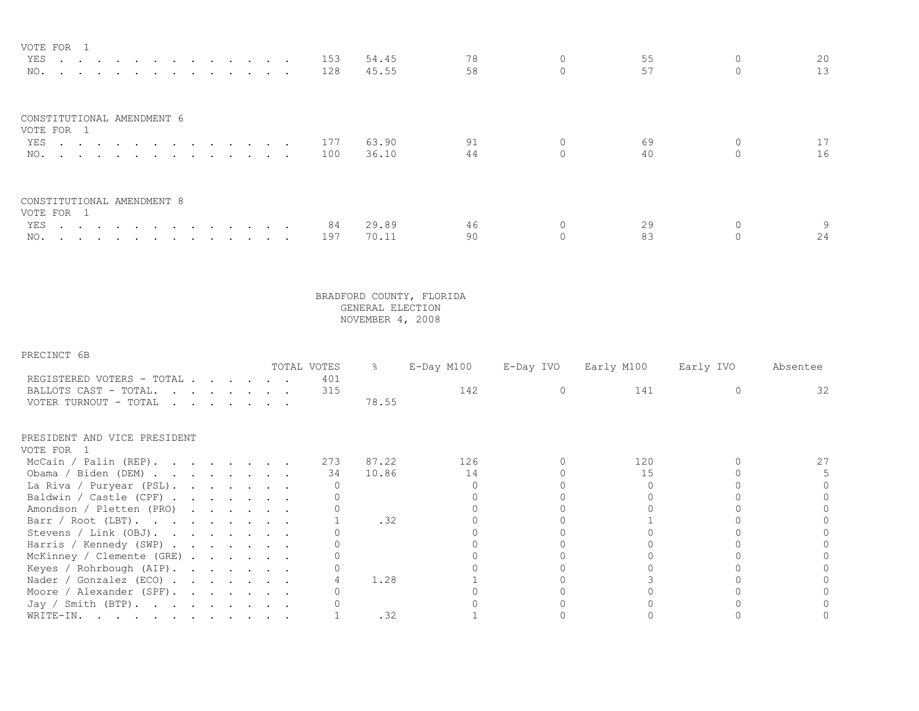VOTE FOR 1

| | TOTAL VOTES | % | E-Day M100 | E-Day IVO | Early M100 | Early IVO | Absentee |
|---|---|---|---|---|---|---|---|
| YES | 153 | 54.45 | 78 | 0 | 55 | 0 | 20 |
| NO. | 128 | 45.55 | 58 | 0 | 57 | 0 | 13 |

CONSTITUTIONAL AMENDMENT 6

VOTE FOR 1

| | TOTAL VOTES | % | E-Day M100 | E-Day IVO | Early M100 | Early IVO | Absentee |
|---|---|---|---|---|---|---|---|
| YES | 177 | 63.90 | 91 | 0 | 69 | 0 | 17 |
| NO. | 100 | 36.10 | 44 | 0 | 40 | 0 | 16 |

CONSTITUTIONAL AMENDMENT 8

VOTE FOR 1

| | TOTAL VOTES | % | E-Day M100 | E-Day IVO | Early M100 | Early IVO | Absentee |
|---|---|---|---|---|---|---|---|
| YES | 84 | 29.89 | 46 | 0 | 29 | 0 | 9 |
| NO. | 197 | 70.11 | 90 | 0 | 83 | 0 | 24 |

BRADFORD COUNTY, FLORIDA
GENERAL ELECTION
NOVEMBER 4, 2008

PRECINCT 6B

| | TOTAL VOTES | % | E-Day M100 | E-Day IVO | Early M100 | Early IVO | Absentee |
|---|---|---|---|---|---|---|---|
| REGISTERED VOTERS - TOTAL | 401 | | | | | | |
| BALLOTS CAST - TOTAL. | 315 | | 142 | 0 | 141 | 0 | 32 |
| VOTER TURNOUT - TOTAL | | 78.55 | | | | | |

PRESIDENT AND VICE PRESIDENT

VOTE FOR 1

| | TOTAL VOTES | % | E-Day M100 | E-Day IVO | Early M100 | Early IVO | Absentee |
|---|---|---|---|---|---|---|---|
| McCain / Palin (REP). | 273 | 87.22 | 126 | 0 | 120 | 0 | 27 |
| Obama / Biden (DEM) | 34 | 10.86 | 14 | 0 | 15 | 0 | 5 |
| La Riva / Puryear (PSL). | 0 | | 0 | 0 | 0 | 0 | 0 |
| Baldwin / Castle (CPF) | 0 | | 0 | 0 | 0 | 0 | 0 |
| Amondson / Pletten (PRO) | 0 | | 0 | 0 | 0 | 0 | 0 |
| Barr / Root (LBT). | 1 | .32 | 0 | 0 | 1 | 0 | 0 |
| Stevens / Link (OBJ). | 0 | | 0 | 0 | 0 | 0 | 0 |
| Harris / Kennedy (SWP) | 0 | | 0 | 0 | 0 | 0 | 0 |
| McKinney / Clemente (GRE) | 0 | | 0 | 0 | 0 | 0 | 0 |
| Keyes / Rohrbough (AIP). | 0 | | 0 | 0 | 0 | 0 | 0 |
| Nader / Gonzalez (ECO) | 4 | 1.28 | 1 | 0 | 3 | 0 | 0 |
| Moore / Alexander (SPF). | 0 | | 0 | 0 | 0 | 0 | 0 |
| Jay / Smith (BTP). | 0 | | 0 | 0 | 0 | 0 | 0 |
| WRITE-IN. | 1 | .32 | 1 | 0 | 0 | 0 | 0 |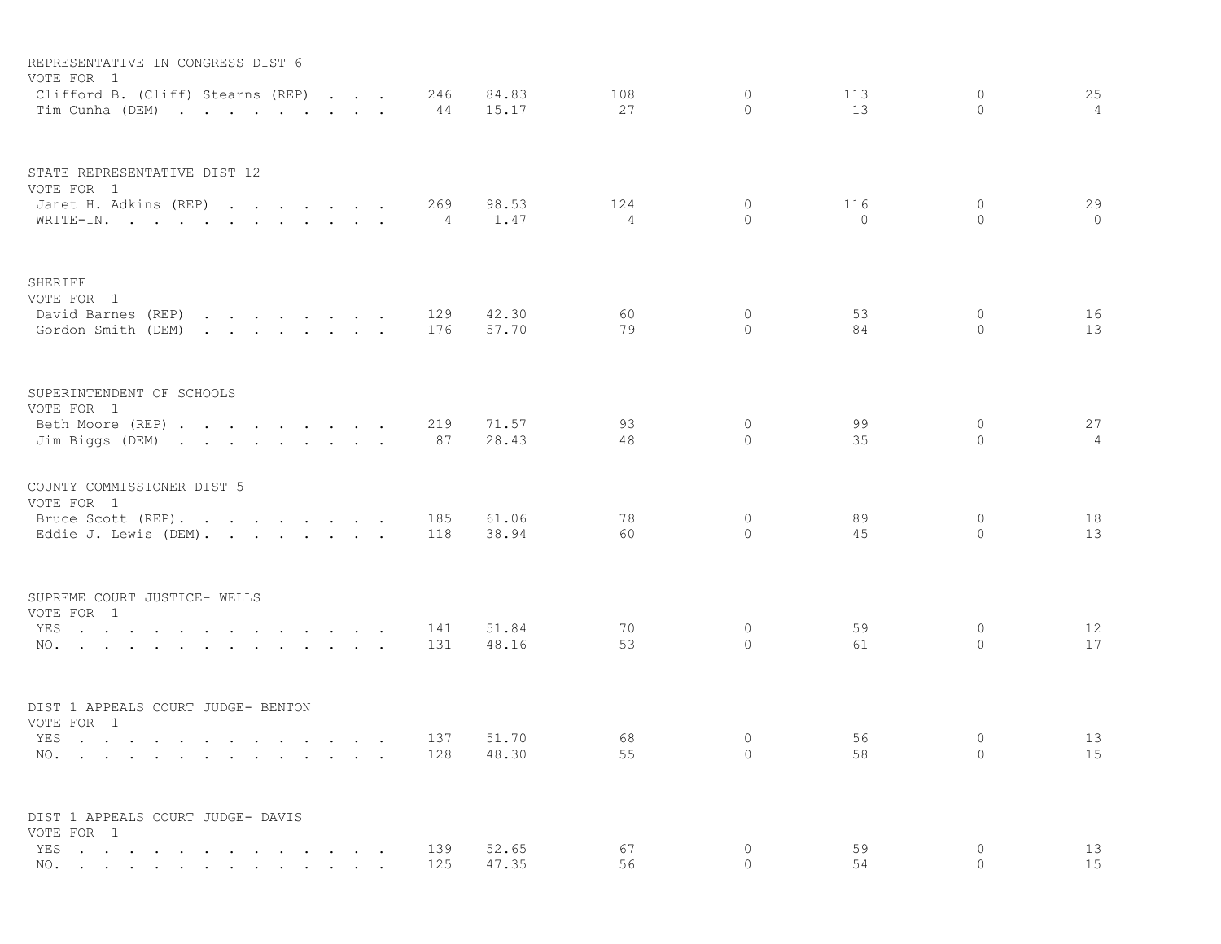REPRESENTATIVE IN CONGRESS DIST 6
VOTE FOR 1

| Candidate | Total | % | | | | | |
|---|---|---|---|---|---|---|---|
| Clifford B. (Cliff) Stearns (REP) | 246 | 84.83 | 108 | 0 | 113 | 0 | 25 |
| Tim Cunha (DEM) | 44 | 15.17 | 27 | 0 | 13 | 0 | 4 |

STATE REPRESENTATIVE DIST 12
VOTE FOR 1

| Candidate | Total | % | | | | | |
|---|---|---|---|---|---|---|---|
| Janet H. Adkins (REP) | 269 | 98.53 | 124 | 0 | 116 | 0 | 29 |
| WRITE-IN. | 4 | 1.47 | 4 | 0 | 0 | 0 | 0 |

SHERIFF
VOTE FOR 1

| Candidate | Total | % | | | | | |
|---|---|---|---|---|---|---|---|
| David Barnes (REP) | 129 | 42.30 | 60 | 0 | 53 | 0 | 16 |
| Gordon Smith (DEM) | 176 | 57.70 | 79 | 0 | 84 | 0 | 13 |

SUPERINTENDENT OF SCHOOLS
VOTE FOR 1

| Candidate | Total | % | | | | | |
|---|---|---|---|---|---|---|---|
| Beth Moore (REP) | 219 | 71.57 | 93 | 0 | 99 | 0 | 27 |
| Jim Biggs (DEM) | 87 | 28.43 | 48 | 0 | 35 | 0 | 4 |

COUNTY COMMISSIONER DIST 5
VOTE FOR 1

| Candidate | Total | % | | | | | |
|---|---|---|---|---|---|---|---|
| Bruce Scott (REP). | 185 | 61.06 | 78 | 0 | 89 | 0 | 18 |
| Eddie J. Lewis (DEM). | 118 | 38.94 | 60 | 0 | 45 | 0 | 13 |

SUPREME COURT JUSTICE- WELLS
VOTE FOR 1

| Choice | Total | % | | | | | |
|---|---|---|---|---|---|---|---|
| YES | 141 | 51.84 | 70 | 0 | 59 | 0 | 12 |
| NO. | 131 | 48.16 | 53 | 0 | 61 | 0 | 17 |

DIST 1 APPEALS COURT JUDGE- BENTON
VOTE FOR 1

| Choice | Total | % | | | | | |
|---|---|---|---|---|---|---|---|
| YES | 137 | 51.70 | 68 | 0 | 56 | 0 | 13 |
| NO. | 128 | 48.30 | 55 | 0 | 58 | 0 | 15 |

DIST 1 APPEALS COURT JUDGE- DAVIS
VOTE FOR 1

| Choice | Total | % | | | | | |
|---|---|---|---|---|---|---|---|
| YES | 139 | 52.65 | 67 | 0 | 59 | 0 | 13 |
| NO. | 125 | 47.35 | 56 | 0 | 54 | 0 | 15 |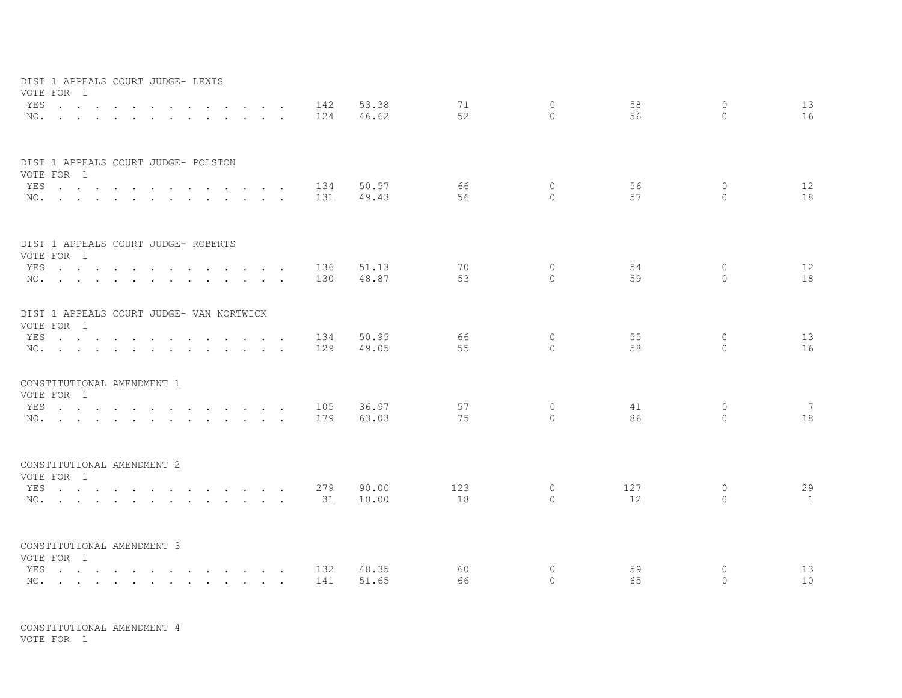DIST 1 APPEALS COURT JUDGE- LEWIS
VOTE FOR 1

| | | | | | | | |
|---|---|---|---|---|---|---|---|
| YES | 142 | 53.38 | 71 | 0 | 58 | 0 | 13 |
| NO. | 124 | 46.62 | 52 | 0 | 56 | 0 | 16 |

DIST 1 APPEALS COURT JUDGE- POLSTON
VOTE FOR 1

| | | | | | | | |
|---|---|---|---|---|---|---|---|
| YES | 134 | 50.57 | 66 | 0 | 56 | 0 | 12 |
| NO. | 131 | 49.43 | 56 | 0 | 57 | 0 | 18 |

DIST 1 APPEALS COURT JUDGE- ROBERTS
VOTE FOR 1

| | | | | | | | |
|---|---|---|---|---|---|---|---|
| YES | 136 | 51.13 | 70 | 0 | 54 | 0 | 12 |
| NO. | 130 | 48.87 | 53 | 0 | 59 | 0 | 18 |

DIST 1 APPEALS COURT JUDGE- VAN NORTWICK
VOTE FOR 1

| | | | | | | | |
|---|---|---|---|---|---|---|---|
| YES | 134 | 50.95 | 66 | 0 | 55 | 0 | 13 |
| NO. | 129 | 49.05 | 55 | 0 | 58 | 0 | 16 |

CONSTITUTIONAL AMENDMENT 1
VOTE FOR 1

| | | | | | | | |
|---|---|---|---|---|---|---|---|
| YES | 105 | 36.97 | 57 | 0 | 41 | 0 | 7 |
| NO. | 179 | 63.03 | 75 | 0 | 86 | 0 | 18 |

CONSTITUTIONAL AMENDMENT 2
VOTE FOR 1

| | | | | | | | |
|---|---|---|---|---|---|---|---|
| YES | 279 | 90.00 | 123 | 0 | 127 | 0 | 29 |
| NO. | 31 | 10.00 | 18 | 0 | 12 | 0 | 1 |

CONSTITUTIONAL AMENDMENT 3
VOTE FOR 1

| | | | | | | | |
|---|---|---|---|---|---|---|---|
| YES | 132 | 48.35 | 60 | 0 | 59 | 0 | 13 |
| NO. | 141 | 51.65 | 66 | 0 | 65 | 0 | 10 |

CONSTITUTIONAL AMENDMENT 4
VOTE FOR 1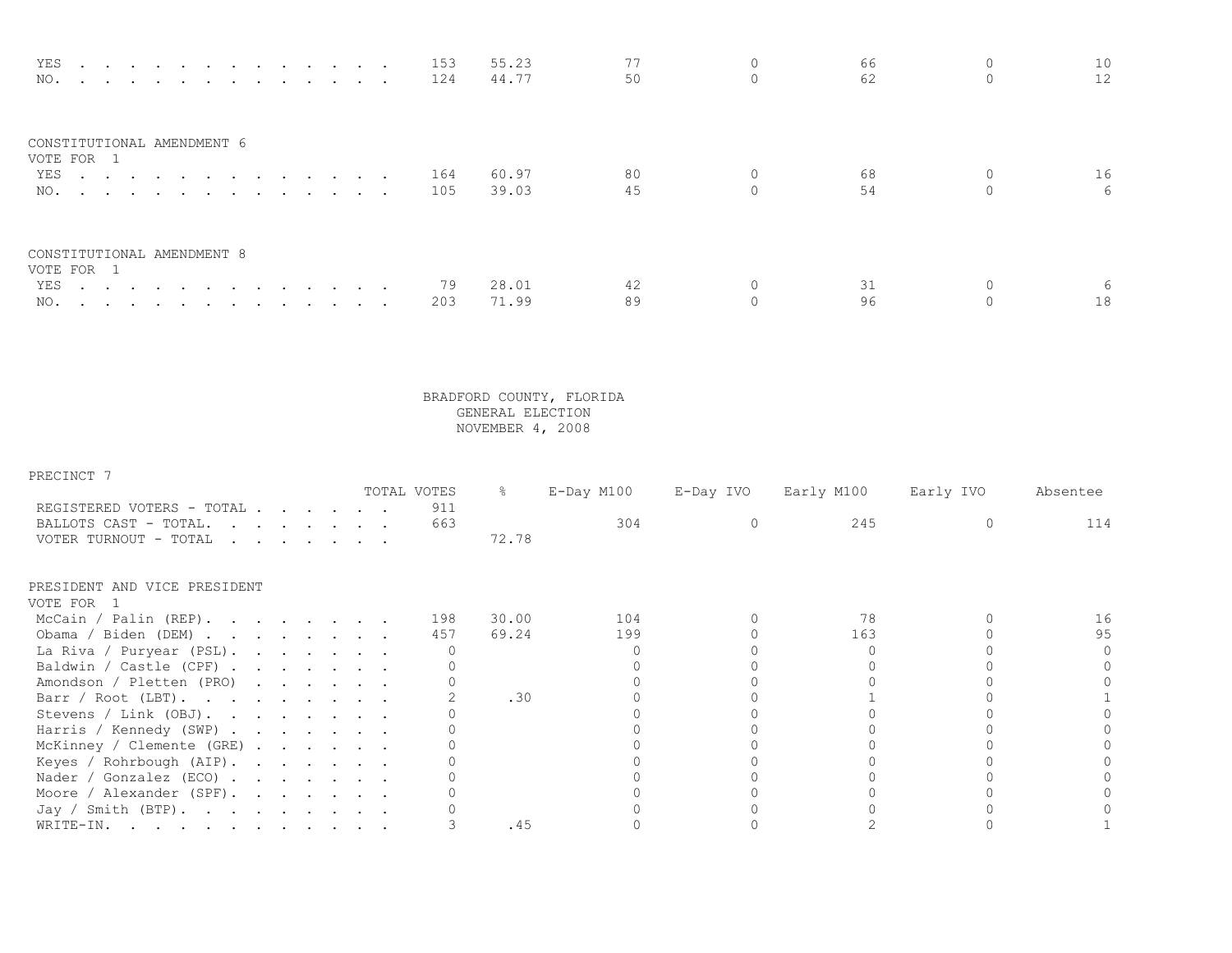| | TOTAL VOTES | % | E-Day M100 | E-Day IVO | Early M100 | Early IVO | Absentee |
|---|---|---|---|---|---|---|---|
| YES | 153 | 55.23 | 77 | 0 | 66 | 0 | 10 |
| NO. | 124 | 44.77 | 50 | 0 | 62 | 0 | 12 |

CONSTITUTIONAL AMENDMENT 6
VOTE FOR 1

| | TOTAL VOTES | % | E-Day M100 | E-Day IVO | Early M100 | Early IVO | Absentee |
|---|---|---|---|---|---|---|---|
| YES | 164 | 60.97 | 80 | 0 | 68 | 0 | 16 |
| NO. | 105 | 39.03 | 45 | 0 | 54 | 0 | 6 |

CONSTITUTIONAL AMENDMENT 8
VOTE FOR 1

| | TOTAL VOTES | % | E-Day M100 | E-Day IVO | Early M100 | Early IVO | Absentee |
|---|---|---|---|---|---|---|---|
| YES | 79 | 28.01 | 42 | 0 | 31 | 0 | 6 |
| NO. | 203 | 71.99 | 89 | 0 | 96 | 0 | 18 |

BRADFORD COUNTY, FLORIDA
GENERAL ELECTION
NOVEMBER 4, 2008

PRECINCT 7

| | TOTAL VOTES | % | E-Day M100 | E-Day IVO | Early M100 | Early IVO | Absentee |
|---|---|---|---|---|---|---|---|
| REGISTERED VOTERS - TOTAL | 911 | | | | | | |
| BALLOTS CAST - TOTAL. | 663 | | 304 | 0 | 245 | 0 | 114 |
| VOTER TURNOUT - TOTAL | | 72.78 | | | | | |

PRESIDENT AND VICE PRESIDENT
VOTE FOR 1

| | TOTAL VOTES | % | E-Day M100 | E-Day IVO | Early M100 | Early IVO | Absentee |
|---|---|---|---|---|---|---|---|
| McCain / Palin (REP). | 198 | 30.00 | 104 | 0 | 78 | 0 | 16 |
| Obama / Biden (DEM) | 457 | 69.24 | 199 | 0 | 163 | 0 | 95 |
| La Riva / Puryear (PSL). | 0 | | 0 | 0 | 0 | 0 | 0 |
| Baldwin / Castle (CPF) | 0 | | 0 | 0 | 0 | 0 | 0 |
| Amondson / Pletten (PRO) | 0 | | 0 | 0 | 0 | 0 | 0 |
| Barr / Root (LBT). | 2 | .30 | 0 | 0 | 1 | 0 | 1 |
| Stevens / Link (OBJ). | 0 | | 0 | 0 | 0 | 0 | 0 |
| Harris / Kennedy (SWP) | 0 | | 0 | 0 | 0 | 0 | 0 |
| McKinney / Clemente (GRE) | 0 | | 0 | 0 | 0 | 0 | 0 |
| Keyes / Rohrbough (AIP). | 0 | | 0 | 0 | 0 | 0 | 0 |
| Nader / Gonzalez (ECO) | 0 | | 0 | 0 | 0 | 0 | 0 |
| Moore / Alexander (SPF). | 0 | | 0 | 0 | 0 | 0 | 0 |
| Jay / Smith (BTP). | 0 | | 0 | 0 | 0 | 0 | 0 |
| WRITE-IN. | 3 | .45 | 0 | 0 | 2 | 0 | 1 |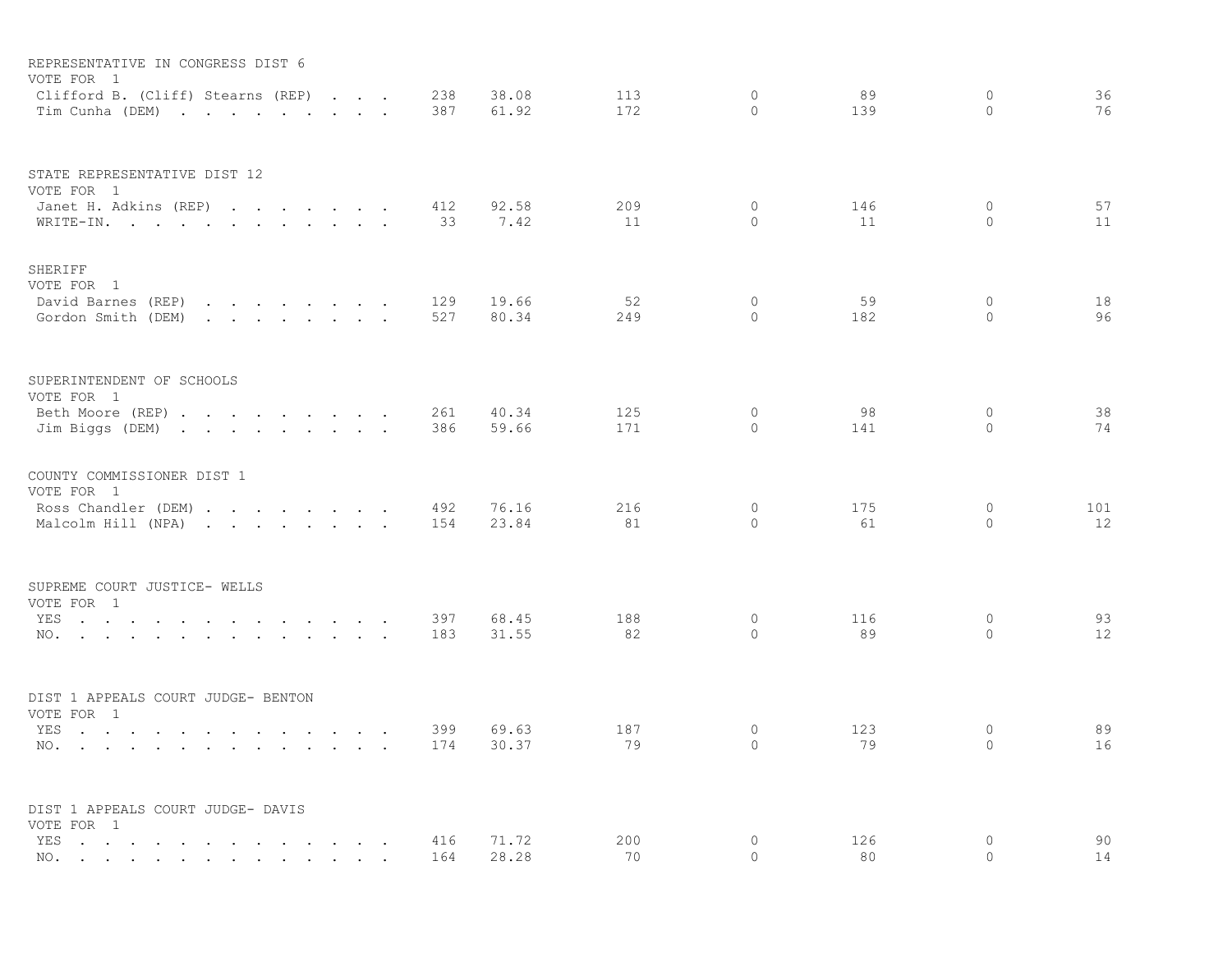REPRESENTATIVE IN CONGRESS DIST 6
VOTE FOR 1

| Candidate | Total | % | | | | | |
|---|---|---|---|---|---|---|---|
| Clifford B. (Cliff) Stearns (REP) | 238 | 38.08 | 113 | 0 | 89 | 0 | 36 |
| Tim Cunha (DEM) | 387 | 61.92 | 172 | 0 | 139 | 0 | 76 |

STATE REPRESENTATIVE DIST 12
VOTE FOR 1

| Candidate | Total | % | | | | | |
|---|---|---|---|---|---|---|---|
| Janet H. Adkins (REP) | 412 | 92.58 | 209 | 0 | 146 | 0 | 57 |
| WRITE-IN. | 33 | 7.42 | 11 | 0 | 11 | 0 | 11 |

SHERIFF
VOTE FOR 1

| Candidate | Total | % | | | | | |
|---|---|---|---|---|---|---|---|
| David Barnes (REP) | 129 | 19.66 | 52 | 0 | 59 | 0 | 18 |
| Gordon Smith (DEM) | 527 | 80.34 | 249 | 0 | 182 | 0 | 96 |

SUPERINTENDENT OF SCHOOLS
VOTE FOR 1

| Candidate | Total | % | | | | | |
|---|---|---|---|---|---|---|---|
| Beth Moore (REP) | 261 | 40.34 | 125 | 0 | 98 | 0 | 38 |
| Jim Biggs (DEM) | 386 | 59.66 | 171 | 0 | 141 | 0 | 74 |

COUNTY COMMISSIONER DIST 1
VOTE FOR 1

| Candidate | Total | % | | | | | |
|---|---|---|---|---|---|---|---|
| Ross Chandler (DEM) | 492 | 76.16 | 216 | 0 | 175 | 0 | 101 |
| Malcolm Hill (NPA) | 154 | 23.84 | 81 | 0 | 61 | 0 | 12 |

SUPREME COURT JUSTICE- WELLS
VOTE FOR 1

| Choice | Total | % | | | | | |
|---|---|---|---|---|---|---|---|
| YES | 397 | 68.45 | 188 | 0 | 116 | 0 | 93 |
| NO. | 183 | 31.55 | 82 | 0 | 89 | 0 | 12 |

DIST 1 APPEALS COURT JUDGE- BENTON
VOTE FOR 1

| Choice | Total | % | | | | | |
|---|---|---|---|---|---|---|---|
| YES | 399 | 69.63 | 187 | 0 | 123 | 0 | 89 |
| NO. | 174 | 30.37 | 79 | 0 | 79 | 0 | 16 |

DIST 1 APPEALS COURT JUDGE- DAVIS
VOTE FOR 1

| Choice | Total | % | | | | | |
|---|---|---|---|---|---|---|---|
| YES | 416 | 71.72 | 200 | 0 | 126 | 0 | 90 |
| NO. | 164 | 28.28 | 70 | 0 | 80 | 0 | 14 |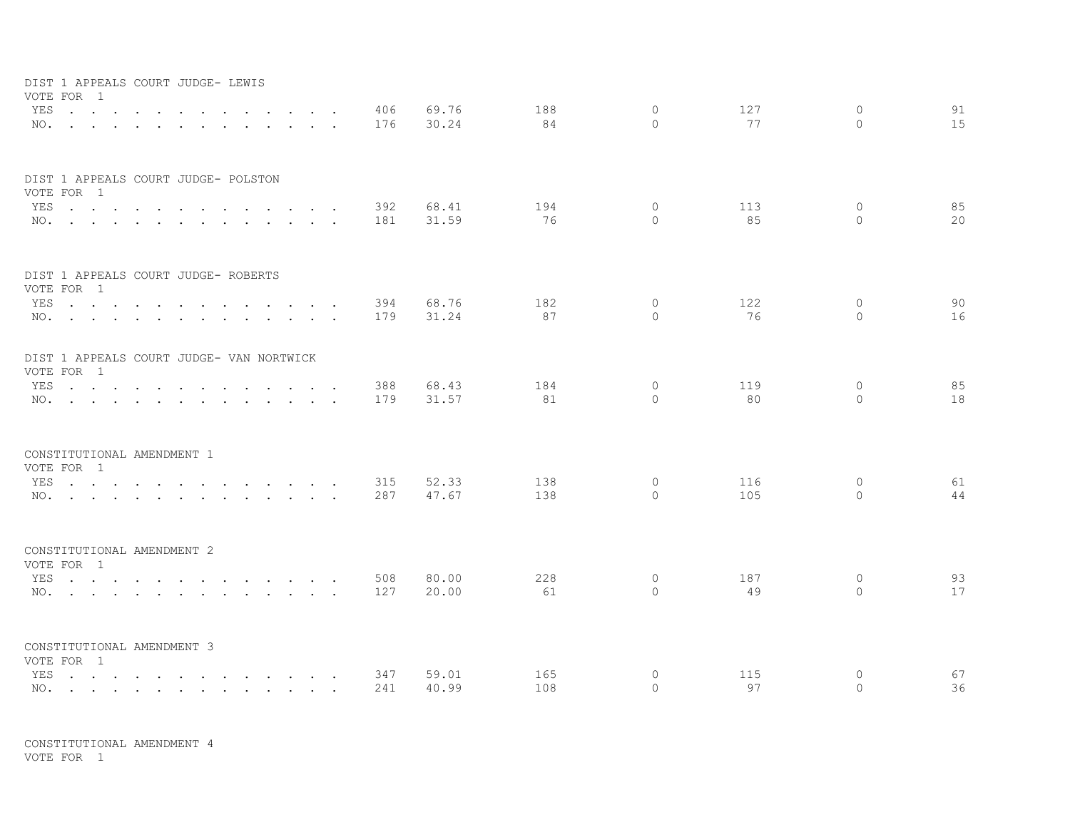DIST 1 APPEALS COURT JUDGE- LEWIS
VOTE FOR 1

| | | | | | | | |
|---|---|---|---|---|---|---|---|
| YES | 406 | 69.76 | 188 | 0 | 127 | 0 | 91 |
| NO. | 176 | 30.24 | 84 | 0 | 77 | 0 | 15 |

DIST 1 APPEALS COURT JUDGE- POLSTON
VOTE FOR 1

| | | | | | | | |
|---|---|---|---|---|---|---|---|
| YES | 392 | 68.41 | 194 | 0 | 113 | 0 | 85 |
| NO. | 181 | 31.59 | 76 | 0 | 85 | 0 | 20 |

DIST 1 APPEALS COURT JUDGE- ROBERTS
VOTE FOR 1

| | | | | | | | |
|---|---|---|---|---|---|---|---|
| YES | 394 | 68.76 | 182 | 0 | 122 | 0 | 90 |
| NO. | 179 | 31.24 | 87 | 0 | 76 | 0 | 16 |

DIST 1 APPEALS COURT JUDGE- VAN NORTWICK
VOTE FOR 1

| | | | | | | | |
|---|---|---|---|---|---|---|---|
| YES | 388 | 68.43 | 184 | 0 | 119 | 0 | 85 |
| NO. | 179 | 31.57 | 81 | 0 | 80 | 0 | 18 |

CONSTITUTIONAL AMENDMENT 1
VOTE FOR 1

| | | | | | | | |
|---|---|---|---|---|---|---|---|
| YES | 315 | 52.33 | 138 | 0 | 116 | 0 | 61 |
| NO. | 287 | 47.67 | 138 | 0 | 105 | 0 | 44 |

CONSTITUTIONAL AMENDMENT 2
VOTE FOR 1

| | | | | | | | |
|---|---|---|---|---|---|---|---|
| YES | 508 | 80.00 | 228 | 0 | 187 | 0 | 93 |
| NO. | 127 | 20.00 | 61 | 0 | 49 | 0 | 17 |

CONSTITUTIONAL AMENDMENT 3
VOTE FOR 1

| | | | | | | | |
|---|---|---|---|---|---|---|---|
| YES | 347 | 59.01 | 165 | 0 | 115 | 0 | 67 |
| NO. | 241 | 40.99 | 108 | 0 | 97 | 0 | 36 |

CONSTITUTIONAL AMENDMENT 4
VOTE FOR 1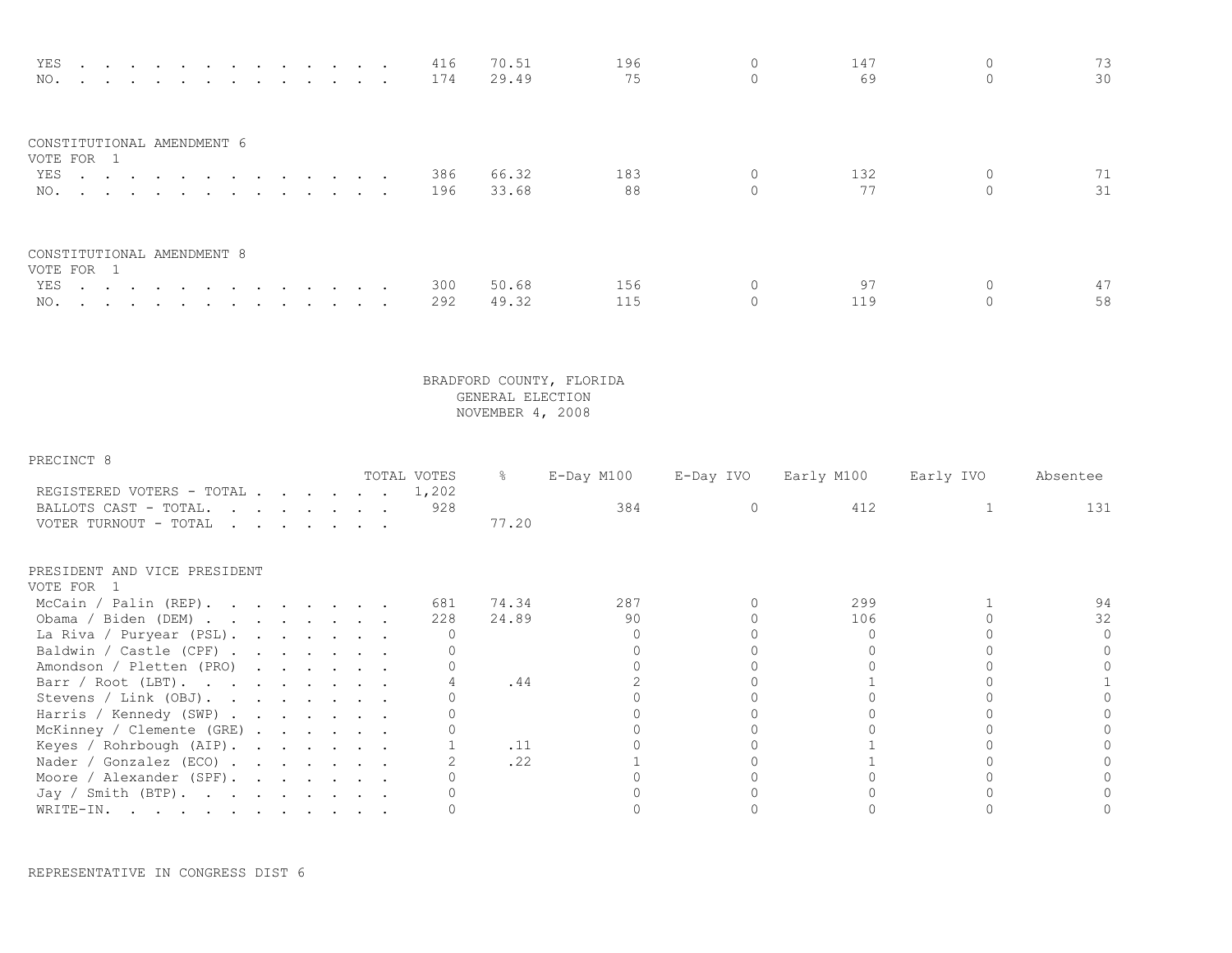| | TOTAL VOTES | % | E-Day M100 | E-Day IVO | Early M100 | Early IVO | Absentee |
|---|---|---|---|---|---|---|---|
| YES | 416 | 70.51 | 196 | 0 | 147 | 0 | 73 |
| NO. | 174 | 29.49 | 75 | 0 | 69 | 0 | 30 |

CONSTITUTIONAL AMENDMENT 6
VOTE FOR 1

| | TOTAL VOTES | % | E-Day M100 | E-Day IVO | Early M100 | Early IVO | Absentee |
|---|---|---|---|---|---|---|---|
| YES | 386 | 66.32 | 183 | 0 | 132 | 0 | 71 |
| NO. | 196 | 33.68 | 88 | 0 | 77 | 0 | 31 |

CONSTITUTIONAL AMENDMENT 8
VOTE FOR 1

| | TOTAL VOTES | % | E-Day M100 | E-Day IVO | Early M100 | Early IVO | Absentee |
|---|---|---|---|---|---|---|---|
| YES | 300 | 50.68 | 156 | 0 | 97 | 0 | 47 |
| NO. | 292 | 49.32 | 115 | 0 | 119 | 0 | 58 |

BRADFORD COUNTY, FLORIDA
GENERAL ELECTION
NOVEMBER 4, 2008

PRECINCT 8

| | TOTAL VOTES | % | E-Day M100 | E-Day IVO | Early M100 | Early IVO | Absentee |
|---|---|---|---|---|---|---|---|
| REGISTERED VOTERS - TOTAL | 1,202 | | | | | | |
| BALLOTS CAST - TOTAL. | 928 | | 384 | 0 | 412 | 1 | 131 |
| VOTER TURNOUT - TOTAL | | 77.20 | | | | | |

PRESIDENT AND VICE PRESIDENT
VOTE FOR 1

| | TOTAL VOTES | % | E-Day M100 | E-Day IVO | Early M100 | Early IVO | Absentee |
|---|---|---|---|---|---|---|---|
| McCain / Palin (REP). | 681 | 74.34 | 287 | 0 | 299 | 1 | 94 |
| Obama / Biden (DEM) | 228 | 24.89 | 90 | 0 | 106 | 0 | 32 |
| La Riva / Puryear (PSL). | 0 | | 0 | 0 | 0 | 0 | 0 |
| Baldwin / Castle (CPF) | 0 | | 0 | 0 | 0 | 0 | 0 |
| Amondson / Pletten (PRO) | 0 | | 0 | 0 | 0 | 0 | 0 |
| Barr / Root (LBT). | 4 | .44 | 2 | 0 | 1 | 0 | 1 |
| Stevens / Link (OBJ). | 0 | | 0 | 0 | 0 | 0 | 0 |
| Harris / Kennedy (SWP) | 0 | | 0 | 0 | 0 | 0 | 0 |
| McKinney / Clemente (GRE) | 0 | | 0 | 0 | 0 | 0 | 0 |
| Keyes / Rohrbough (AIP). | 1 | .11 | 0 | 0 | 1 | 0 | 0 |
| Nader / Gonzalez (ECO) | 2 | .22 | 1 | 0 | 1 | 0 | 0 |
| Moore / Alexander (SPF). | 0 | | 0 | 0 | 0 | 0 | 0 |
| Jay / Smith (BTP). | 0 | | 0 | 0 | 0 | 0 | 0 |
| WRITE-IN. | 0 | | 0 | 0 | 0 | 0 | 0 |

REPRESENTATIVE IN CONGRESS DIST 6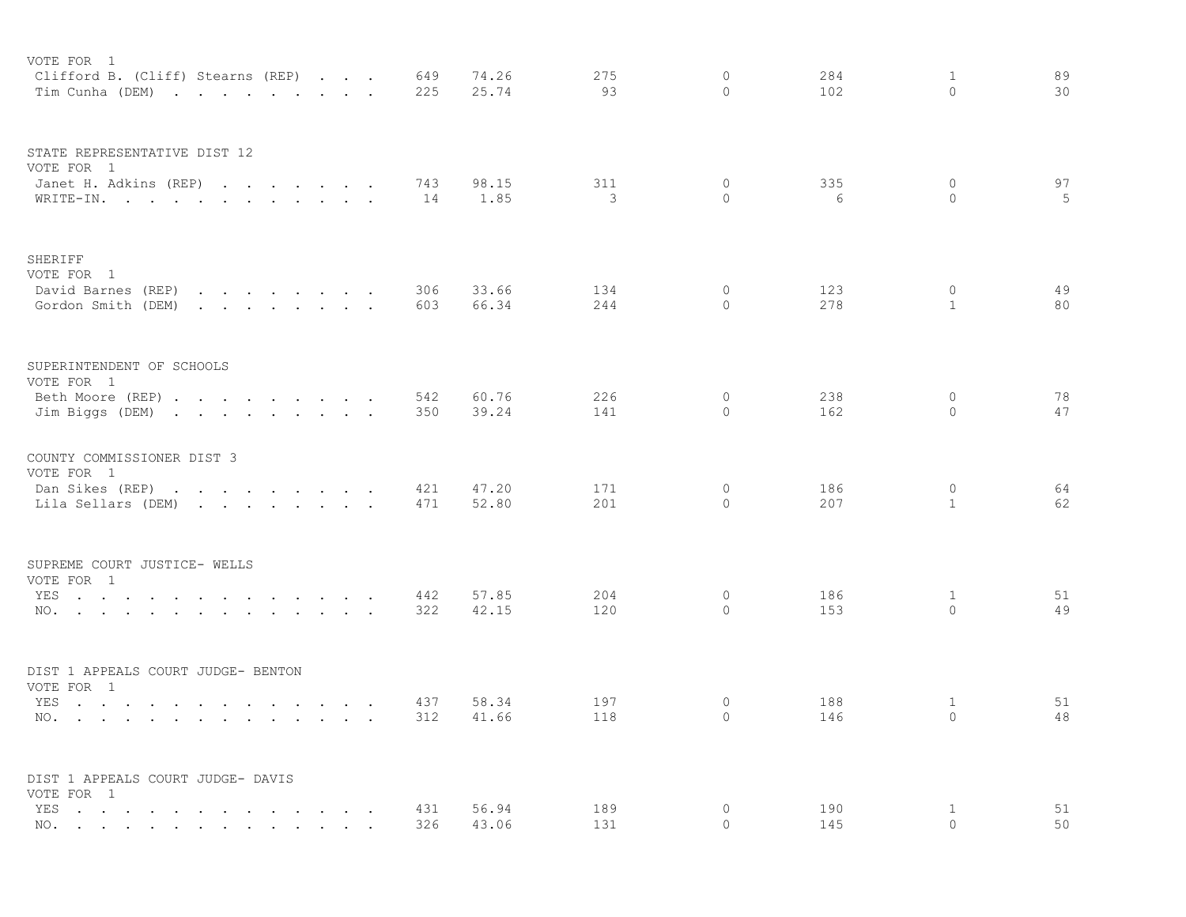VOTE FOR 1

| | | | | | | | |
|---|---|---|---|---|---|---|---|
| Clifford B. (Cliff) Stearns (REP) . . . | 649 | 74.26 | 275 | 0 | 284 | 1 | 89 |
| Tim Cunha (DEM) . . . . . . . . . . | 225 | 25.74 | 93 | 0 | 102 | 0 | 30 |

STATE REPRESENTATIVE DIST 12
VOTE FOR 1

| | | | | | | | |
|---|---|---|---|---|---|---|---|
| Janet H. Adkins (REP) . . . . . . . . | 743 | 98.15 | 311 | 0 | 335 | 0 | 97 |
| WRITE-IN. . . . . . . . . . . . . | 14 | 1.85 | 3 | 0 | 6 | 0 | 5 |

SHERIFF
VOTE FOR 1

| | | | | | | | |
|---|---|---|---|---|---|---|---|
| David Barnes (REP) . . . . . . . . . | 306 | 33.66 | 134 | 0 | 123 | 0 | 49 |
| Gordon Smith (DEM) . . . . . . . . . | 603 | 66.34 | 244 | 0 | 278 | 1 | 80 |

SUPERINTENDENT OF SCHOOLS
VOTE FOR 1

| | | | | | | | |
|---|---|---|---|---|---|---|---|
| Beth Moore (REP) . . . . . . . . . . | 542 | 60.76 | 226 | 0 | 238 | 0 | 78 |
| Jim Biggs (DEM) . . . . . . . . . . | 350 | 39.24 | 141 | 0 | 162 | 0 | 47 |

COUNTY COMMISSIONER DIST 3
VOTE FOR 1

| | | | | | | | |
|---|---|---|---|---|---|---|---|
| Dan Sikes (REP) . . . . . . . . . . | 421 | 47.20 | 171 | 0 | 186 | 0 | 64 |
| Lila Sellars (DEM) . . . . . . . . . | 471 | 52.80 | 201 | 0 | 207 | 1 | 62 |

SUPREME COURT JUSTICE- WELLS
VOTE FOR 1

| | | | | | | | |
|---|---|---|---|---|---|---|---|
| YES . . . . . . . . . . . . . . . | 442 | 57.85 | 204 | 0 | 186 | 1 | 51 |
| NO. . . . . . . . . . . . . . . . | 322 | 42.15 | 120 | 0 | 153 | 0 | 49 |

DIST 1 APPEALS COURT JUDGE- BENTON
VOTE FOR 1

| | | | | | | | |
|---|---|---|---|---|---|---|---|
| YES . . . . . . . . . . . . . . . | 437 | 58.34 | 197 | 0 | 188 | 1 | 51 |
| NO. . . . . . . . . . . . . . . . | 312 | 41.66 | 118 | 0 | 146 | 0 | 48 |

DIST 1 APPEALS COURT JUDGE- DAVIS
VOTE FOR 1

| | | | | | | | |
|---|---|---|---|---|---|---|---|
| YES . . . . . . . . . . . . . . . | 431 | 56.94 | 189 | 0 | 190 | 1 | 51 |
| NO. . . . . . . . . . . . . . . . | 326 | 43.06 | 131 | 0 | 145 | 0 | 50 |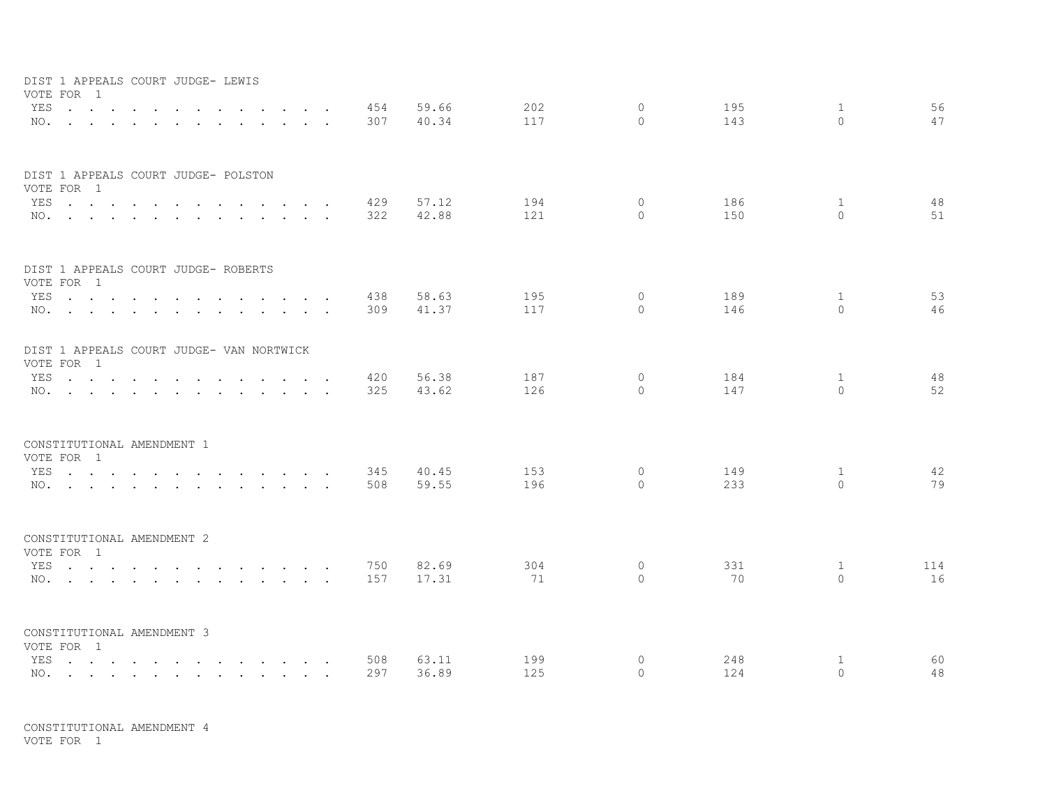DIST 1 APPEALS COURT JUDGE- LEWIS
VOTE FOR 1

| | | | | | | | |
|---|---|---|---|---|---|---|---|
| YES | 454 | 59.66 | 202 | 0 | 195 | 1 | 56 |
| NO. | 307 | 40.34 | 117 | 0 | 143 | 0 | 47 |

DIST 1 APPEALS COURT JUDGE- POLSTON
VOTE FOR 1

| | | | | | | | |
|---|---|---|---|---|---|---|---|
| YES | 429 | 57.12 | 194 | 0 | 186 | 1 | 48 |
| NO. | 322 | 42.88 | 121 | 0 | 150 | 0 | 51 |

DIST 1 APPEALS COURT JUDGE- ROBERTS
VOTE FOR 1

| | | | | | | | |
|---|---|---|---|---|---|---|---|
| YES | 438 | 58.63 | 195 | 0 | 189 | 1 | 53 |
| NO. | 309 | 41.37 | 117 | 0 | 146 | 0 | 46 |

DIST 1 APPEALS COURT JUDGE- VAN NORTWICK
VOTE FOR 1

| | | | | | | | |
|---|---|---|---|---|---|---|---|
| YES | 420 | 56.38 | 187 | 0 | 184 | 1 | 48 |
| NO. | 325 | 43.62 | 126 | 0 | 147 | 0 | 52 |

CONSTITUTIONAL AMENDMENT 1
VOTE FOR 1

| | | | | | | | |
|---|---|---|---|---|---|---|---|
| YES | 345 | 40.45 | 153 | 0 | 149 | 1 | 42 |
| NO. | 508 | 59.55 | 196 | 0 | 233 | 0 | 79 |

CONSTITUTIONAL AMENDMENT 2
VOTE FOR 1

| | | | | | | | |
|---|---|---|---|---|---|---|---|
| YES | 750 | 82.69 | 304 | 0 | 331 | 1 | 114 |
| NO. | 157 | 17.31 | 71 | 0 | 70 | 0 | 16 |

CONSTITUTIONAL AMENDMENT 3
VOTE FOR 1

| | | | | | | | |
|---|---|---|---|---|---|---|---|
| YES | 508 | 63.11 | 199 | 0 | 248 | 1 | 60 |
| NO. | 297 | 36.89 | 125 | 0 | 124 | 0 | 48 |

CONSTITUTIONAL AMENDMENT 4
VOTE FOR 1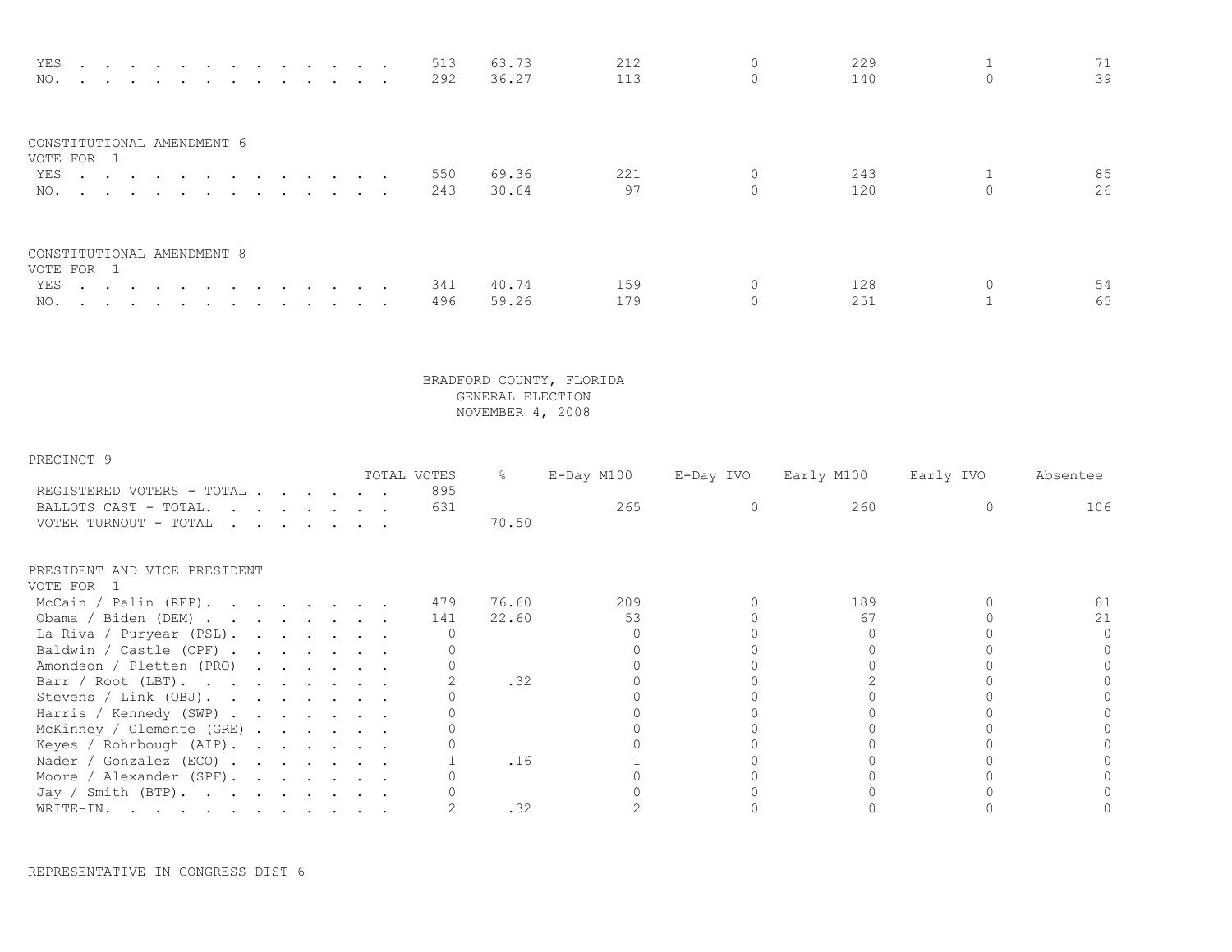| | TOTAL VOTES | % | E-Day M100 | E-Day IVO | Early M100 | Early IVO | Absentee |
|---|---|---|---|---|---|---|---|
| YES | 513 | 63.73 | 212 | 0 | 229 | 1 | 71 |
| NO. | 292 | 36.27 | 113 | 0 | 140 | 0 | 39 |

CONSTITUTIONAL AMENDMENT 6
VOTE FOR 1

| | TOTAL VOTES | % | E-Day M100 | E-Day IVO | Early M100 | Early IVO | Absentee |
|---|---|---|---|---|---|---|---|
| YES | 550 | 69.36 | 221 | 0 | 243 | 1 | 85 |
| NO. | 243 | 30.64 | 97 | 0 | 120 | 0 | 26 |

CONSTITUTIONAL AMENDMENT 8
VOTE FOR 1

| | TOTAL VOTES | % | E-Day M100 | E-Day IVO | Early M100 | Early IVO | Absentee |
|---|---|---|---|---|---|---|---|
| YES | 341 | 40.74 | 159 | 0 | 128 | 0 | 54 |
| NO. | 496 | 59.26 | 179 | 0 | 251 | 1 | 65 |

BRADFORD COUNTY, FLORIDA
GENERAL ELECTION
NOVEMBER 4, 2008

PRECINCT 9

| | TOTAL VOTES | % | E-Day M100 | E-Day IVO | Early M100 | Early IVO | Absentee |
|---|---|---|---|---|---|---|---|
| REGISTERED VOTERS - TOTAL | 895 | | | | | | |
| BALLOTS CAST - TOTAL. | 631 | | 265 | 0 | 260 | 0 | 106 |
| VOTER TURNOUT - TOTAL | | 70.50 | | | | | |

PRESIDENT AND VICE PRESIDENT
VOTE FOR 1

| | TOTAL VOTES | % | E-Day M100 | E-Day IVO | Early M100 | Early IVO | Absentee |
|---|---|---|---|---|---|---|---|
| McCain / Palin (REP). | 479 | 76.60 | 209 | 0 | 189 | 0 | 81 |
| Obama / Biden (DEM) | 141 | 22.60 | 53 | 0 | 67 | 0 | 21 |
| La Riva / Puryear (PSL). | 0 | | 0 | 0 | 0 | 0 | 0 |
| Baldwin / Castle (CPF) | 0 | | 0 | 0 | 0 | 0 | 0 |
| Amondson / Pletten (PRO) | 0 | | 0 | 0 | 0 | 0 | 0 |
| Barr / Root (LBT). | 2 | .32 | 0 | 0 | 2 | 0 | 0 |
| Stevens / Link (OBJ). | 0 | | 0 | 0 | 0 | 0 | 0 |
| Harris / Kennedy (SWP) | 0 | | 0 | 0 | 0 | 0 | 0 |
| McKinney / Clemente (GRE) | 0 | | 0 | 0 | 0 | 0 | 0 |
| Keyes / Rohrbough (AIP). | 0 | | 0 | 0 | 0 | 0 | 0 |
| Nader / Gonzalez (ECO) | 1 | .16 | 1 | 0 | 0 | 0 | 0 |
| Moore / Alexander (SPF). | 0 | | 0 | 0 | 0 | 0 | 0 |
| Jay / Smith (BTP). | 0 | | 0 | 0 | 0 | 0 | 0 |
| WRITE-IN. | 2 | .32 | 2 | 0 | 0 | 0 | 0 |

REPRESENTATIVE IN CONGRESS DIST 6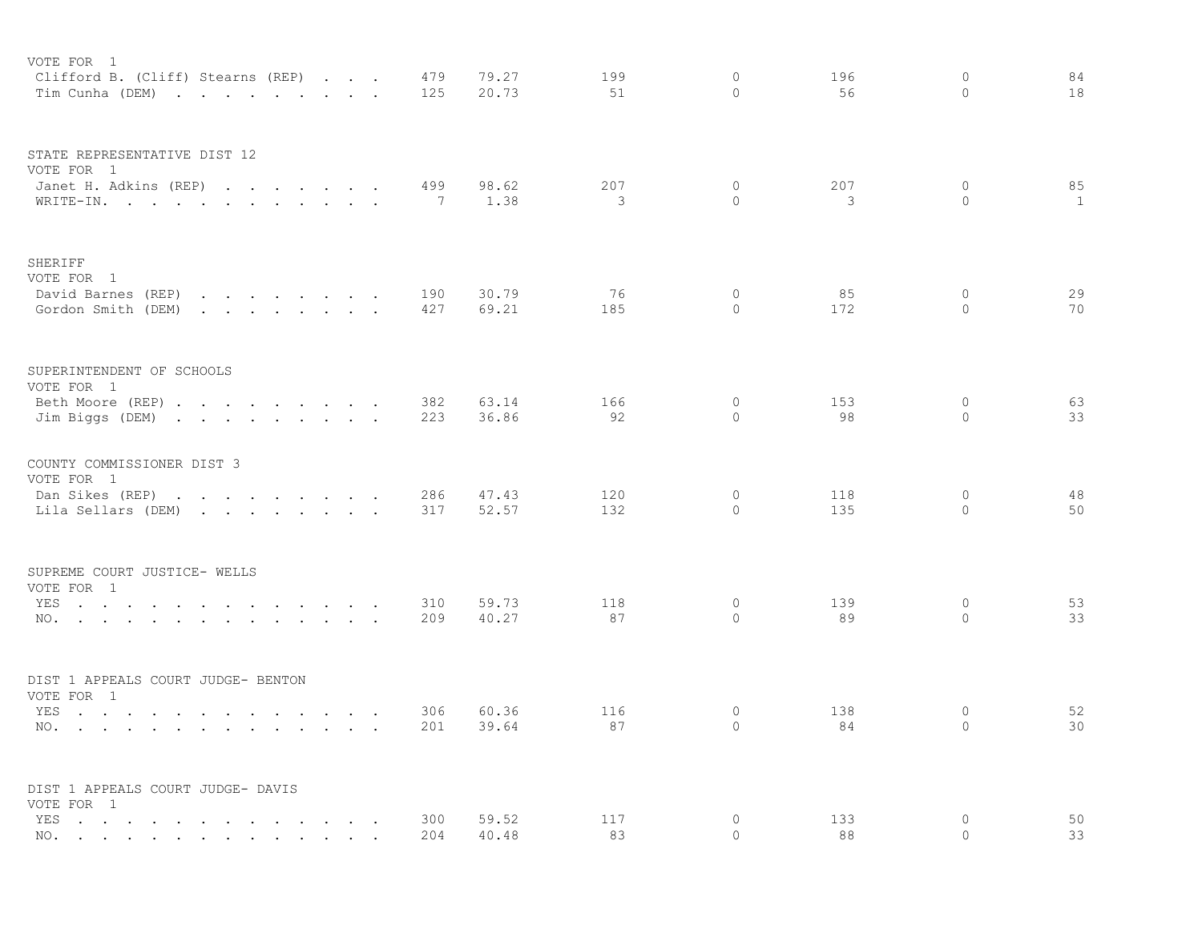VOTE FOR 1

| | | | | | | | |
|---|---|---|---|---|---|---|---|
| Clifford B. (Cliff) Stearns (REP) | 479 | 79.27 | 199 | 0 | 196 | 0 | 84 |
| Tim Cunha (DEM) | 125 | 20.73 | 51 | 0 | 56 | 0 | 18 |

STATE REPRESENTATIVE DIST 12
VOTE FOR 1

| | | | | | | | |
|---|---|---|---|---|---|---|---|
| Janet H. Adkins (REP) | 499 | 98.62 | 207 | 0 | 207 | 0 | 85 |
| WRITE-IN. | 7 | 1.38 | 3 | 0 | 3 | 0 | 1 |

SHERIFF
VOTE FOR 1

| | | | | | | | |
|---|---|---|---|---|---|---|---|
| David Barnes (REP) | 190 | 30.79 | 76 | 0 | 85 | 0 | 29 |
| Gordon Smith (DEM) | 427 | 69.21 | 185 | 0 | 172 | 0 | 70 |

SUPERINTENDENT OF SCHOOLS
VOTE FOR 1

| | | | | | | | |
|---|---|---|---|---|---|---|---|
| Beth Moore (REP) | 382 | 63.14 | 166 | 0 | 153 | 0 | 63 |
| Jim Biggs (DEM) | 223 | 36.86 | 92 | 0 | 98 | 0 | 33 |

COUNTY COMMISSIONER DIST 3
VOTE FOR 1

| | | | | | | | |
|---|---|---|---|---|---|---|---|
| Dan Sikes (REP) | 286 | 47.43 | 120 | 0 | 118 | 0 | 48 |
| Lila Sellars (DEM) | 317 | 52.57 | 132 | 0 | 135 | 0 | 50 |

SUPREME COURT JUSTICE- WELLS
VOTE FOR 1

| | | | | | | | |
|---|---|---|---|---|---|---|---|
| YES | 310 | 59.73 | 118 | 0 | 139 | 0 | 53 |
| NO. | 209 | 40.27 | 87 | 0 | 89 | 0 | 33 |

DIST 1 APPEALS COURT JUDGE- BENTON
VOTE FOR 1

| | | | | | | | |
|---|---|---|---|---|---|---|---|
| YES | 306 | 60.36 | 116 | 0 | 138 | 0 | 52 |
| NO. | 201 | 39.64 | 87 | 0 | 84 | 0 | 30 |

DIST 1 APPEALS COURT JUDGE- DAVIS
VOTE FOR 1

| | | | | | | | |
|---|---|---|---|---|---|---|---|
| YES | 300 | 59.52 | 117 | 0 | 133 | 0 | 50 |
| NO. | 204 | 40.48 | 83 | 0 | 88 | 0 | 33 |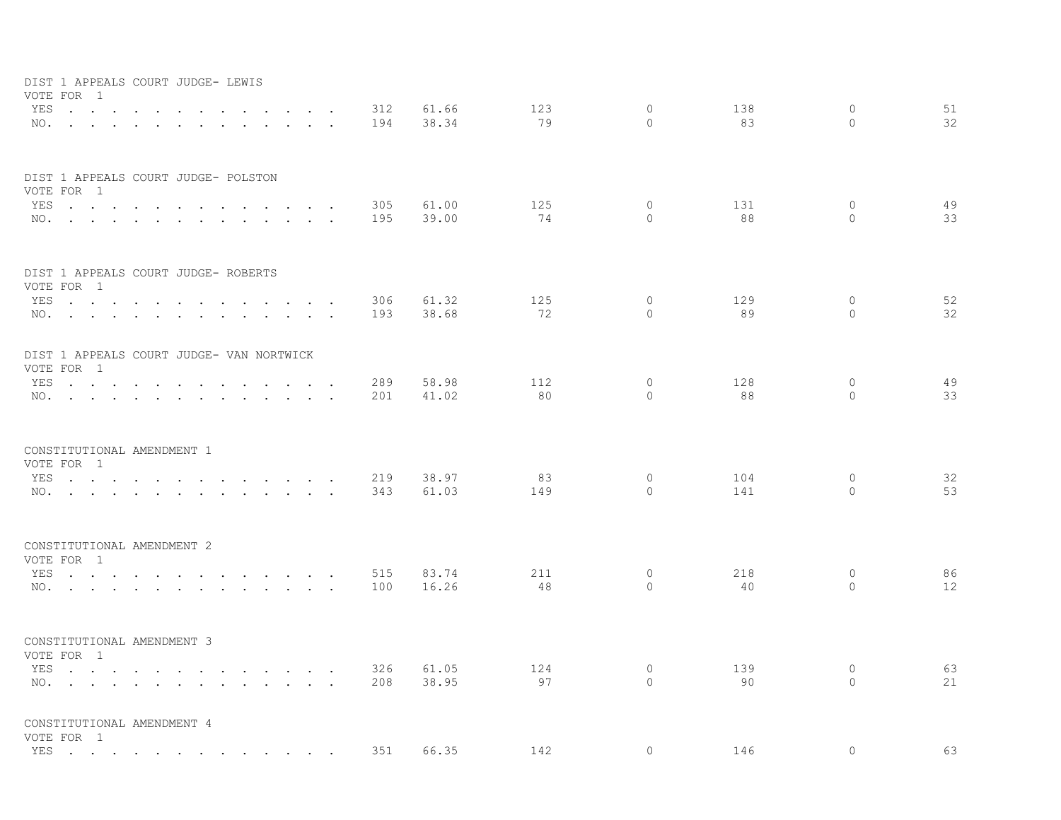DIST 1 APPEALS COURT JUDGE- LEWIS
VOTE FOR 1

| | | | | | | | |
|---|---|---|---|---|---|---|---|
| YES | 312 | 61.66 | 123 | 0 | 138 | 0 | 51 |
| NO. | 194 | 38.34 | 79 | 0 | 83 | 0 | 32 |

DIST 1 APPEALS COURT JUDGE- POLSTON
VOTE FOR 1

| | | | | | | | |
|---|---|---|---|---|---|---|---|
| YES | 305 | 61.00 | 125 | 0 | 131 | 0 | 49 |
| NO. | 195 | 39.00 | 74 | 0 | 88 | 0 | 33 |

DIST 1 APPEALS COURT JUDGE- ROBERTS
VOTE FOR 1

| | | | | | | | |
|---|---|---|---|---|---|---|---|
| YES | 306 | 61.32 | 125 | 0 | 129 | 0 | 52 |
| NO. | 193 | 38.68 | 72 | 0 | 89 | 0 | 32 |

DIST 1 APPEALS COURT JUDGE- VAN NORTWICK
VOTE FOR 1

| | | | | | | | |
|---|---|---|---|---|---|---|---|
| YES | 289 | 58.98 | 112 | 0 | 128 | 0 | 49 |
| NO. | 201 | 41.02 | 80 | 0 | 88 | 0 | 33 |

CONSTITUTIONAL AMENDMENT 1
VOTE FOR 1

| | | | | | | | |
|---|---|---|---|---|---|---|---|
| YES | 219 | 38.97 | 83 | 0 | 104 | 0 | 32 |
| NO. | 343 | 61.03 | 149 | 0 | 141 | 0 | 53 |

CONSTITUTIONAL AMENDMENT 2
VOTE FOR 1

| | | | | | | | |
|---|---|---|---|---|---|---|---|
| YES | 515 | 83.74 | 211 | 0 | 218 | 0 | 86 |
| NO. | 100 | 16.26 | 48 | 0 | 40 | 0 | 12 |

CONSTITUTIONAL AMENDMENT 3
VOTE FOR 1

| | | | | | | | |
|---|---|---|---|---|---|---|---|
| YES | 326 | 61.05 | 124 | 0 | 139 | 0 | 63 |
| NO. | 208 | 38.95 | 97 | 0 | 90 | 0 | 21 |

CONSTITUTIONAL AMENDMENT 4
VOTE FOR 1

| | | | | | | | |
|---|---|---|---|---|---|---|---|
| YES | 351 | 66.35 | 142 | 0 | 146 | 0 | 63 |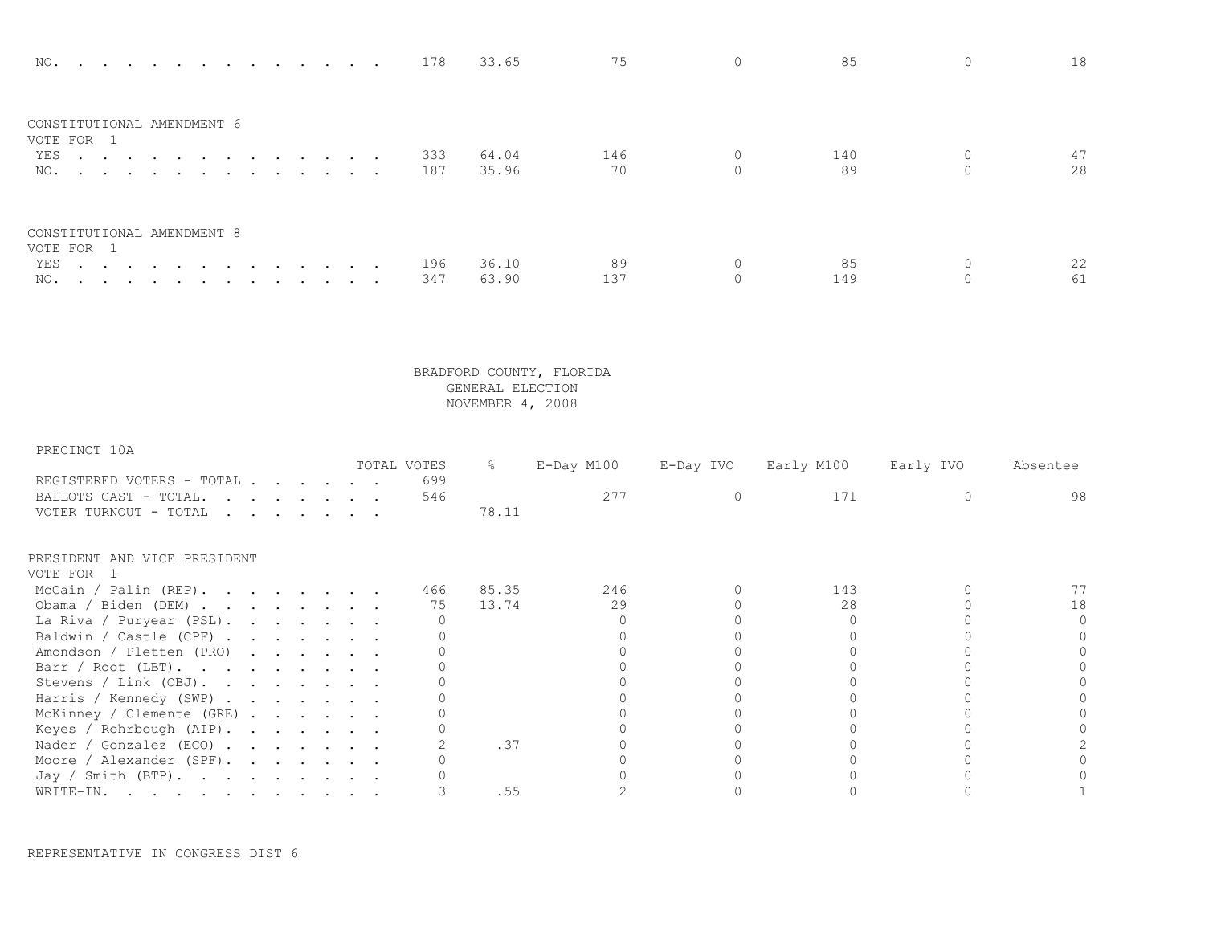| | TOTAL VOTES | % | E-Day M100 | E-Day IVO | Early M100 | Early IVO | Absentee |
|---|---|---|---|---|---|---|---|
| NO. | 178 | 33.65 | 75 | 0 | 85 | 0 | 18 |

CONSTITUTIONAL AMENDMENT 6
VOTE FOR 1

| | TOTAL VOTES | % | E-Day M100 | E-Day IVO | Early M100 | Early IVO | Absentee |
|---|---|---|---|---|---|---|---|
| YES | 333 | 64.04 | 146 | 0 | 140 | 0 | 47 |
| NO. | 187 | 35.96 | 70 | 0 | 89 | 0 | 28 |

CONSTITUTIONAL AMENDMENT 8
VOTE FOR 1

| | TOTAL VOTES | % | E-Day M100 | E-Day IVO | Early M100 | Early IVO | Absentee |
|---|---|---|---|---|---|---|---|
| YES | 196 | 36.10 | 89 | 0 | 85 | 0 | 22 |
| NO. | 347 | 63.90 | 137 | 0 | 149 | 0 | 61 |

BRADFORD COUNTY, FLORIDA
GENERAL ELECTION
NOVEMBER 4, 2008

PRECINCT 10A

| | TOTAL VOTES | % | E-Day M100 | E-Day IVO | Early M100 | Early IVO | Absentee |
|---|---|---|---|---|---|---|---|
| REGISTERED VOTERS - TOTAL | 699 | | | | | | |
| BALLOTS CAST - TOTAL. | 546 | | 277 | 0 | 171 | 0 | 98 |
| VOTER TURNOUT - TOTAL | | 78.11 | | | | | |

PRESIDENT AND VICE PRESIDENT
VOTE FOR 1

| | TOTAL VOTES | % | E-Day M100 | E-Day IVO | Early M100 | Early IVO | Absentee |
|---|---|---|---|---|---|---|---|
| McCain / Palin (REP). | 466 | 85.35 | 246 | 0 | 143 | 0 | 77 |
| Obama / Biden (DEM) | 75 | 13.74 | 29 | 0 | 28 | 0 | 18 |
| La Riva / Puryear (PSL). | 0 | | 0 | 0 | 0 | 0 | 0 |
| Baldwin / Castle (CPF) | 0 | | 0 | 0 | 0 | 0 | 0 |
| Amondson / Pletten (PRO) | 0 | | 0 | 0 | 0 | 0 | 0 |
| Barr / Root (LBT). | 0 | | 0 | 0 | 0 | 0 | 0 |
| Stevens / Link (OBJ). | 0 | | 0 | 0 | 0 | 0 | 0 |
| Harris / Kennedy (SWP) | 0 | | 0 | 0 | 0 | 0 | 0 |
| McKinney / Clemente (GRE) | 0 | | 0 | 0 | 0 | 0 | 0 |
| Keyes / Rohrbough (AIP). | 0 | | 0 | 0 | 0 | 0 | 0 |
| Nader / Gonzalez (ECO) | 2 | .37 | 0 | 0 | 0 | 0 | 2 |
| Moore / Alexander (SPF). | 0 | | 0 | 0 | 0 | 0 | 0 |
| Jay / Smith (BTP). | 0 | | 0 | 0 | 0 | 0 | 0 |
| WRITE-IN. | 3 | .55 | 2 | 0 | 0 | 0 | 1 |

REPRESENTATIVE IN CONGRESS DIST 6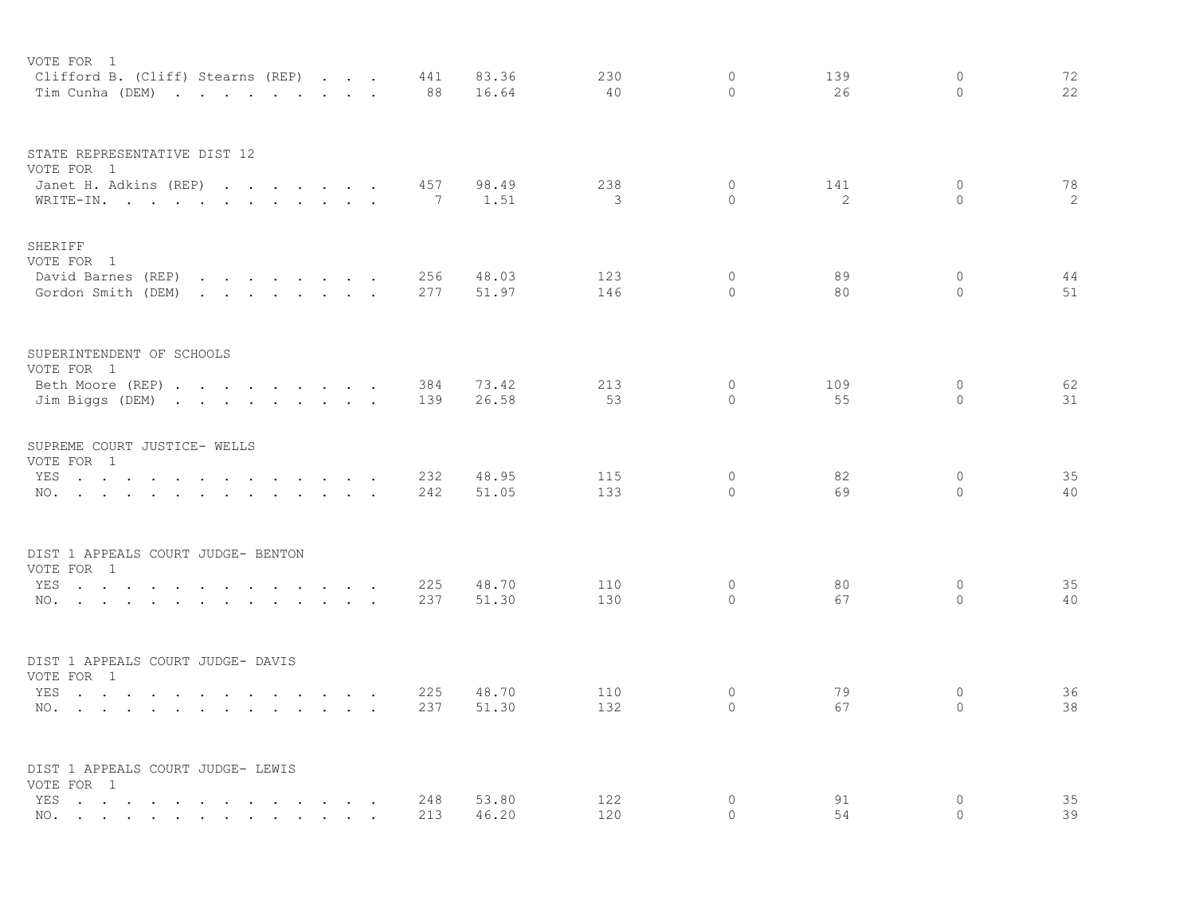VOTE FOR 1

| | | | | | | | |
|---|---|---|---|---|---|---|---|
| Clifford B. (Cliff) Stearns (REP) | 441 | 83.36 | 230 | 0 | 139 | 0 | 72 |
| Tim Cunha (DEM) | 88 | 16.64 | 40 | 0 | 26 | 0 | 22 |

STATE REPRESENTATIVE DIST 12
VOTE FOR 1

| | | | | | | | |
|---|---|---|---|---|---|---|---|
| Janet H. Adkins (REP) | 457 | 98.49 | 238 | 0 | 141 | 0 | 78 |
| WRITE-IN. | 7 | 1.51 | 3 | 0 | 2 | 0 | 2 |

SHERIFF
VOTE FOR 1

| | | | | | | | |
|---|---|---|---|---|---|---|---|
| David Barnes (REP) | 256 | 48.03 | 123 | 0 | 89 | 0 | 44 |
| Gordon Smith (DEM) | 277 | 51.97 | 146 | 0 | 80 | 0 | 51 |

SUPERINTENDENT OF SCHOOLS
VOTE FOR 1

| | | | | | | | |
|---|---|---|---|---|---|---|---|
| Beth Moore (REP) | 384 | 73.42 | 213 | 0 | 109 | 0 | 62 |
| Jim Biggs (DEM) | 139 | 26.58 | 53 | 0 | 55 | 0 | 31 |

SUPREME COURT JUSTICE- WELLS
VOTE FOR 1

| | | | | | | | |
|---|---|---|---|---|---|---|---|
| YES | 232 | 48.95 | 115 | 0 | 82 | 0 | 35 |
| NO. | 242 | 51.05 | 133 | 0 | 69 | 0 | 40 |

DIST 1 APPEALS COURT JUDGE- BENTON
VOTE FOR 1

| | | | | | | | |
|---|---|---|---|---|---|---|---|
| YES | 225 | 48.70 | 110 | 0 | 80 | 0 | 35 |
| NO. | 237 | 51.30 | 130 | 0 | 67 | 0 | 40 |

DIST 1 APPEALS COURT JUDGE- DAVIS
VOTE FOR 1

| | | | | | | | |
|---|---|---|---|---|---|---|---|
| YES | 225 | 48.70 | 110 | 0 | 79 | 0 | 36 |
| NO. | 237 | 51.30 | 132 | 0 | 67 | 0 | 38 |

DIST 1 APPEALS COURT JUDGE- LEWIS
VOTE FOR 1

| | | | | | | | |
|---|---|---|---|---|---|---|---|
| YES | 248 | 53.80 | 122 | 0 | 91 | 0 | 35 |
| NO. | 213 | 46.20 | 120 | 0 | 54 | 0 | 39 |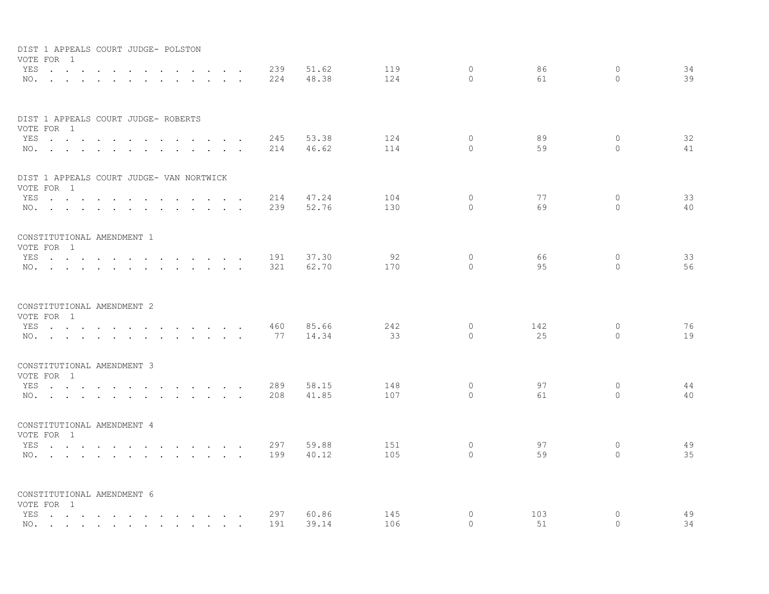DIST 1 APPEALS COURT JUDGE- POLSTON
VOTE FOR 1

| | | | | | | | |
|---|---|---|---|---|---|---|---|
| YES | 239 | 51.62 | 119 | 0 | 86 | 0 | 34 |
| NO. | 224 | 48.38 | 124 | 0 | 61 | 0 | 39 |

DIST 1 APPEALS COURT JUDGE- ROBERTS
VOTE FOR 1

| | | | | | | | |
|---|---|---|---|---|---|---|---|
| YES | 245 | 53.38 | 124 | 0 | 89 | 0 | 32 |
| NO. | 214 | 46.62 | 114 | 0 | 59 | 0 | 41 |

DIST 1 APPEALS COURT JUDGE- VAN NORTWICK
VOTE FOR 1

| | | | | | | | |
|---|---|---|---|---|---|---|---|
| YES | 214 | 47.24 | 104 | 0 | 77 | 0 | 33 |
| NO. | 239 | 52.76 | 130 | 0 | 69 | 0 | 40 |

CONSTITUTIONAL AMENDMENT 1
VOTE FOR 1

| | | | | | | | |
|---|---|---|---|---|---|---|---|
| YES | 191 | 37.30 | 92 | 0 | 66 | 0 | 33 |
| NO. | 321 | 62.70 | 170 | 0 | 95 | 0 | 56 |

CONSTITUTIONAL AMENDMENT 2
VOTE FOR 1

| | | | | | | | |
|---|---|---|---|---|---|---|---|
| YES | 460 | 85.66 | 242 | 0 | 142 | 0 | 76 |
| NO. | 77 | 14.34 | 33 | 0 | 25 | 0 | 19 |

CONSTITUTIONAL AMENDMENT 3
VOTE FOR 1

| | | | | | | | |
|---|---|---|---|---|---|---|---|
| YES | 289 | 58.15 | 148 | 0 | 97 | 0 | 44 |
| NO. | 208 | 41.85 | 107 | 0 | 61 | 0 | 40 |

CONSTITUTIONAL AMENDMENT 4
VOTE FOR 1

| | | | | | | | |
|---|---|---|---|---|---|---|---|
| YES | 297 | 59.88 | 151 | 0 | 97 | 0 | 49 |
| NO. | 199 | 40.12 | 105 | 0 | 59 | 0 | 35 |

CONSTITUTIONAL AMENDMENT 6
VOTE FOR 1

| | | | | | | | |
|---|---|---|---|---|---|---|---|
| YES | 297 | 60.86 | 145 | 0 | 103 | 0 | 49 |
| NO. | 191 | 39.14 | 106 | 0 | 51 | 0 | 34 |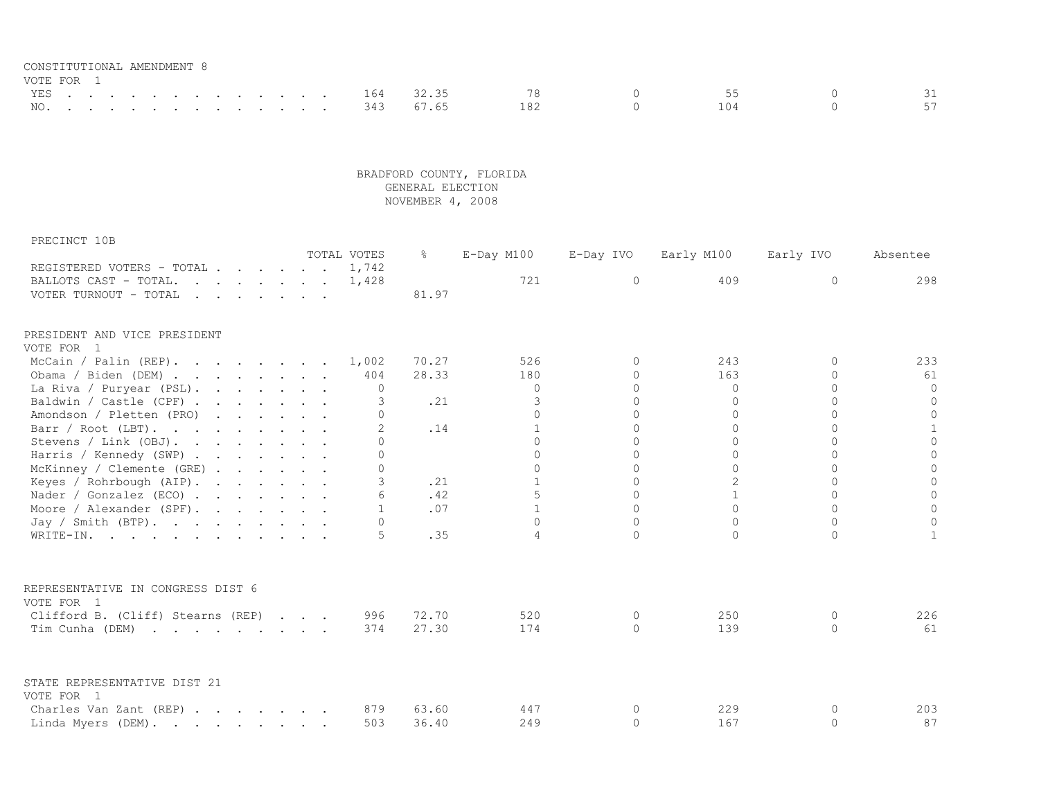CONSTITUTIONAL AMENDMENT 8
VOTE FOR 1

| | TOTAL VOTES | % | E-Day M100 | E-Day IVO | Early M100 | Early IVO | Absentee |
|---|---|---|---|---|---|---|---|
| YES | 164 | 32.35 | 78 | 0 | 55 | 0 | 31 |
| NO. | 343 | 67.65 | 182 | 0 | 104 | 0 | 57 |

BRADFORD COUNTY, FLORIDA
GENERAL ELECTION
NOVEMBER 4, 2008

PRECINCT 10B

| | TOTAL VOTES | % | E-Day M100 | E-Day IVO | Early M100 | Early IVO | Absentee |
|---|---|---|---|---|---|---|---|
| REGISTERED VOTERS - TOTAL | 1,742 | | | | | | |
| BALLOTS CAST - TOTAL. | 1,428 | | 721 | 0 | 409 | 0 | 298 |
| VOTER TURNOUT - TOTAL | | 81.97 | | | | | |

PRESIDENT AND VICE PRESIDENT
VOTE FOR 1

| | TOTAL VOTES | % | E-Day M100 | E-Day IVO | Early M100 | Early IVO | Absentee |
|---|---|---|---|---|---|---|---|
| McCain / Palin (REP). | 1,002 | 70.27 | 526 | 0 | 243 | 0 | 233 |
| Obama / Biden (DEM) | 404 | 28.33 | 180 | 0 | 163 | 0 | 61 |
| La Riva / Puryear (PSL). | 0 | | 0 | 0 | 0 | 0 | 0 |
| Baldwin / Castle (CPF) | 3 | .21 | 3 | 0 | 0 | 0 | 0 |
| Amondson / Pletten (PRO) | 0 | | 0 | 0 | 0 | 0 | 0 |
| Barr / Root (LBT). | 2 | .14 | 1 | 0 | 0 | 0 | 1 |
| Stevens / Link (OBJ). | 0 | | 0 | 0 | 0 | 0 | 0 |
| Harris / Kennedy (SWP) | 0 | | 0 | 0 | 0 | 0 | 0 |
| McKinney / Clemente (GRE) | 0 | | 0 | 0 | 0 | 0 | 0 |
| Keyes / Rohrbough (AIP). | 3 | .21 | 1 | 0 | 2 | 0 | 0 |
| Nader / Gonzalez (ECO) | 6 | .42 | 5 | 0 | 1 | 0 | 0 |
| Moore / Alexander (SPF). | 1 | .07 | 1 | 0 | 0 | 0 | 0 |
| Jay / Smith (BTP). | 0 | | 0 | 0 | 0 | 0 | 0 |
| WRITE-IN. | 5 | .35 | 4 | 0 | 0 | 0 | 1 |

REPRESENTATIVE IN CONGRESS DIST 6
VOTE FOR 1

| | TOTAL VOTES | % | E-Day M100 | E-Day IVO | Early M100 | Early IVO | Absentee |
|---|---|---|---|---|---|---|---|
| Clifford B. (Cliff) Stearns (REP) | 996 | 72.70 | 520 | 0 | 250 | 0 | 226 |
| Tim Cunha (DEM) | 374 | 27.30 | 174 | 0 | 139 | 0 | 61 |

STATE REPRESENTATIVE DIST 21
VOTE FOR 1

| | TOTAL VOTES | % | E-Day M100 | E-Day IVO | Early M100 | Early IVO | Absentee |
|---|---|---|---|---|---|---|---|
| Charles Van Zant (REP) | 879 | 63.60 | 447 | 0 | 229 | 0 | 203 |
| Linda Myers (DEM). | 503 | 36.40 | 249 | 0 | 167 | 0 | 87 |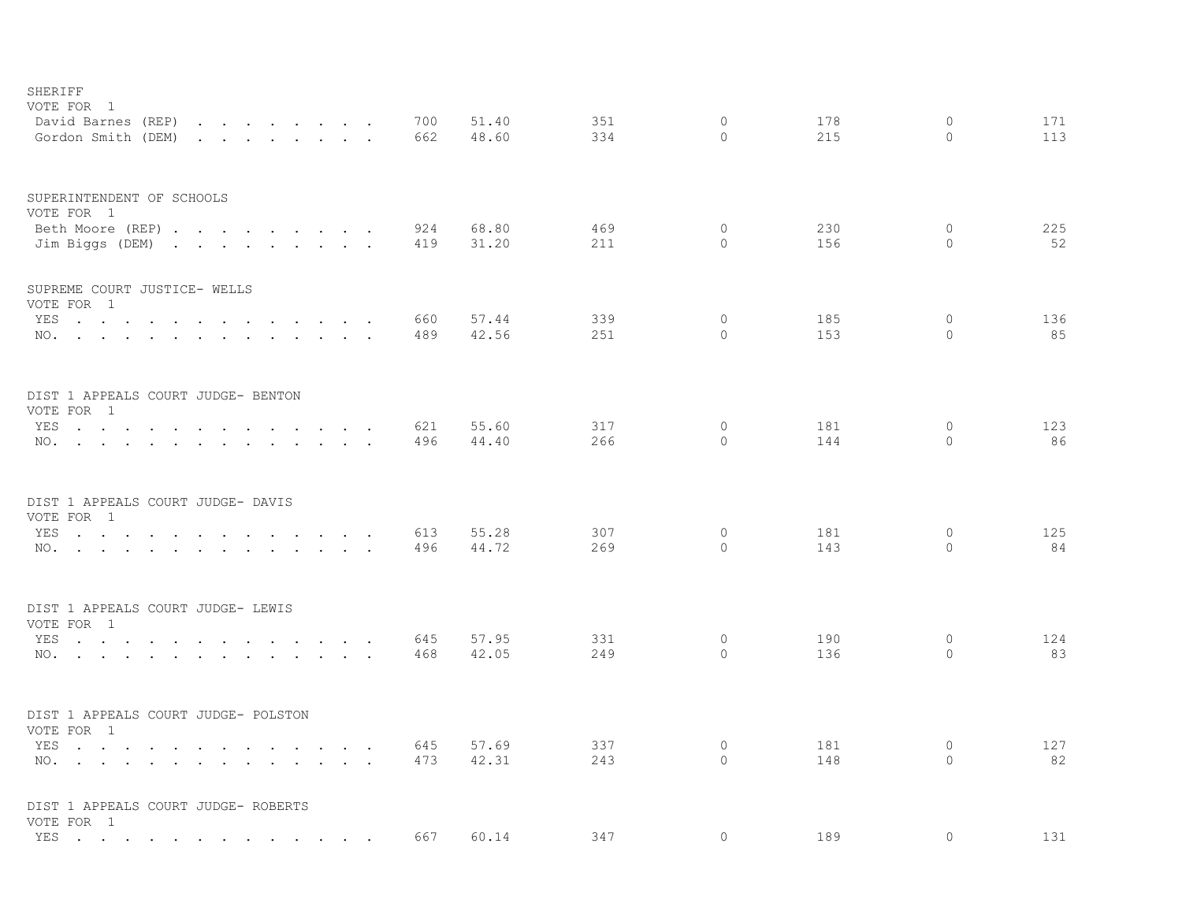SHERIFF
VOTE FOR 1

| | | | | | | | |
|---|---|---|---|---|---|---|---|
| David Barnes (REP) | 700 | 51.40 | 351 | 0 | 178 | 0 | 171 |
| Gordon Smith (DEM) | 662 | 48.60 | 334 | 0 | 215 | 0 | 113 |

SUPERINTENDENT OF SCHOOLS
VOTE FOR 1

| | | | | | | | |
|---|---|---|---|---|---|---|---|
| Beth Moore (REP) | 924 | 68.80 | 469 | 0 | 230 | 0 | 225 |
| Jim Biggs (DEM) | 419 | 31.20 | 211 | 0 | 156 | 0 | 52 |

SUPREME COURT JUSTICE- WELLS
VOTE FOR 1

| | | | | | | | |
|---|---|---|---|---|---|---|---|
| YES | 660 | 57.44 | 339 | 0 | 185 | 0 | 136 |
| NO. | 489 | 42.56 | 251 | 0 | 153 | 0 | 85 |

DIST 1 APPEALS COURT JUDGE- BENTON
VOTE FOR 1

| | | | | | | | |
|---|---|---|---|---|---|---|---|
| YES | 621 | 55.60 | 317 | 0 | 181 | 0 | 123 |
| NO. | 496 | 44.40 | 266 | 0 | 144 | 0 | 86 |

DIST 1 APPEALS COURT JUDGE- DAVIS
VOTE FOR 1

| | | | | | | | |
|---|---|---|---|---|---|---|---|
| YES | 613 | 55.28 | 307 | 0 | 181 | 0 | 125 |
| NO. | 496 | 44.72 | 269 | 0 | 143 | 0 | 84 |

DIST 1 APPEALS COURT JUDGE- LEWIS
VOTE FOR 1

| | | | | | | | |
|---|---|---|---|---|---|---|---|
| YES | 645 | 57.95 | 331 | 0 | 190 | 0 | 124 |
| NO. | 468 | 42.05 | 249 | 0 | 136 | 0 | 83 |

DIST 1 APPEALS COURT JUDGE- POLSTON
VOTE FOR 1

| | | | | | | | |
|---|---|---|---|---|---|---|---|
| YES | 645 | 57.69 | 337 | 0 | 181 | 0 | 127 |
| NO. | 473 | 42.31 | 243 | 0 | 148 | 0 | 82 |

DIST 1 APPEALS COURT JUDGE- ROBERTS
VOTE FOR 1

| | | | | | | | |
|---|---|---|---|---|---|---|---|
| YES | 667 | 60.14 | 347 | 0 | 189 | 0 | 131 |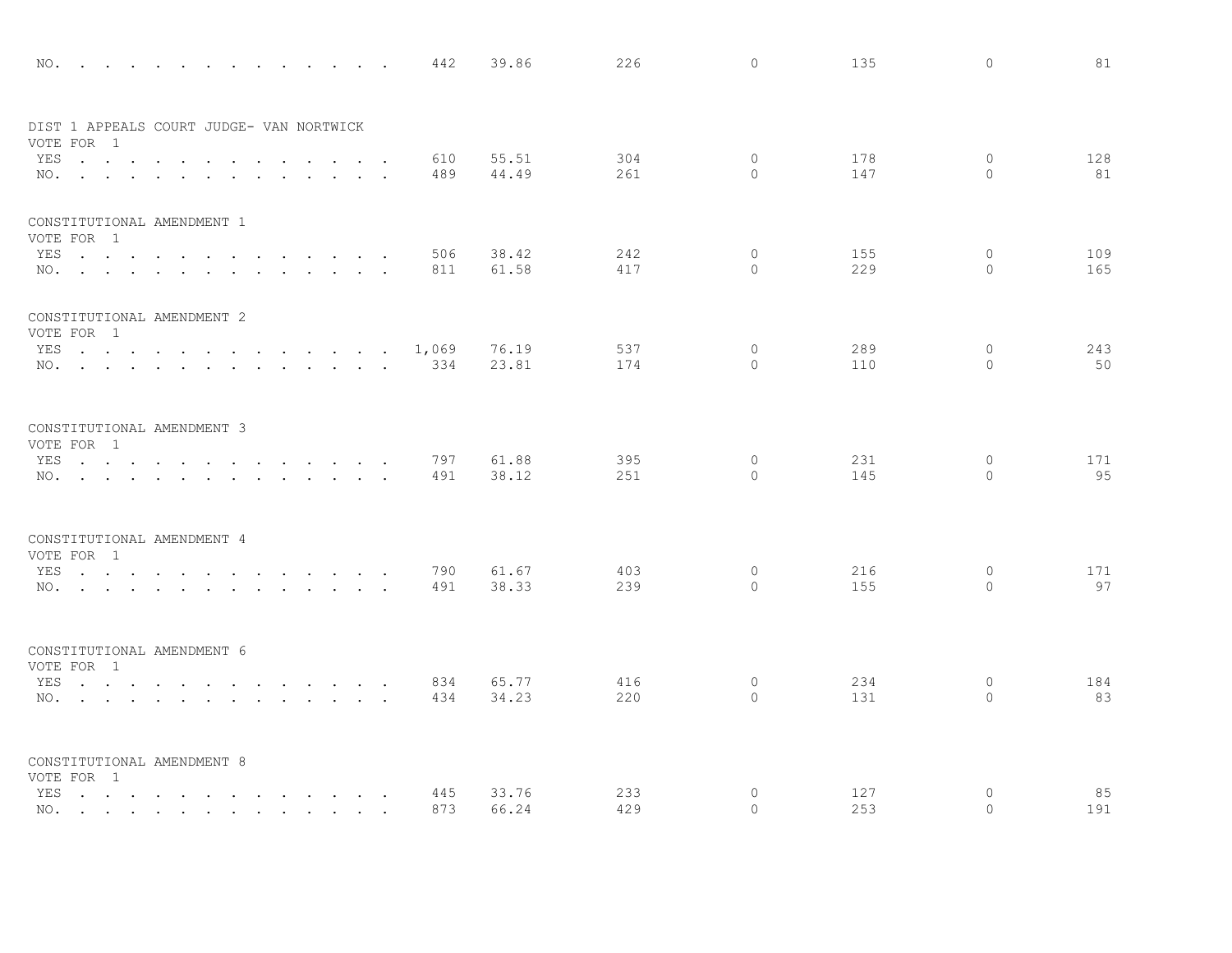| | | | | | | | |
|---|---|---|---|---|---|---|---|
| NO. . . . . . . . . . . . . . . | 442 | 39.86 | 226 | 0 | 135 | 0 | 81 |

DIST 1 APPEALS COURT JUDGE- VAN NORTWICK
VOTE FOR 1

| | | | | | | | |
|---|---|---|---|---|---|---|---|
| YES . . . . . . . . . . . . . . | 610 | 55.51 | 304 | 0 | 178 | 0 | 128 |
| NO. . . . . . . . . . . . . . . | 489 | 44.49 | 261 | 0 | 147 | 0 | 81 |

CONSTITUTIONAL AMENDMENT 1
VOTE FOR 1

| | | | | | | | |
|---|---|---|---|---|---|---|---|
| YES . . . . . . . . . . . . . . | 506 | 38.42 | 242 | 0 | 155 | 0 | 109 |
| NO. . . . . . . . . . . . . . . | 811 | 61.58 | 417 | 0 | 229 | 0 | 165 |

CONSTITUTIONAL AMENDMENT 2
VOTE FOR 1

| | | | | | | | |
|---|---|---|---|---|---|---|---|
| YES . . . . . . . . . . . . . . | 1,069 | 76.19 | 537 | 0 | 289 | 0 | 243 |
| NO. . . . . . . . . . . . . . . | 334 | 23.81 | 174 | 0 | 110 | 0 | 50 |

CONSTITUTIONAL AMENDMENT 3
VOTE FOR 1

| | | | | | | | |
|---|---|---|---|---|---|---|---|
| YES . . . . . . . . . . . . . . | 797 | 61.88 | 395 | 0 | 231 | 0 | 171 |
| NO. . . . . . . . . . . . . . . | 491 | 38.12 | 251 | 0 | 145 | 0 | 95 |

CONSTITUTIONAL AMENDMENT 4
VOTE FOR 1

| | | | | | | | |
|---|---|---|---|---|---|---|---|
| YES . . . . . . . . . . . . . . | 790 | 61.67 | 403 | 0 | 216 | 0 | 171 |
| NO. . . . . . . . . . . . . . . | 491 | 38.33 | 239 | 0 | 155 | 0 | 97 |

CONSTITUTIONAL AMENDMENT 6
VOTE FOR 1

| | | | | | | | |
|---|---|---|---|---|---|---|---|
| YES . . . . . . . . . . . . . . | 834 | 65.77 | 416 | 0 | 234 | 0 | 184 |
| NO. . . . . . . . . . . . . . . | 434 | 34.23 | 220 | 0 | 131 | 0 | 83 |

CONSTITUTIONAL AMENDMENT 8
VOTE FOR 1

| | | | | | | | |
|---|---|---|---|---|---|---|---|
| YES . . . . . . . . . . . . . . | 445 | 33.76 | 233 | 0 | 127 | 0 | 85 |
| NO. . . . . . . . . . . . . . . | 873 | 66.24 | 429 | 0 | 253 | 0 | 191 |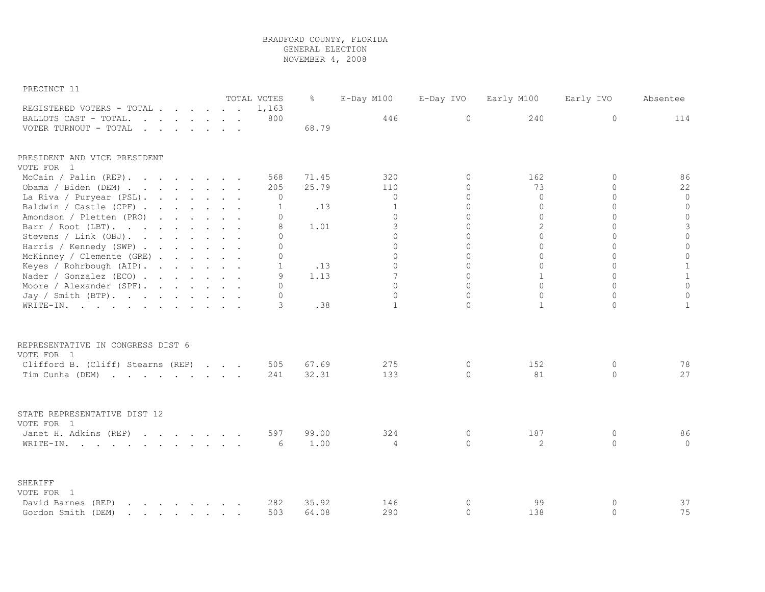# BRADFORD COUNTY, FLORIDA
## GENERAL ELECTION
## NOVEMBER 4, 2008

PRECINCT 11

| | TOTAL VOTES | % | E-Day M100 | E-Day IVO | Early M100 | Early IVO | Absentee |
|---|---|---|---|---|---|---|---|
| REGISTERED VOTERS - TOTAL | 1,163 | | | | | | |
| BALLOTS CAST - TOTAL. | 800 | | 446 | 0 | 240 | 0 | 114 |
| VOTER TURNOUT - TOTAL | | 68.79 | | | | | |

PRESIDENT AND VICE PRESIDENT
VOTE FOR 1

| | TOTAL VOTES | % | E-Day M100 | E-Day IVO | Early M100 | Early IVO | Absentee |
|---|---|---|---|---|---|---|---|
| McCain / Palin (REP) | 568 | 71.45 | 320 | 0 | 162 | 0 | 86 |
| Obama / Biden (DEM) | 205 | 25.79 | 110 | 0 | 73 | 0 | 22 |
| La Riva / Puryear (PSL) | 0 | | 0 | 0 | 0 | 0 | 0 |
| Baldwin / Castle (CPF) | 1 | .13 | 1 | 0 | 0 | 0 | 0 |
| Amondson / Pletten (PRO) | 0 | | 0 | 0 | 0 | 0 | 0 |
| Barr / Root (LBT) | 8 | 1.01 | 3 | 0 | 2 | 0 | 3 |
| Stevens / Link (OBJ) | 0 | | 0 | 0 | 0 | 0 | 0 |
| Harris / Kennedy (SWP) | 0 | | 0 | 0 | 0 | 0 | 0 |
| McKinney / Clemente (GRE) | 0 | | 0 | 0 | 0 | 0 | 0 |
| Keyes / Rohrbough (AIP) | 1 | .13 | 0 | 0 | 0 | 0 | 1 |
| Nader / Gonzalez (ECO) | 9 | 1.13 | 7 | 0 | 1 | 0 | 1 |
| Moore / Alexander (SPF) | 0 | | 0 | 0 | 0 | 0 | 0 |
| Jay / Smith (BTP) | 0 | | 0 | 0 | 0 | 0 | 0 |
| WRITE-IN. | 3 | .38 | 1 | 0 | 1 | 0 | 1 |

REPRESENTATIVE IN CONGRESS DIST 6
VOTE FOR 1

| | TOTAL VOTES | % | E-Day M100 | E-Day IVO | Early M100 | Early IVO | Absentee |
|---|---|---|---|---|---|---|---|
| Clifford B. (Cliff) Stearns (REP) | 505 | 67.69 | 275 | 0 | 152 | 0 | 78 |
| Tim Cunha (DEM) | 241 | 32.31 | 133 | 0 | 81 | 0 | 27 |

STATE REPRESENTATIVE DIST 12
VOTE FOR 1

| | TOTAL VOTES | % | E-Day M100 | E-Day IVO | Early M100 | Early IVO | Absentee |
|---|---|---|---|---|---|---|---|
| Janet H. Adkins (REP) | 597 | 99.00 | 324 | 0 | 187 | 0 | 86 |
| WRITE-IN. | 6 | 1.00 | 4 | 0 | 2 | 0 | 0 |

SHERIFF
VOTE FOR 1

| | TOTAL VOTES | % | E-Day M100 | E-Day IVO | Early M100 | Early IVO | Absentee |
|---|---|---|---|---|---|---|---|
| David Barnes (REP) | 282 | 35.92 | 146 | 0 | 99 | 0 | 37 |
| Gordon Smith (DEM) | 503 | 64.08 | 290 | 0 | 138 | 0 | 75 |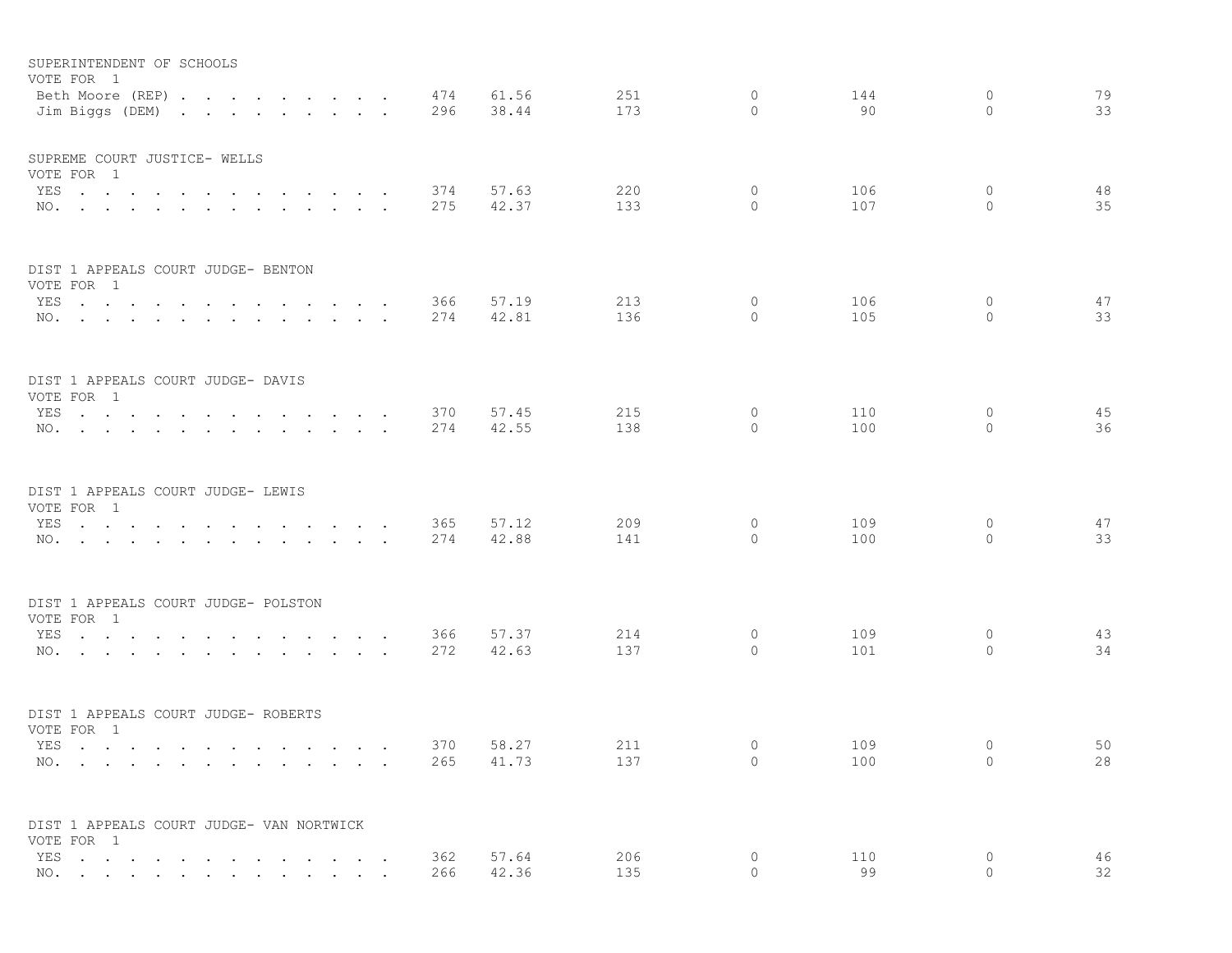SUPERINTENDENT OF SCHOOLS
VOTE FOR 1

| | | | | | | | |
|---|---|---|---|---|---|---|---|
| Beth Moore (REP) | 474 | 61.56 | 251 | 0 | 144 | 0 | 79 |
| Jim Biggs (DEM) | 296 | 38.44 | 173 | 0 | 90 | 0 | 33 |

SUPREME COURT JUSTICE- WELLS
VOTE FOR 1

| | | | | | | | |
|---|---|---|---|---|---|---|---|
| YES | 374 | 57.63 | 220 | 0 | 106 | 0 | 48 |
| NO. | 275 | 42.37 | 133 | 0 | 107 | 0 | 35 |

DIST 1 APPEALS COURT JUDGE- BENTON
VOTE FOR 1

| | | | | | | | |
|---|---|---|---|---|---|---|---|
| YES | 366 | 57.19 | 213 | 0 | 106 | 0 | 47 |
| NO. | 274 | 42.81 | 136 | 0 | 105 | 0 | 33 |

DIST 1 APPEALS COURT JUDGE- DAVIS
VOTE FOR 1

| | | | | | | | |
|---|---|---|---|---|---|---|---|
| YES | 370 | 57.45 | 215 | 0 | 110 | 0 | 45 |
| NO. | 274 | 42.55 | 138 | 0 | 100 | 0 | 36 |

DIST 1 APPEALS COURT JUDGE- LEWIS
VOTE FOR 1

| | | | | | | | |
|---|---|---|---|---|---|---|---|
| YES | 365 | 57.12 | 209 | 0 | 109 | 0 | 47 |
| NO. | 274 | 42.88 | 141 | 0 | 100 | 0 | 33 |

DIST 1 APPEALS COURT JUDGE- POLSTON
VOTE FOR 1

| | | | | | | | |
|---|---|---|---|---|---|---|---|
| YES | 366 | 57.37 | 214 | 0 | 109 | 0 | 43 |
| NO. | 272 | 42.63 | 137 | 0 | 101 | 0 | 34 |

DIST 1 APPEALS COURT JUDGE- ROBERTS
VOTE FOR 1

| | | | | | | | |
|---|---|---|---|---|---|---|---|
| YES | 370 | 58.27 | 211 | 0 | 109 | 0 | 50 |
| NO. | 265 | 41.73 | 137 | 0 | 100 | 0 | 28 |

DIST 1 APPEALS COURT JUDGE- VAN NORTWICK
VOTE FOR 1

| | | | | | | | |
|---|---|---|---|---|---|---|---|
| YES | 362 | 57.64 | 206 | 0 | 110 | 0 | 46 |
| NO. | 266 | 42.36 | 135 | 0 | 99 | 0 | 32 |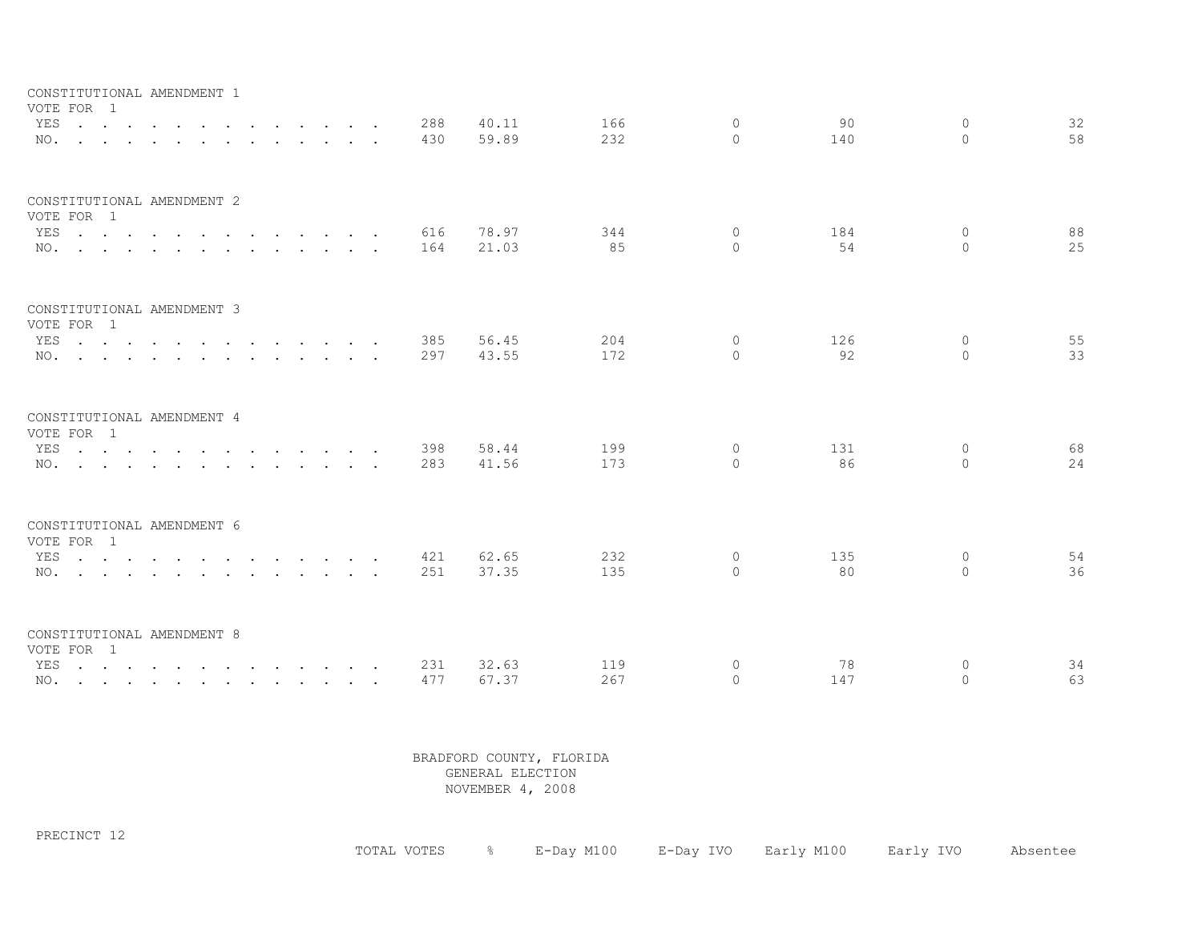CONSTITUTIONAL AMENDMENT 1
VOTE FOR 1

| | TOTAL VOTES | % | E-Day M100 | E-Day IVO | Early M100 | Early IVO | Absentee |
|---|---|---|---|---|---|---|---|
| YES | 288 | 40.11 | 166 | 0 | 90 | 0 | 32 |
| NO. | 430 | 59.89 | 232 | 0 | 140 | 0 | 58 |

CONSTITUTIONAL AMENDMENT 2
VOTE FOR 1

| | TOTAL VOTES | % | E-Day M100 | E-Day IVO | Early M100 | Early IVO | Absentee |
|---|---|---|---|---|---|---|---|
| YES | 616 | 78.97 | 344 | 0 | 184 | 0 | 88 |
| NO. | 164 | 21.03 | 85 | 0 | 54 | 0 | 25 |

CONSTITUTIONAL AMENDMENT 3
VOTE FOR 1

| | TOTAL VOTES | % | E-Day M100 | E-Day IVO | Early M100 | Early IVO | Absentee |
|---|---|---|---|---|---|---|---|
| YES | 385 | 56.45 | 204 | 0 | 126 | 0 | 55 |
| NO. | 297 | 43.55 | 172 | 0 | 92 | 0 | 33 |

CONSTITUTIONAL AMENDMENT 4
VOTE FOR 1

| | TOTAL VOTES | % | E-Day M100 | E-Day IVO | Early M100 | Early IVO | Absentee |
|---|---|---|---|---|---|---|---|
| YES | 398 | 58.44 | 199 | 0 | 131 | 0 | 68 |
| NO. | 283 | 41.56 | 173 | 0 | 86 | 0 | 24 |

CONSTITUTIONAL AMENDMENT 6
VOTE FOR 1

| | TOTAL VOTES | % | E-Day M100 | E-Day IVO | Early M100 | Early IVO | Absentee |
|---|---|---|---|---|---|---|---|
| YES | 421 | 62.65 | 232 | 0 | 135 | 0 | 54 |
| NO. | 251 | 37.35 | 135 | 0 | 80 | 0 | 36 |

CONSTITUTIONAL AMENDMENT 8
VOTE FOR 1

| | TOTAL VOTES | % | E-Day M100 | E-Day IVO | Early M100 | Early IVO | Absentee |
|---|---|---|---|---|---|---|---|
| YES | 231 | 32.63 | 119 | 0 | 78 | 0 | 34 |
| NO. | 477 | 67.37 | 267 | 0 | 147 | 0 | 63 |

BRADFORD COUNTY, FLORIDA
GENERAL ELECTION
NOVEMBER 4, 2008

PRECINCT 12

TOTAL VOTES % E-Day M100 E-Day IVO Early M100 Early IVO Absentee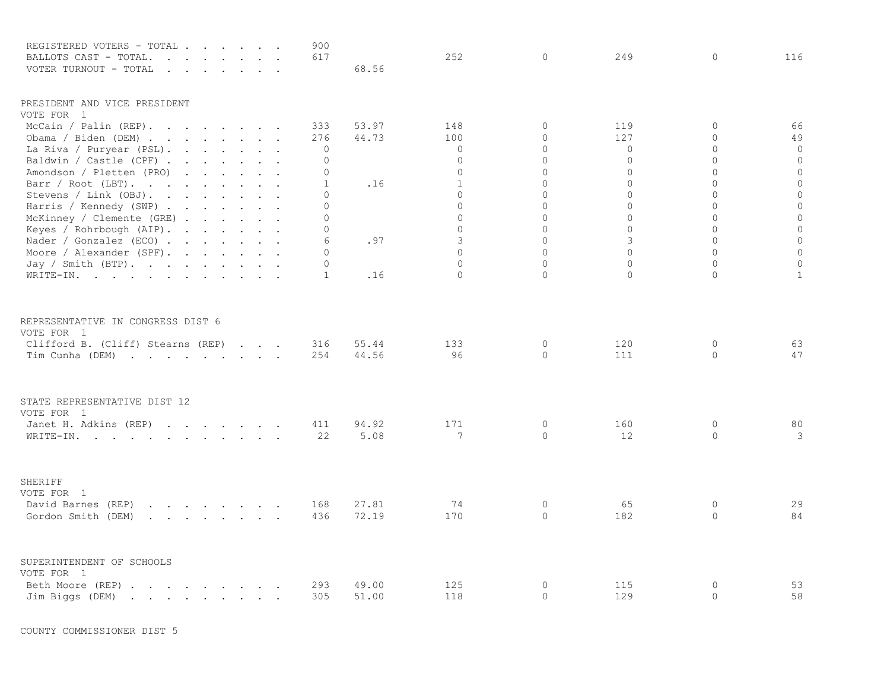| | | | | | | | |
|---|---|---|---|---|---|---|---|
| REGISTERED VOTERS - TOTAL | 900 | | | | | | |
| BALLOTS CAST - TOTAL | 617 | | 252 | 0 | 249 | 0 | 116 |
| VOTER TURNOUT - TOTAL | | 68.56 | | | | | |

PRESIDENT AND VICE PRESIDENT
VOTE FOR 1

| | | | | | | | |
|---|---|---|---|---|---|---|---|
| McCain / Palin (REP) | 333 | 53.97 | 148 | 0 | 119 | 0 | 66 |
| Obama / Biden (DEM) | 276 | 44.73 | 100 | 0 | 127 | 0 | 49 |
| La Riva / Puryear (PSL) | 0 | | 0 | 0 | 0 | 0 | 0 |
| Baldwin / Castle (CPF) | 0 | | 0 | 0 | 0 | 0 | 0 |
| Amondson / Pletten (PRO) | 0 | | 0 | 0 | 0 | 0 | 0 |
| Barr / Root (LBT) | 1 | .16 | 1 | 0 | 0 | 0 | 0 |
| Stevens / Link (OBJ) | 0 | | 0 | 0 | 0 | 0 | 0 |
| Harris / Kennedy (SWP) | 0 | | 0 | 0 | 0 | 0 | 0 |
| McKinney / Clemente (GRE) | 0 | | 0 | 0 | 0 | 0 | 0 |
| Keyes / Rohrbough (AIP) | 0 | | 0 | 0 | 0 | 0 | 0 |
| Nader / Gonzalez (ECO) | 6 | .97 | 3 | 0 | 3 | 0 | 0 |
| Moore / Alexander (SPF) | 0 | | 0 | 0 | 0 | 0 | 0 |
| Jay / Smith (BTP) | 0 | | 0 | 0 | 0 | 0 | 0 |
| WRITE-IN | 1 | .16 | 0 | 0 | 0 | 0 | 1 |

REPRESENTATIVE IN CONGRESS DIST 6
VOTE FOR 1

| | | | | | | | |
|---|---|---|---|---|---|---|---|
| Clifford B. (Cliff) Stearns (REP) | 316 | 55.44 | 133 | 0 | 120 | 0 | 63 |
| Tim Cunha (DEM) | 254 | 44.56 | 96 | 0 | 111 | 0 | 47 |

STATE REPRESENTATIVE DIST 12
VOTE FOR 1

| | | | | | | | |
|---|---|---|---|---|---|---|---|
| Janet H. Adkins (REP) | 411 | 94.92 | 171 | 0 | 160 | 0 | 80 |
| WRITE-IN | 22 | 5.08 | 7 | 0 | 12 | 0 | 3 |

SHERIFF
VOTE FOR 1

| | | | | | | | |
|---|---|---|---|---|---|---|---|
| David Barnes (REP) | 168 | 27.81 | 74 | 0 | 65 | 0 | 29 |
| Gordon Smith (DEM) | 436 | 72.19 | 170 | 0 | 182 | 0 | 84 |

SUPERINTENDENT OF SCHOOLS
VOTE FOR 1

| | | | | | | | |
|---|---|---|---|---|---|---|---|
| Beth Moore (REP) | 293 | 49.00 | 125 | 0 | 115 | 0 | 53 |
| Jim Biggs (DEM) | 305 | 51.00 | 118 | 0 | 129 | 0 | 58 |

COUNTY COMMISSIONER DIST 5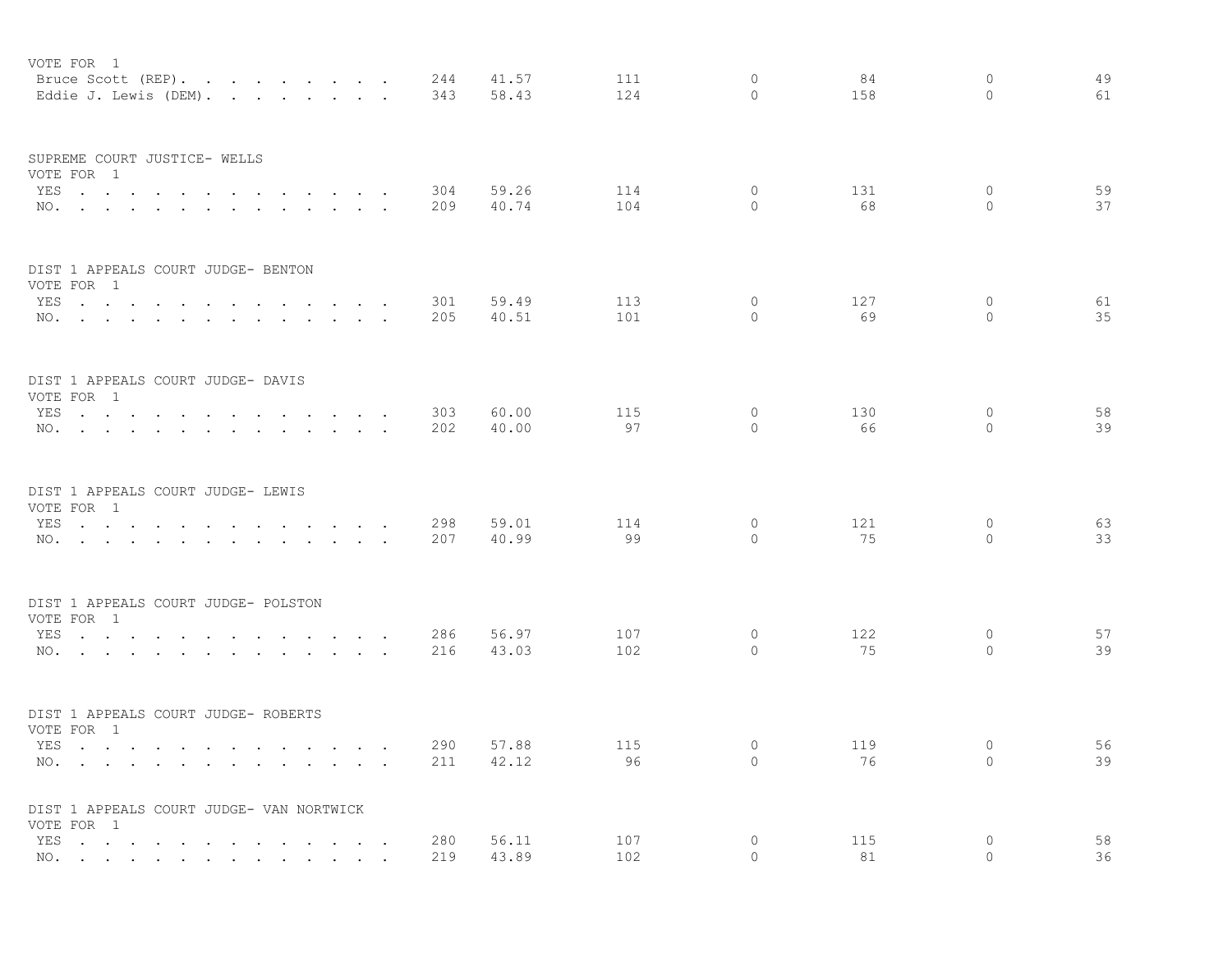VOTE FOR 1

| | | | | | | | |
|---|---|---|---|---|---|---|---|
| Bruce Scott (REP) | 244 | 41.57 | 111 | 0 | 84 | 0 | 49 |
| Eddie J. Lewis (DEM) | 343 | 58.43 | 124 | 0 | 158 | 0 | 61 |

SUPREME COURT JUSTICE- WELLS
VOTE FOR 1

| | | | | | | | |
|---|---|---|---|---|---|---|---|
| YES | 304 | 59.26 | 114 | 0 | 131 | 0 | 59 |
| NO. | 209 | 40.74 | 104 | 0 | 68 | 0 | 37 |

DIST 1 APPEALS COURT JUDGE- BENTON
VOTE FOR 1

| | | | | | | | |
|---|---|---|---|---|---|---|---|
| YES | 301 | 59.49 | 113 | 0 | 127 | 0 | 61 |
| NO. | 205 | 40.51 | 101 | 0 | 69 | 0 | 35 |

DIST 1 APPEALS COURT JUDGE- DAVIS
VOTE FOR 1

| | | | | | | | |
|---|---|---|---|---|---|---|---|
| YES | 303 | 60.00 | 115 | 0 | 130 | 0 | 58 |
| NO. | 202 | 40.00 | 97 | 0 | 66 | 0 | 39 |

DIST 1 APPEALS COURT JUDGE- LEWIS
VOTE FOR 1

| | | | | | | | |
|---|---|---|---|---|---|---|---|
| YES | 298 | 59.01 | 114 | 0 | 121 | 0 | 63 |
| NO. | 207 | 40.99 | 99 | 0 | 75 | 0 | 33 |

DIST 1 APPEALS COURT JUDGE- POLSTON
VOTE FOR 1

| | | | | | | | |
|---|---|---|---|---|---|---|---|
| YES | 286 | 56.97 | 107 | 0 | 122 | 0 | 57 |
| NO. | 216 | 43.03 | 102 | 0 | 75 | 0 | 39 |

DIST 1 APPEALS COURT JUDGE- ROBERTS
VOTE FOR 1

| | | | | | | | |
|---|---|---|---|---|---|---|---|
| YES | 290 | 57.88 | 115 | 0 | 119 | 0 | 56 |
| NO. | 211 | 42.12 | 96 | 0 | 76 | 0 | 39 |

DIST 1 APPEALS COURT JUDGE- VAN NORTWICK
VOTE FOR 1

| | | | | | | | |
|---|---|---|---|---|---|---|---|
| YES | 280 | 56.11 | 107 | 0 | 115 | 0 | 58 |
| NO. | 219 | 43.89 | 102 | 0 | 81 | 0 | 36 |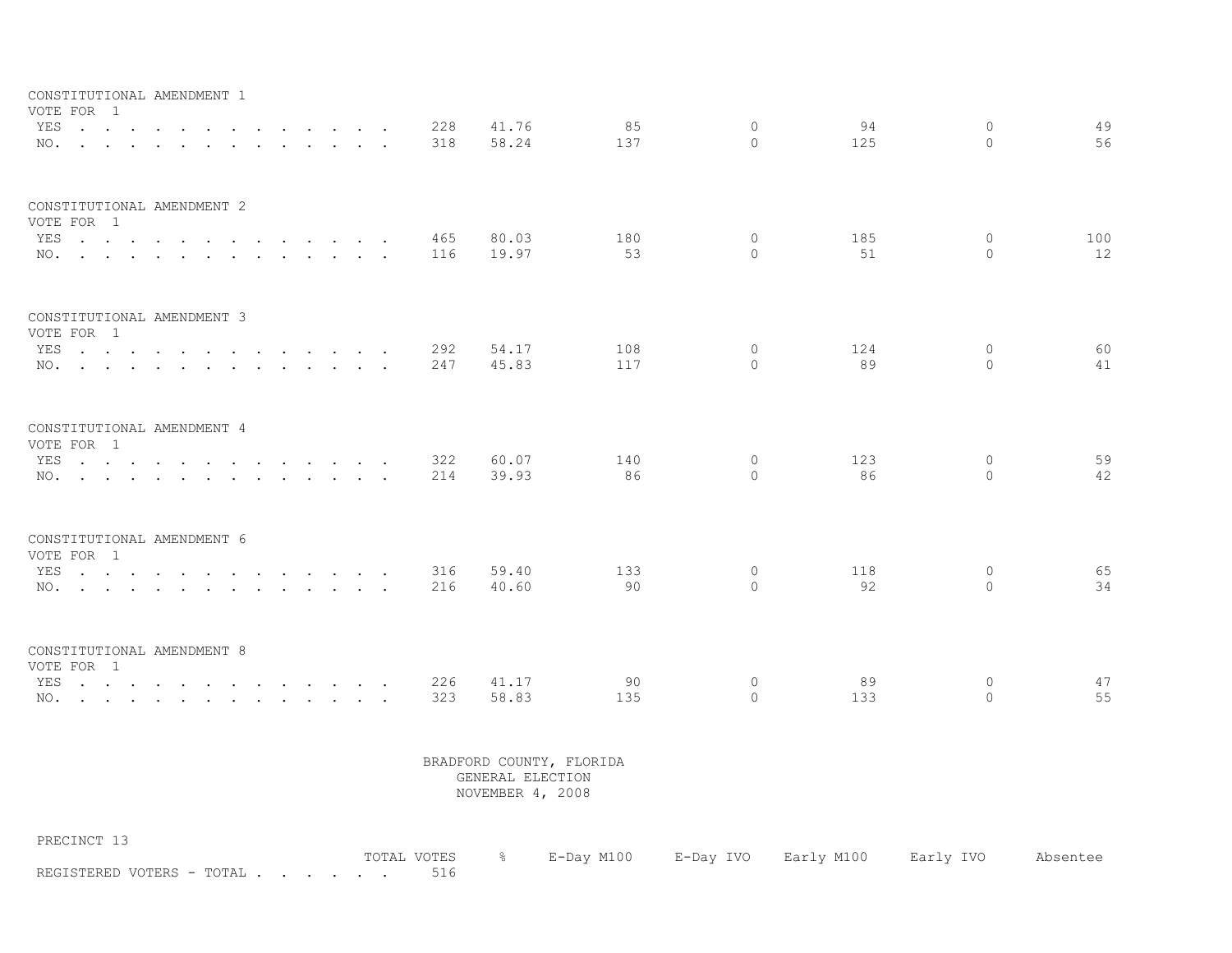CONSTITUTIONAL AMENDMENT 1
VOTE FOR 1

| | TOTAL VOTES | % | E-Day M100 | E-Day IVO | Early M100 | Early IVO | Absentee |
|---|---|---|---|---|---|---|---|
| YES | 228 | 41.76 | 85 | 0 | 94 | 0 | 49 |
| NO. | 318 | 58.24 | 137 | 0 | 125 | 0 | 56 |

CONSTITUTIONAL AMENDMENT 2
VOTE FOR 1

| | TOTAL VOTES | % | E-Day M100 | E-Day IVO | Early M100 | Early IVO | Absentee |
|---|---|---|---|---|---|---|---|
| YES | 465 | 80.03 | 180 | 0 | 185 | 0 | 100 |
| NO. | 116 | 19.97 | 53 | 0 | 51 | 0 | 12 |

CONSTITUTIONAL AMENDMENT 3
VOTE FOR 1

| | TOTAL VOTES | % | E-Day M100 | E-Day IVO | Early M100 | Early IVO | Absentee |
|---|---|---|---|---|---|---|---|
| YES | 292 | 54.17 | 108 | 0 | 124 | 0 | 60 |
| NO. | 247 | 45.83 | 117 | 0 | 89 | 0 | 41 |

CONSTITUTIONAL AMENDMENT 4
VOTE FOR 1

| | TOTAL VOTES | % | E-Day M100 | E-Day IVO | Early M100 | Early IVO | Absentee |
|---|---|---|---|---|---|---|---|
| YES | 322 | 60.07 | 140 | 0 | 123 | 0 | 59 |
| NO. | 214 | 39.93 | 86 | 0 | 86 | 0 | 42 |

CONSTITUTIONAL AMENDMENT 6
VOTE FOR 1

| | TOTAL VOTES | % | E-Day M100 | E-Day IVO | Early M100 | Early IVO | Absentee |
|---|---|---|---|---|---|---|---|
| YES | 316 | 59.40 | 133 | 0 | 118 | 0 | 65 |
| NO. | 216 | 40.60 | 90 | 0 | 92 | 0 | 34 |

CONSTITUTIONAL AMENDMENT 8
VOTE FOR 1

| | TOTAL VOTES | % | E-Day M100 | E-Day IVO | Early M100 | Early IVO | Absentee |
|---|---|---|---|---|---|---|---|
| YES | 226 | 41.17 | 90 | 0 | 89 | 0 | 47 |
| NO. | 323 | 58.83 | 135 | 0 | 133 | 0 | 55 |

BRADFORD COUNTY, FLORIDA
GENERAL ELECTION
NOVEMBER 4, 2008

PRECINCT 13

| | TOTAL VOTES | % | E-Day M100 | E-Day IVO | Early M100 | Early IVO | Absentee |
|---|---|---|---|---|---|---|---|
| REGISTERED VOTERS - TOTAL | 516 | | | | | | |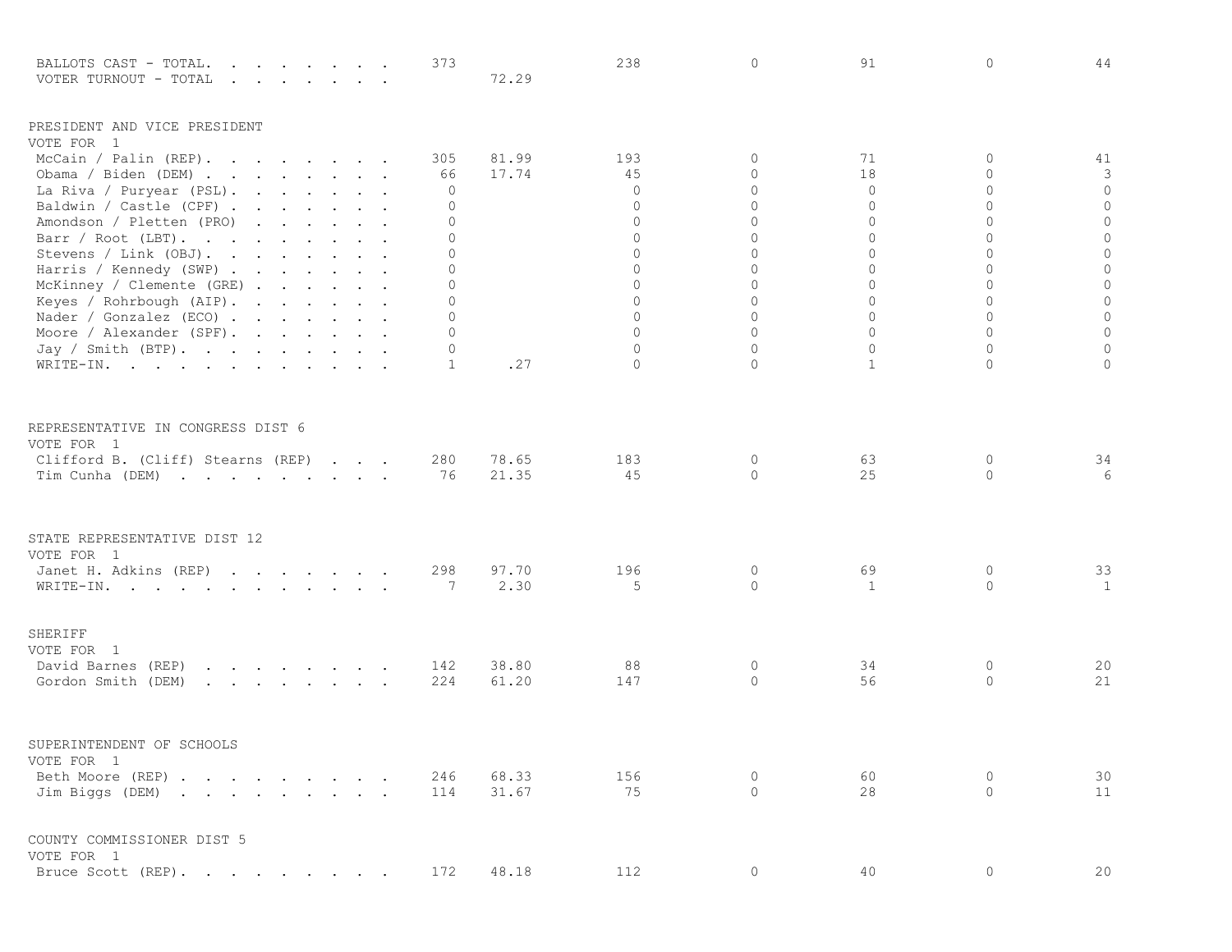| | Total | % | | | | | |
|---|---|---|---|---|---|---|---|
| BALLOTS CAST - TOTAL. . . . . . . . | 373 | | 238 | 0 | 91 | 0 | 44 |
| VOTER TURNOUT - TOTAL . . . . . . . | | 72.29 | | | | | |

PRESIDENT AND VICE PRESIDENT
VOTE FOR 1

| | | | | | | | |
|---|---|---|---|---|---|---|---|
| McCain / Palin (REP). . . . . . . . | 305 | 81.99 | 193 | 0 | 71 | 0 | 41 |
| Obama / Biden (DEM) . . . . . . . . | 66 | 17.74 | 45 | 0 | 18 | 0 | 3 |
| La Riva / Puryear (PSL). . . . . . . | 0 | | 0 | 0 | 0 | 0 | 0 |
| Baldwin / Castle (CPF) . . . . . . . | 0 | | 0 | 0 | 0 | 0 | 0 |
| Amondson / Pletten (PRO) . . . . . . | 0 | | 0 | 0 | 0 | 0 | 0 |
| Barr / Root (LBT). . . . . . . . . | 0 | | 0 | 0 | 0 | 0 | 0 |
| Stevens / Link (OBJ). . . . . . . . | 0 | | 0 | 0 | 0 | 0 | 0 |
| Harris / Kennedy (SWP) . . . . . . . | 0 | | 0 | 0 | 0 | 0 | 0 |
| McKinney / Clemente (GRE) . . . . . . | 0 | | 0 | 0 | 0 | 0 | 0 |
| Keyes / Rohrbough (AIP). . . . . . . | 0 | | 0 | 0 | 0 | 0 | 0 |
| Nader / Gonzalez (ECO) . . . . . . . | 0 | | 0 | 0 | 0 | 0 | 0 |
| Moore / Alexander (SPF). . . . . . . | 0 | | 0 | 0 | 0 | 0 | 0 |
| Jay / Smith (BTP). . . . . . . . . | 0 | | 0 | 0 | 0 | 0 | 0 |
| WRITE-IN. . . . . . . . . . . . . | 1 | .27 | 0 | 0 | 1 | 0 | 0 |

REPRESENTATIVE IN CONGRESS DIST 6
VOTE FOR 1

| | | | | | | | |
|---|---|---|---|---|---|---|---|
| Clifford B. (Cliff) Stearns (REP) . . . | 280 | 78.65 | 183 | 0 | 63 | 0 | 34 |
| Tim Cunha (DEM) . . . . . . . . . | 76 | 21.35 | 45 | 0 | 25 | 0 | 6 |

STATE REPRESENTATIVE DIST 12
VOTE FOR 1

| | | | | | | | |
|---|---|---|---|---|---|---|---|
| Janet H. Adkins (REP) . . . . . . . | 298 | 97.70 | 196 | 0 | 69 | 0 | 33 |
| WRITE-IN. . . . . . . . . . . . . | 7 | 2.30 | 5 | 0 | 1 | 0 | 1 |

SHERIFF
VOTE FOR 1

| | | | | | | | |
|---|---|---|---|---|---|---|---|
| David Barnes (REP) . . . . . . . . | 142 | 38.80 | 88 | 0 | 34 | 0 | 20 |
| Gordon Smith (DEM) . . . . . . . . | 224 | 61.20 | 147 | 0 | 56 | 0 | 21 |

SUPERINTENDENT OF SCHOOLS
VOTE FOR 1

| | | | | | | | |
|---|---|---|---|---|---|---|---|
| Beth Moore (REP) . . . . . . . . . | 246 | 68.33 | 156 | 0 | 60 | 0 | 30 |
| Jim Biggs (DEM) . . . . . . . . . | 114 | 31.67 | 75 | 0 | 28 | 0 | 11 |

COUNTY COMMISSIONER DIST 5
VOTE FOR 1

| | | | | | | | |
|---|---|---|---|---|---|---|---|
| Bruce Scott (REP). . . . . . . . . | 172 | 48.18 | 112 | 0 | 40 | 0 | 20 |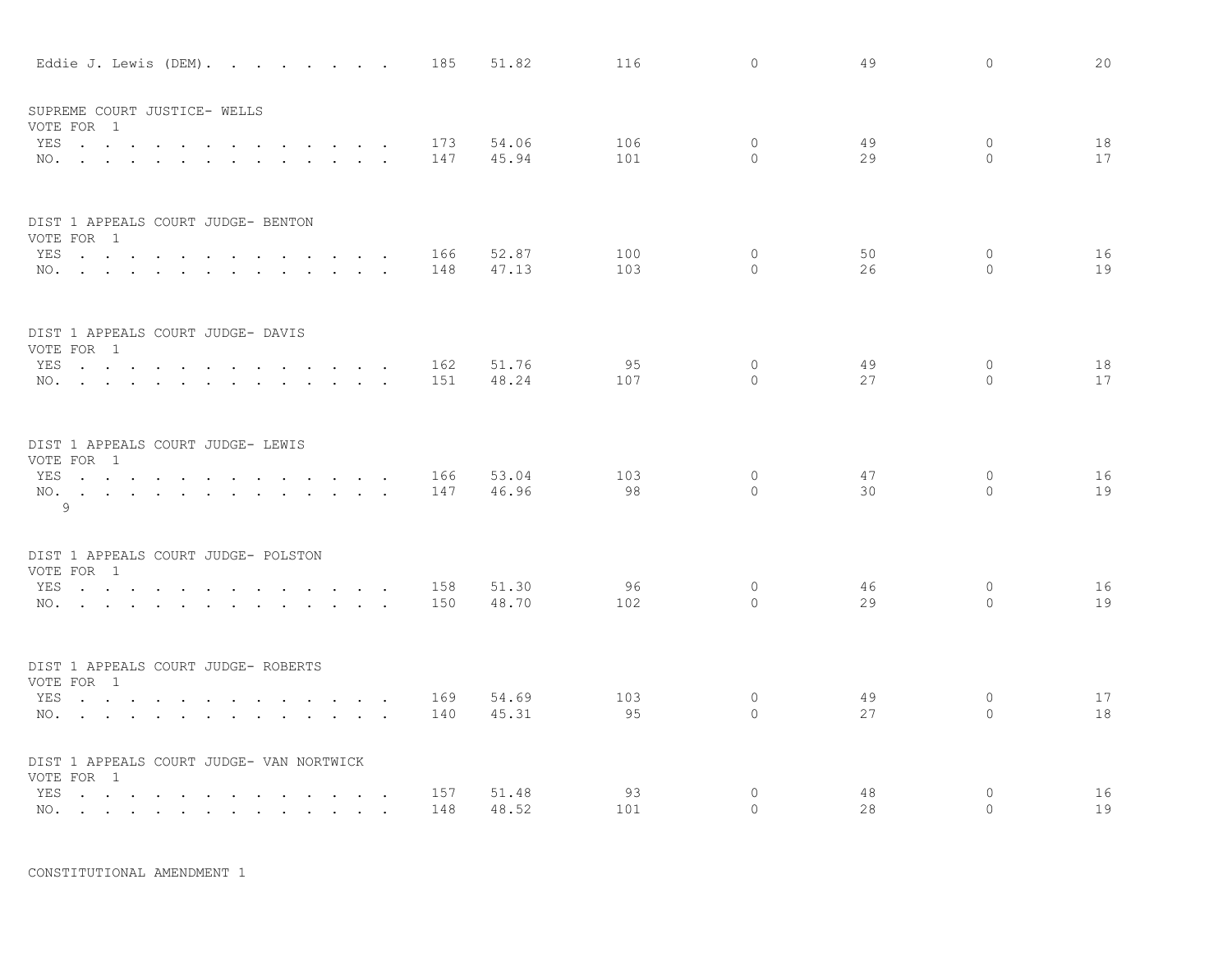| | | | | | | |
|---|---|---|---|---|---|---|
| Eddie J. Lewis (DEM). . . . . . . . . | 185 | 51.82 | 116 | 0 | 49 | 0 | 20 |

SUPREME COURT JUSTICE- WELLS
VOTE FOR 1

| | | | | | | | |
|---|---|---|---|---|---|---|---|
| YES . . . . . . . . . . . . . . | 173 | 54.06 | 106 | 0 | 49 | 0 | 18 |
| NO. . . . . . . . . . . . . . . | 147 | 45.94 | 101 | 0 | 29 | 0 | 17 |

DIST 1 APPEALS COURT JUDGE- BENTON
VOTE FOR 1

| | | | | | | | |
|---|---|---|---|---|---|---|---|
| YES . . . . . . . . . . . . . . | 166 | 52.87 | 100 | 0 | 50 | 0 | 16 |
| NO. . . . . . . . . . . . . . . | 148 | 47.13 | 103 | 0 | 26 | 0 | 19 |

DIST 1 APPEALS COURT JUDGE- DAVIS
VOTE FOR 1

| | | | | | | | |
|---|---|---|---|---|---|---|---|
| YES . . . . . . . . . . . . . . | 162 | 51.76 | 95 | 0 | 49 | 0 | 18 |
| NO. . . . . . . . . . . . . . . | 151 | 48.24 | 107 | 0 | 27 | 0 | 17 |

DIST 1 APPEALS COURT JUDGE- LEWIS
VOTE FOR 1

| | | | | | | | |
|---|---|---|---|---|---|---|---|
| YES . . . . . . . . . . . . . . | 166 | 53.04 | 103 | 0 | 47 | 0 | 16 |
| NO. . . . . . . . . . . . . . . | 147 | 46.96 | 98 | 0 | 30 | 0 | 19 |

9

DIST 1 APPEALS COURT JUDGE- POLSTON
VOTE FOR 1

| | | | | | | | |
|---|---|---|---|---|---|---|---|
| YES . . . . . . . . . . . . . . | 158 | 51.30 | 96 | 0 | 46 | 0 | 16 |
| NO. . . . . . . . . . . . . . . | 150 | 48.70 | 102 | 0 | 29 | 0 | 19 |

DIST 1 APPEALS COURT JUDGE- ROBERTS
VOTE FOR 1

| | | | | | | | |
|---|---|---|---|---|---|---|---|
| YES . . . . . . . . . . . . . . | 169 | 54.69 | 103 | 0 | 49 | 0 | 17 |
| NO. . . . . . . . . . . . . . . | 140 | 45.31 | 95 | 0 | 27 | 0 | 18 |

DIST 1 APPEALS COURT JUDGE- VAN NORTWICK
VOTE FOR 1

| | | | | | | | |
|---|---|---|---|---|---|---|---|
| YES . . . . . . . . . . . . . . | 157 | 51.48 | 93 | 0 | 48 | 0 | 16 |
| NO. . . . . . . . . . . . . . . | 148 | 48.52 | 101 | 0 | 28 | 0 | 19 |

CONSTITUTIONAL AMENDMENT 1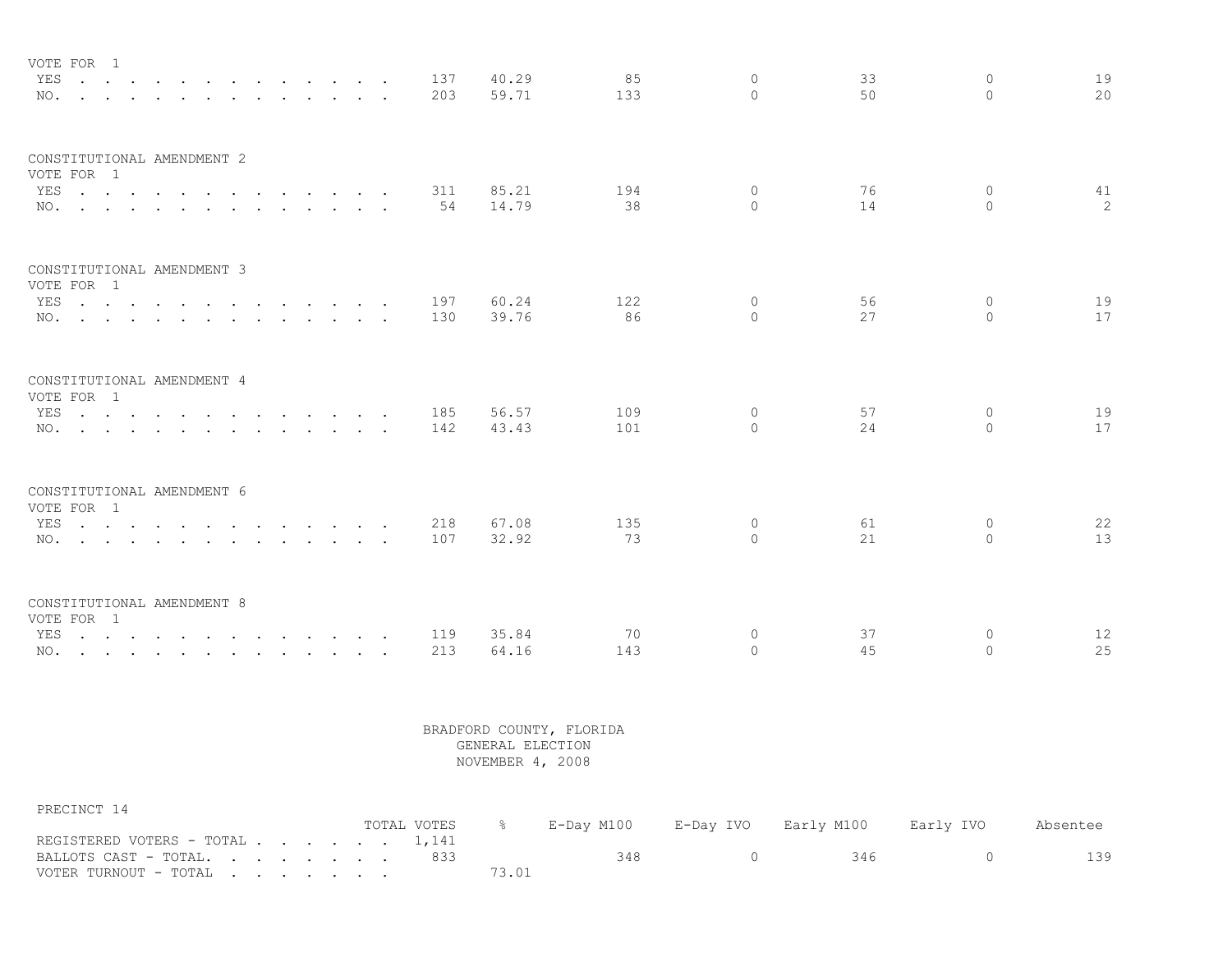VOTE FOR 1

| | TOTAL VOTES | % | E-Day M100 | E-Day IVO | Early M100 | Early IVO | Absentee |
|---|---|---|---|---|---|---|---|
| YES | 137 | 40.29 | 85 | 0 | 33 | 0 | 19 |
| NO. | 203 | 59.71 | 133 | 0 | 50 | 0 | 20 |

CONSTITUTIONAL AMENDMENT 2
VOTE FOR 1

| | TOTAL VOTES | % | E-Day M100 | E-Day IVO | Early M100 | Early IVO | Absentee |
|---|---|---|---|---|---|---|---|
| YES | 311 | 85.21 | 194 | 0 | 76 | 0 | 41 |
| NO. | 54 | 14.79 | 38 | 0 | 14 | 0 | 2 |

CONSTITUTIONAL AMENDMENT 3
VOTE FOR 1

| | TOTAL VOTES | % | E-Day M100 | E-Day IVO | Early M100 | Early IVO | Absentee |
|---|---|---|---|---|---|---|---|
| YES | 197 | 60.24 | 122 | 0 | 56 | 0 | 19 |
| NO. | 130 | 39.76 | 86 | 0 | 27 | 0 | 17 |

CONSTITUTIONAL AMENDMENT 4
VOTE FOR 1

| | TOTAL VOTES | % | E-Day M100 | E-Day IVO | Early M100 | Early IVO | Absentee |
|---|---|---|---|---|---|---|---|
| YES | 185 | 56.57 | 109 | 0 | 57 | 0 | 19 |
| NO. | 142 | 43.43 | 101 | 0 | 24 | 0 | 17 |

CONSTITUTIONAL AMENDMENT 6
VOTE FOR 1

| | TOTAL VOTES | % | E-Day M100 | E-Day IVO | Early M100 | Early IVO | Absentee |
|---|---|---|---|---|---|---|---|
| YES | 218 | 67.08 | 135 | 0 | 61 | 0 | 22 |
| NO. | 107 | 32.92 | 73 | 0 | 21 | 0 | 13 |

CONSTITUTIONAL AMENDMENT 8
VOTE FOR 1

| | TOTAL VOTES | % | E-Day M100 | E-Day IVO | Early M100 | Early IVO | Absentee |
|---|---|---|---|---|---|---|---|
| YES | 119 | 35.84 | 70 | 0 | 37 | 0 | 12 |
| NO. | 213 | 64.16 | 143 | 0 | 45 | 0 | 25 |

BRADFORD COUNTY, FLORIDA
GENERAL ELECTION
NOVEMBER 4, 2008

PRECINCT 14

| | TOTAL VOTES | % | E-Day M100 | E-Day IVO | Early M100 | Early IVO | Absentee |
|---|---|---|---|---|---|---|---|
| REGISTERED VOTERS - TOTAL | 1,141 | | | | | | |
| BALLOTS CAST - TOTAL. | 833 | | 348 | 0 | 346 | 0 | 139 |
| VOTER TURNOUT - TOTAL | | 73.01 | | | | | |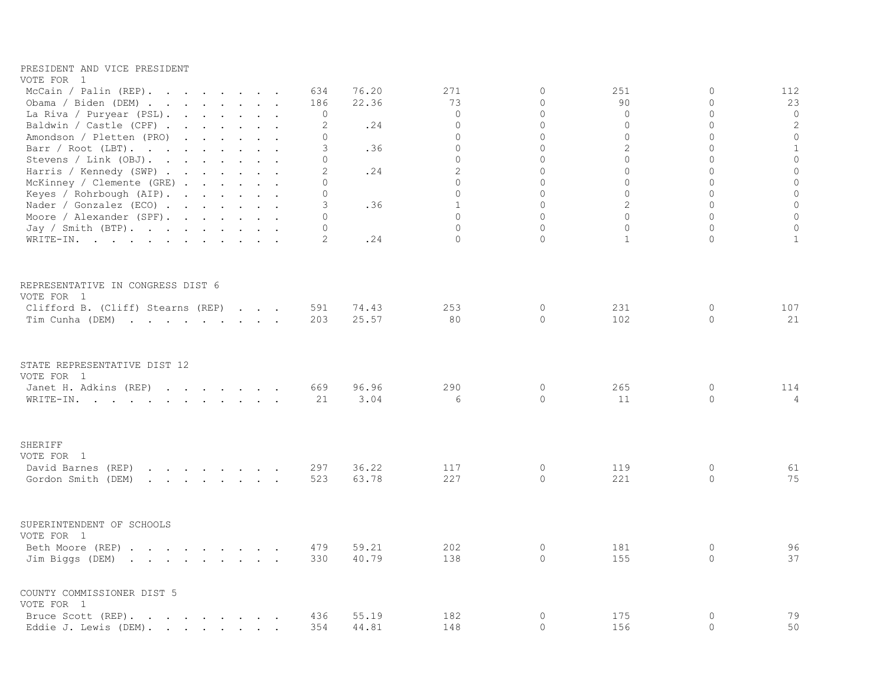PRESIDENT AND VICE PRESIDENT
VOTE FOR 1

| Candidate | Total | Pct | | | | | |
|---|---|---|---|---|---|---|---|
| McCain / Palin (REP) | 634 | 76.20 | 271 | 0 | 251 | 0 | 112 |
| Obama / Biden (DEM) | 186 | 22.36 | 73 | 0 | 90 | 0 | 23 |
| La Riva / Puryear (PSL) | 0 | | 0 | 0 | 0 | 0 | 0 |
| Baldwin / Castle (CPF) | 2 | .24 | 0 | 0 | 0 | 0 | 2 |
| Amondson / Pletten (PRO) | 0 | | 0 | 0 | 0 | 0 | 0 |
| Barr / Root (LBT) | 3 | .36 | 0 | 0 | 2 | 0 | 1 |
| Stevens / Link (OBJ) | 0 | | 0 | 0 | 0 | 0 | 0 |
| Harris / Kennedy (SWP) | 2 | .24 | 2 | 0 | 0 | 0 | 0 |
| McKinney / Clemente (GRE) | 0 | | 0 | 0 | 0 | 0 | 0 |
| Keyes / Rohrbough (AIP) | 0 | | 0 | 0 | 0 | 0 | 0 |
| Nader / Gonzalez (ECO) | 3 | .36 | 1 | 0 | 2 | 0 | 0 |
| Moore / Alexander (SPF) | 0 | | 0 | 0 | 0 | 0 | 0 |
| Jay / Smith (BTP) | 0 | | 0 | 0 | 0 | 0 | 0 |
| WRITE-IN | 2 | .24 | 0 | 0 | 1 | 0 | 1 |

REPRESENTATIVE IN CONGRESS DIST 6
VOTE FOR 1

| Candidate | Total | Pct | | | | | |
|---|---|---|---|---|---|---|---|
| Clifford B. (Cliff) Stearns (REP) | 591 | 74.43 | 253 | 0 | 231 | 0 | 107 |
| Tim Cunha (DEM) | 203 | 25.57 | 80 | 0 | 102 | 0 | 21 |

STATE REPRESENTATIVE DIST 12
VOTE FOR 1

| Candidate | Total | Pct | | | | | |
|---|---|---|---|---|---|---|---|
| Janet H. Adkins (REP) | 669 | 96.96 | 290 | 0 | 265 | 0 | 114 |
| WRITE-IN | 21 | 3.04 | 6 | 0 | 11 | 0 | 4 |

SHERIFF
VOTE FOR 1

| Candidate | Total | Pct | | | | | |
|---|---|---|---|---|---|---|---|
| David Barnes (REP) | 297 | 36.22 | 117 | 0 | 119 | 0 | 61 |
| Gordon Smith (DEM) | 523 | 63.78 | 227 | 0 | 221 | 0 | 75 |

SUPERINTENDENT OF SCHOOLS
VOTE FOR 1

| Candidate | Total | Pct | | | | | |
|---|---|---|---|---|---|---|---|
| Beth Moore (REP) | 479 | 59.21 | 202 | 0 | 181 | 0 | 96 |
| Jim Biggs (DEM) | 330 | 40.79 | 138 | 0 | 155 | 0 | 37 |

COUNTY COMMISSIONER DIST 5
VOTE FOR 1

| Candidate | Total | Pct | | | | | |
|---|---|---|---|---|---|---|---|
| Bruce Scott (REP) | 436 | 55.19 | 182 | 0 | 175 | 0 | 79 |
| Eddie J. Lewis (DEM) | 354 | 44.81 | 148 | 0 | 156 | 0 | 50 |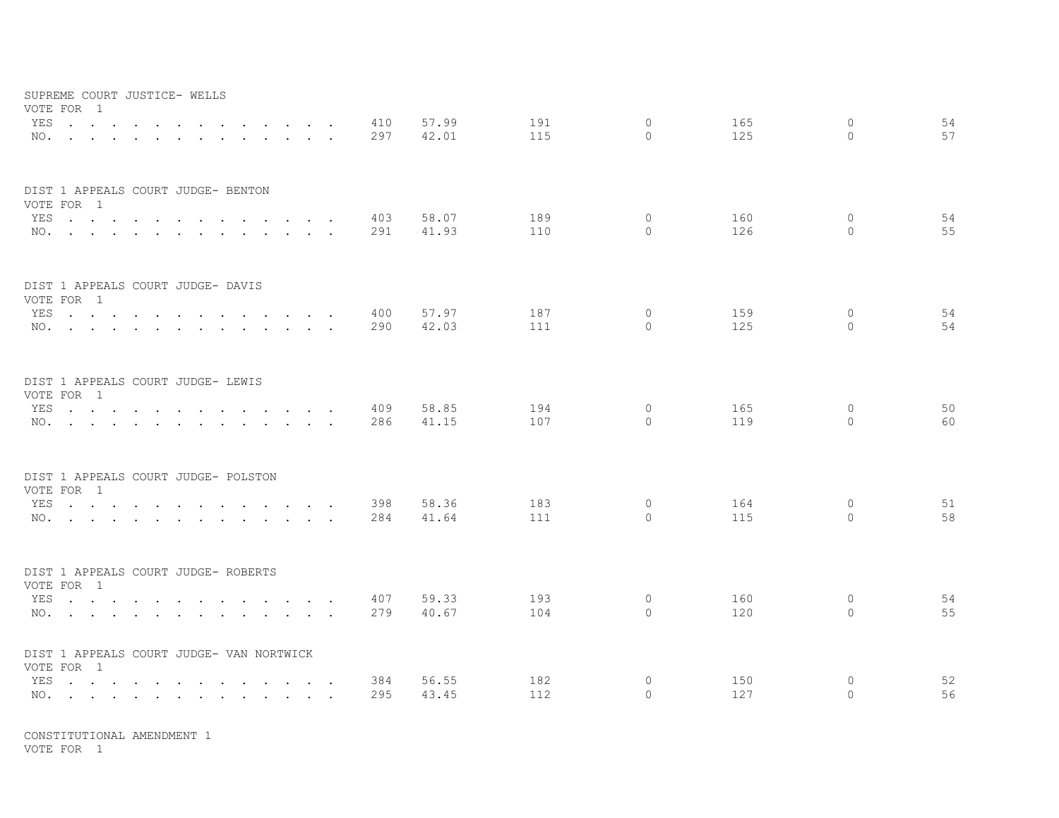SUPREME COURT JUSTICE- WELLS
VOTE FOR 1

| | | | | | | | |
|---|---|---|---|---|---|---|---|
| YES . . . . . . . . . . . . . . | 410 | 57.99 | 191 | 0 | 165 | 0 | 54 |
| NO. . . . . . . . . . . . . . . | 297 | 42.01 | 115 | 0 | 125 | 0 | 57 |

DIST 1 APPEALS COURT JUDGE- BENTON
VOTE FOR 1

| | | | | | | | |
|---|---|---|---|---|---|---|---|
| YES . . . . . . . . . . . . . . | 403 | 58.07 | 189 | 0 | 160 | 0 | 54 |
| NO. . . . . . . . . . . . . . . | 291 | 41.93 | 110 | 0 | 126 | 0 | 55 |

DIST 1 APPEALS COURT JUDGE- DAVIS
VOTE FOR 1

| | | | | | | | |
|---|---|---|---|---|---|---|---|
| YES . . . . . . . . . . . . . . | 400 | 57.97 | 187 | 0 | 159 | 0 | 54 |
| NO. . . . . . . . . . . . . . . | 290 | 42.03 | 111 | 0 | 125 | 0 | 54 |

DIST 1 APPEALS COURT JUDGE- LEWIS
VOTE FOR 1

| | | | | | | | |
|---|---|---|---|---|---|---|---|
| YES . . . . . . . . . . . . . . | 409 | 58.85 | 194 | 0 | 165 | 0 | 50 |
| NO. . . . . . . . . . . . . . . | 286 | 41.15 | 107 | 0 | 119 | 0 | 60 |

DIST 1 APPEALS COURT JUDGE- POLSTON
VOTE FOR 1

| | | | | | | | |
|---|---|---|---|---|---|---|---|
| YES . . . . . . . . . . . . . . | 398 | 58.36 | 183 | 0 | 164 | 0 | 51 |
| NO. . . . . . . . . . . . . . . | 284 | 41.64 | 111 | 0 | 115 | 0 | 58 |

DIST 1 APPEALS COURT JUDGE- ROBERTS
VOTE FOR 1

| | | | | | | | |
|---|---|---|---|---|---|---|---|
| YES . . . . . . . . . . . . . . | 407 | 59.33 | 193 | 0 | 160 | 0 | 54 |
| NO. . . . . . . . . . . . . . . | 279 | 40.67 | 104 | 0 | 120 | 0 | 55 |

DIST 1 APPEALS COURT JUDGE- VAN NORTWICK
VOTE FOR 1

| | | | | | | | |
|---|---|---|---|---|---|---|---|
| YES . . . . . . . . . . . . . . | 384 | 56.55 | 182 | 0 | 150 | 0 | 52 |
| NO. . . . . . . . . . . . . . . | 295 | 43.45 | 112 | 0 | 127 | 0 | 56 |

CONSTITUTIONAL AMENDMENT 1
VOTE FOR 1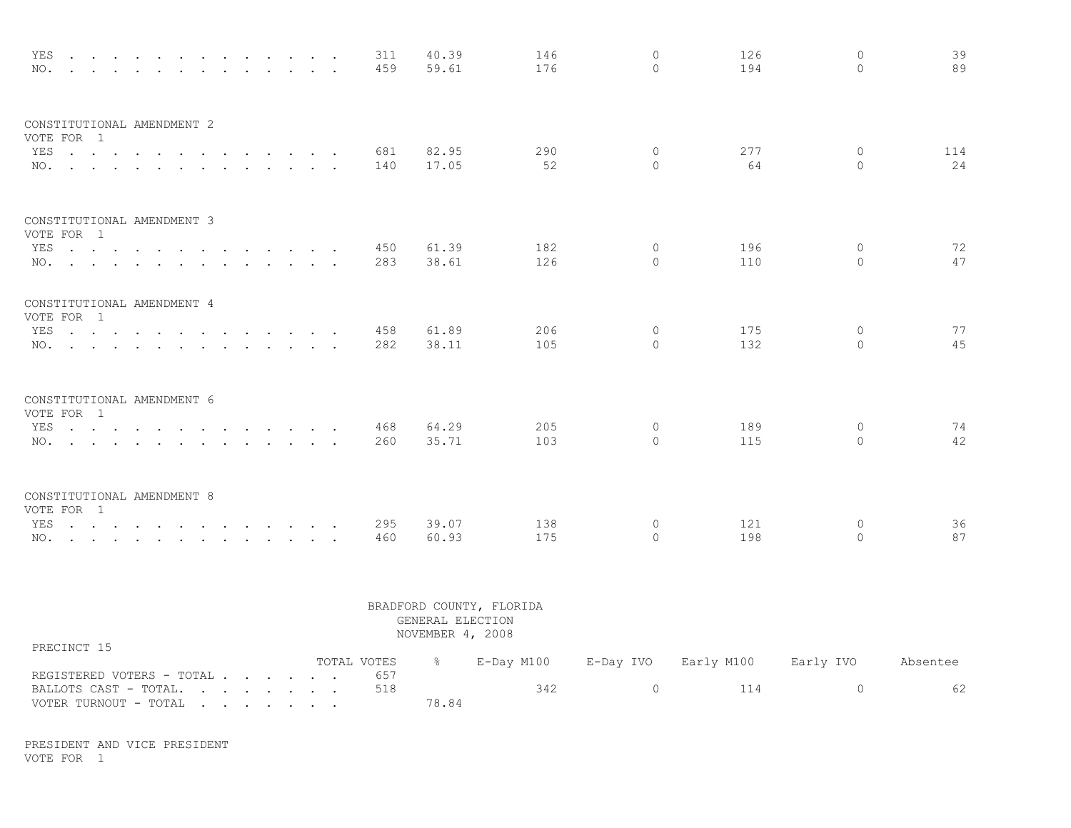| | TOTAL VOTES | % | E-Day M100 | E-Day IVO | Early M100 | Early IVO | Absentee |
|---|---|---|---|---|---|---|---|
| YES | 311 | 40.39 | 146 | 0 | 126 | 0 | 39 |
| NO. | 459 | 59.61 | 176 | 0 | 194 | 0 | 89 |

CONSTITUTIONAL AMENDMENT 2
VOTE FOR 1

| | TOTAL VOTES | % | E-Day M100 | E-Day IVO | Early M100 | Early IVO | Absentee |
|---|---|---|---|---|---|---|---|
| YES | 681 | 82.95 | 290 | 0 | 277 | 0 | 114 |
| NO. | 140 | 17.05 | 52 | 0 | 64 | 0 | 24 |

CONSTITUTIONAL AMENDMENT 3
VOTE FOR 1

| | TOTAL VOTES | % | E-Day M100 | E-Day IVO | Early M100 | Early IVO | Absentee |
|---|---|---|---|---|---|---|---|
| YES | 450 | 61.39 | 182 | 0 | 196 | 0 | 72 |
| NO. | 283 | 38.61 | 126 | 0 | 110 | 0 | 47 |

CONSTITUTIONAL AMENDMENT 4
VOTE FOR 1

| | TOTAL VOTES | % | E-Day M100 | E-Day IVO | Early M100 | Early IVO | Absentee |
|---|---|---|---|---|---|---|---|
| YES | 458 | 61.89 | 206 | 0 | 175 | 0 | 77 |
| NO. | 282 | 38.11 | 105 | 0 | 132 | 0 | 45 |

CONSTITUTIONAL AMENDMENT 6
VOTE FOR 1

| | TOTAL VOTES | % | E-Day M100 | E-Day IVO | Early M100 | Early IVO | Absentee |
|---|---|---|---|---|---|---|---|
| YES | 468 | 64.29 | 205 | 0 | 189 | 0 | 74 |
| NO. | 260 | 35.71 | 103 | 0 | 115 | 0 | 42 |

CONSTITUTIONAL AMENDMENT 8
VOTE FOR 1

| | TOTAL VOTES | % | E-Day M100 | E-Day IVO | Early M100 | Early IVO | Absentee |
|---|---|---|---|---|---|---|---|
| YES | 295 | 39.07 | 138 | 0 | 121 | 0 | 36 |
| NO. | 460 | 60.93 | 175 | 0 | 198 | 0 | 87 |

BRADFORD COUNTY, FLORIDA
GENERAL ELECTION
NOVEMBER 4, 2008

PRECINCT 15

| | TOTAL VOTES | % | E-Day M100 | E-Day IVO | Early M100 | Early IVO | Absentee |
|---|---|---|---|---|---|---|---|
| REGISTERED VOTERS - TOTAL | 657 | | | | | | |
| BALLOTS CAST - TOTAL. | 518 | | 342 | 0 | 114 | 0 | 62 |
| VOTER TURNOUT - TOTAL | | 78.84 | | | | | |

PRESIDENT AND VICE PRESIDENT
VOTE FOR 1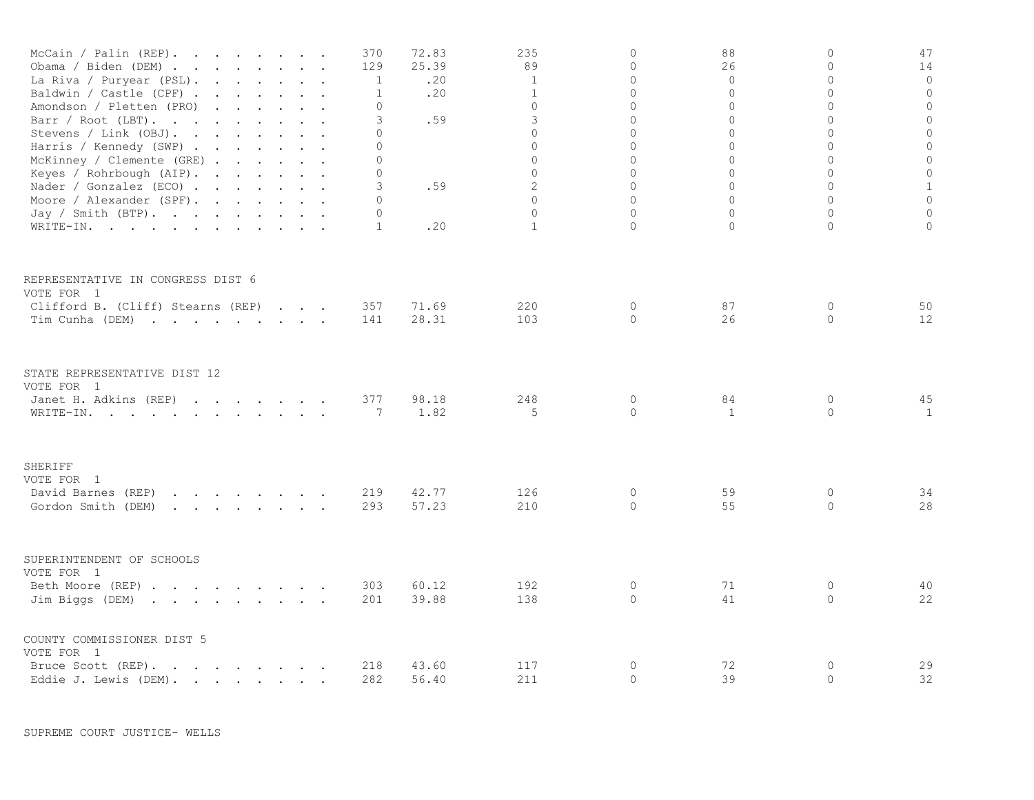| | | | | | | | |
|---|---|---|---|---|---|---|---|
| McCain / Palin (REP) | 370 | 72.83 | 235 | 0 | 88 | 0 | 47 |
| Obama / Biden (DEM) | 129 | 25.39 | 89 | 0 | 26 | 0 | 14 |
| La Riva / Puryear (PSL) | 1 | .20 | 1 | 0 | 0 | 0 | 0 |
| Baldwin / Castle (CPF) | 1 | .20 | 1 | 0 | 0 | 0 | 0 |
| Amondson / Pletten (PRO) | 0 | | 0 | 0 | 0 | 0 | 0 |
| Barr / Root (LBT) | 3 | .59 | 3 | 0 | 0 | 0 | 0 |
| Stevens / Link (OBJ) | 0 | | 0 | 0 | 0 | 0 | 0 |
| Harris / Kennedy (SWP) | 0 | | 0 | 0 | 0 | 0 | 0 |
| McKinney / Clemente (GRE) | 0 | | 0 | 0 | 0 | 0 | 0 |
| Keyes / Rohrbough (AIP) | 0 | | 0 | 0 | 0 | 0 | 0 |
| Nader / Gonzalez (ECO) | 3 | .59 | 2 | 0 | 0 | 0 | 1 |
| Moore / Alexander (SPF) | 0 | | 0 | 0 | 0 | 0 | 0 |
| Jay / Smith (BTP) | 0 | | 0 | 0 | 0 | 0 | 0 |
| WRITE-IN | 1 | .20 | 1 | 0 | 0 | 0 | 0 |

REPRESENTATIVE IN CONGRESS DIST 6
VOTE FOR 1

| | | | | | | | |
|---|---|---|---|---|---|---|---|
| Clifford B. (Cliff) Stearns (REP) | 357 | 71.69 | 220 | 0 | 87 | 0 | 50 |
| Tim Cunha (DEM) | 141 | 28.31 | 103 | 0 | 26 | 0 | 12 |

STATE REPRESENTATIVE DIST 12
VOTE FOR 1

| | | | | | | | |
|---|---|---|---|---|---|---|---|
| Janet H. Adkins (REP) | 377 | 98.18 | 248 | 0 | 84 | 0 | 45 |
| WRITE-IN | 7 | 1.82 | 5 | 0 | 1 | 0 | 1 |

SHERIFF
VOTE FOR 1

| | | | | | | | |
|---|---|---|---|---|---|---|---|
| David Barnes (REP) | 219 | 42.77 | 126 | 0 | 59 | 0 | 34 |
| Gordon Smith (DEM) | 293 | 57.23 | 210 | 0 | 55 | 0 | 28 |

SUPERINTENDENT OF SCHOOLS
VOTE FOR 1

| | | | | | | | |
|---|---|---|---|---|---|---|---|
| Beth Moore (REP) | 303 | 60.12 | 192 | 0 | 71 | 0 | 40 |
| Jim Biggs (DEM) | 201 | 39.88 | 138 | 0 | 41 | 0 | 22 |

COUNTY COMMISSIONER DIST 5
VOTE FOR 1

| | | | | | | | |
|---|---|---|---|---|---|---|---|
| Bruce Scott (REP) | 218 | 43.60 | 117 | 0 | 72 | 0 | 29 |
| Eddie J. Lewis (DEM) | 282 | 56.40 | 211 | 0 | 39 | 0 | 32 |

SUPREME COURT JUSTICE- WELLS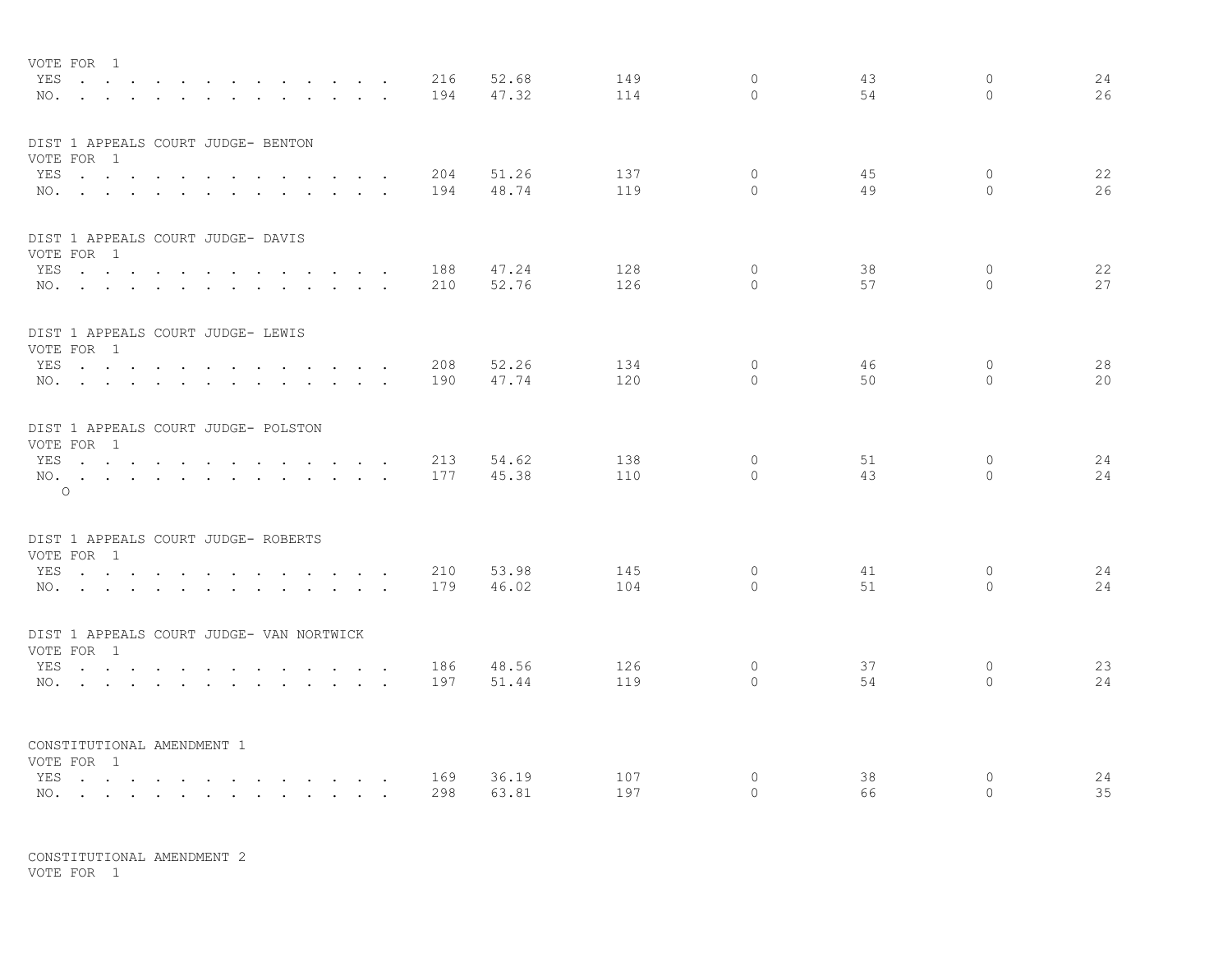VOTE FOR 1

| | | | | | | | |
|---|---|---|---|---|---|---|---|
| YES . . . . . . . . . . . . . . | 216 | 52.68 | 149 | 0 | 43 | 0 | 24 |
| NO. . . . . . . . . . . . . . . | 194 | 47.32 | 114 | 0 | 54 | 0 | 26 |

DIST 1 APPEALS COURT JUDGE- BENTON
VOTE FOR 1

| | | | | | | | |
|---|---|---|---|---|---|---|---|
| YES . . . . . . . . . . . . . . | 204 | 51.26 | 137 | 0 | 45 | 0 | 22 |
| NO. . . . . . . . . . . . . . . | 194 | 48.74 | 119 | 0 | 49 | 0 | 26 |

DIST 1 APPEALS COURT JUDGE- DAVIS
VOTE FOR 1

| | | | | | | | |
|---|---|---|---|---|---|---|---|
| YES . . . . . . . . . . . . . . | 188 | 47.24 | 128 | 0 | 38 | 0 | 22 |
| NO. . . . . . . . . . . . . . . | 210 | 52.76 | 126 | 0 | 57 | 0 | 27 |

DIST 1 APPEALS COURT JUDGE- LEWIS
VOTE FOR 1

| | | | | | | | |
|---|---|---|---|---|---|---|---|
| YES . . . . . . . . . . . . . . | 208 | 52.26 | 134 | 0 | 46 | 0 | 28 |
| NO. . . . . . . . . . . . . . . | 190 | 47.74 | 120 | 0 | 50 | 0 | 20 |

DIST 1 APPEALS COURT JUDGE- POLSTON
VOTE FOR 1

| | | | | | | | |
|---|---|---|---|---|---|---|---|
| YES . . . . . . . . . . . . . . | 213 | 54.62 | 138 | 0 | 51 | 0 | 24 |
| NO. . . . . . . . . . . . . . . | 177 | 45.38 | 110 | 0 | 43 | 0 | 24 |

O

DIST 1 APPEALS COURT JUDGE- ROBERTS
VOTE FOR 1

| | | | | | | | |
|---|---|---|---|---|---|---|---|
| YES . . . . . . . . . . . . . . | 210 | 53.98 | 145 | 0 | 41 | 0 | 24 |
| NO. . . . . . . . . . . . . . . | 179 | 46.02 | 104 | 0 | 51 | 0 | 24 |

DIST 1 APPEALS COURT JUDGE- VAN NORTWICK
VOTE FOR 1

| | | | | | | | |
|---|---|---|---|---|---|---|---|
| YES . . . . . . . . . . . . . . | 186 | 48.56 | 126 | 0 | 37 | 0 | 23 |
| NO. . . . . . . . . . . . . . . | 197 | 51.44 | 119 | 0 | 54 | 0 | 24 |

CONSTITUTIONAL AMENDMENT 1
VOTE FOR 1

| | | | | | | | |
|---|---|---|---|---|---|---|---|
| YES . . . . . . . . . . . . . . | 169 | 36.19 | 107 | 0 | 38 | 0 | 24 |
| NO. . . . . . . . . . . . . . . | 298 | 63.81 | 197 | 0 | 66 | 0 | 35 |

CONSTITUTIONAL AMENDMENT 2
VOTE FOR 1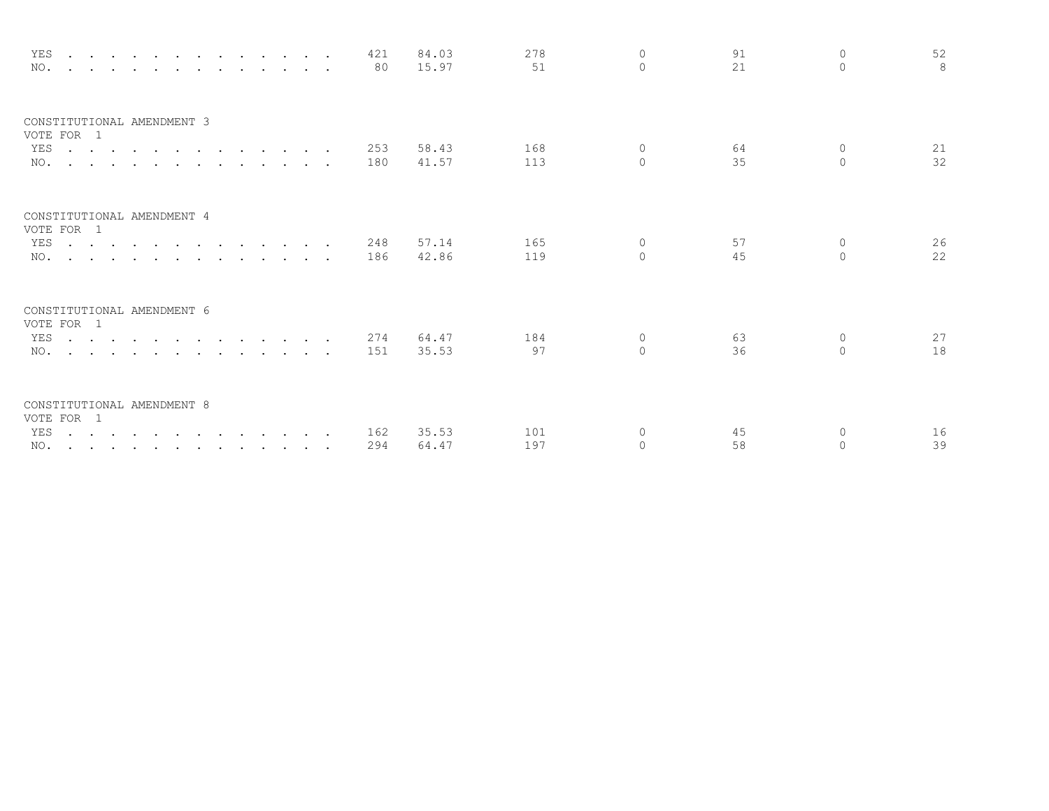| | | | | | | | |
|---|---|---|---|---|---|---|---|
| YES . . . . . . . . . . . . . . | 421 | 84.03 | 278 | 0 | 91 | 0 | 52 |
| NO. . . . . . . . . . . . . . . | 80 | 15.97 | 51 | 0 | 21 | 0 | 8 |

CONSTITUTIONAL AMENDMENT 3
VOTE FOR 1

| | | | | | | | |
|---|---|---|---|---|---|---|---|
| YES . . . . . . . . . . . . . . | 253 | 58.43 | 168 | 0 | 64 | 0 | 21 |
| NO. . . . . . . . . . . . . . . | 180 | 41.57 | 113 | 0 | 35 | 0 | 32 |

CONSTITUTIONAL AMENDMENT 4
VOTE FOR 1

| | | | | | | | |
|---|---|---|---|---|---|---|---|
| YES . . . . . . . . . . . . . . | 248 | 57.14 | 165 | 0 | 57 | 0 | 26 |
| NO. . . . . . . . . . . . . . . | 186 | 42.86 | 119 | 0 | 45 | 0 | 22 |

CONSTITUTIONAL AMENDMENT 6
VOTE FOR 1

| | | | | | | | |
|---|---|---|---|---|---|---|---|
| YES . . . . . . . . . . . . . . | 274 | 64.47 | 184 | 0 | 63 | 0 | 27 |
| NO. . . . . . . . . . . . . . . | 151 | 35.53 | 97 | 0 | 36 | 0 | 18 |

CONSTITUTIONAL AMENDMENT 8
VOTE FOR 1

| | | | | | | | |
|---|---|---|---|---|---|---|---|
| YES . . . . . . . . . . . . . . | 162 | 35.53 | 101 | 0 | 45 | 0 | 16 |
| NO. . . . . . . . . . . . . . . | 294 | 64.47 | 197 | 0 | 58 | 0 | 39 |